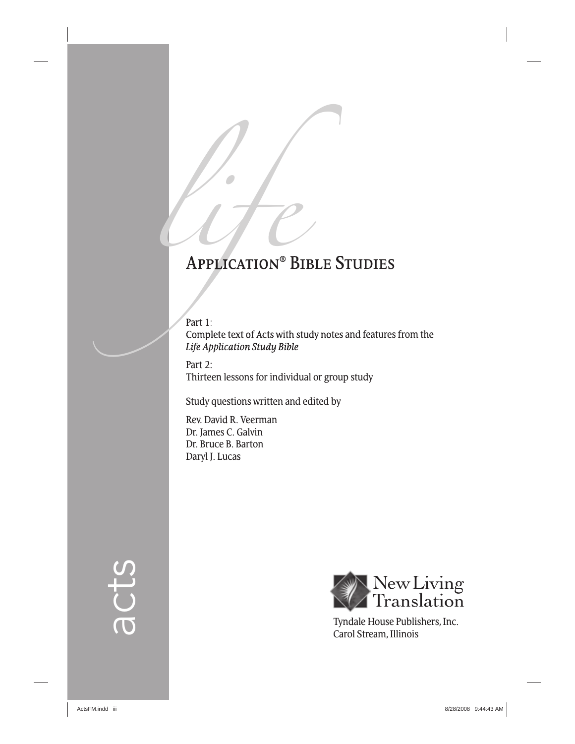# life APPLICATION® BIBLE STUDIES

Part 1:
Complete text of Acts with study notes and features from the *Life Application Study Bible*

Part 2:
Thirteen lessons for individual or group study

Study questions written and edited by

Rev. David R. Veerman
Dr. James C. Galvin
Dr. Bruce B. Barton
Daryl J. Lucas

acts

New Living Translation

Tyndale House Publishers, Inc.
Carol Stream, Illinois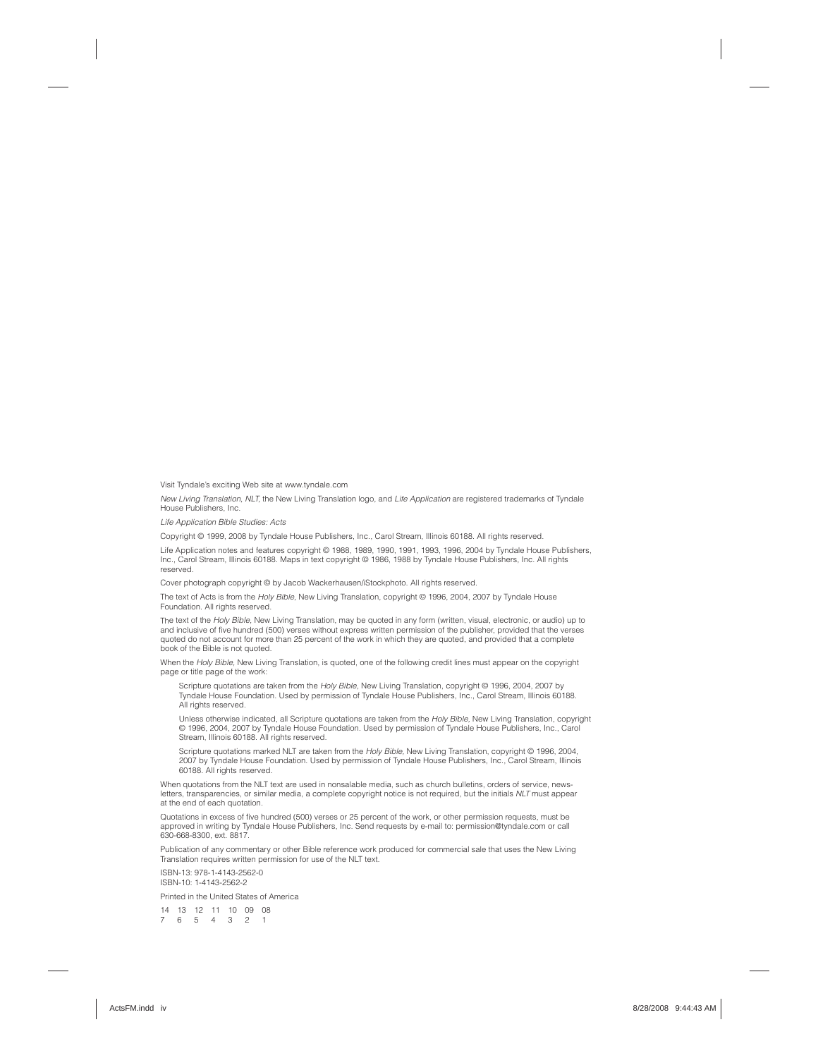Visit Tyndale's exciting Web site at www.tyndale.com

*New Living Translation, NLT,* the New Living Translation logo, and *Life Application* are registered trademarks of Tyndale House Publishers, Inc.

*Life Application Bible Studies: Acts*

Copyright © 1999, 2008 by Tyndale House Publishers, Inc., Carol Stream, Illinois 60188. All rights reserved.

Life Application notes and features copyright © 1988, 1989, 1990, 1991, 1993, 1996, 2004 by Tyndale House Publishers, Inc., Carol Stream, Illinois 60188. Maps in text copyright © 1986, 1988 by Tyndale House Publishers, Inc. All rights reserved.

Cover photograph copyright © by Jacob Wackerhausen/iStockphoto. All rights reserved.

The text of Acts is from the *Holy Bible,* New Living Translation, copyright © 1996, 2004, 2007 by Tyndale House Foundation. All rights reserved.

The text of the *Holy Bible,* New Living Translation, may be quoted in any form (written, visual, electronic, or audio) up to and inclusive of five hundred (500) verses without express written permission of the publisher, provided that the verses quoted do not account for more than 25 percent of the work in which they are quoted, and provided that a complete book of the Bible is not quoted.

When the *Holy Bible,* New Living Translation, is quoted, one of the following credit lines must appear on the copyright page or title page of the work:

> Scripture quotations are taken from the *Holy Bible,* New Living Translation, copyright © 1996, 2004, 2007 by Tyndale House Foundation. Used by permission of Tyndale House Publishers, Inc., Carol Stream, Illinois 60188. All rights reserved.
>
> Unless otherwise indicated, all Scripture quotations are taken from the *Holy Bible,* New Living Translation, copyright © 1996, 2004, 2007 by Tyndale House Foundation. Used by permission of Tyndale House Publishers, Inc., Carol Stream, Illinois 60188. All rights reserved.
>
> Scripture quotations marked NLT are taken from the *Holy Bible,* New Living Translation, copyright © 1996, 2004, 2007 by Tyndale House Foundation. Used by permission of Tyndale House Publishers, Inc., Carol Stream, Illinois 60188. All rights reserved.

When quotations from the NLT text are used in nonsalable media, such as church bulletins, orders of service, newsletters, transparencies, or similar media, a complete copyright notice is not required, but the initials *NLT* must appear at the end of each quotation.

Quotations in excess of five hundred (500) verses or 25 percent of the work, or other permission requests, must be approved in writing by Tyndale House Publishers, Inc. Send requests by e-mail to: permission@tyndale.com or call 630-668-8300, ext. 8817.

Publication of any commentary or other Bible reference work produced for commercial sale that uses the New Living Translation requires written permission for use of the NLT text.

ISBN-13: 978-1-4143-2562-0
ISBN-10: 1-4143-2562-2

Printed in the United States of America

14 13 12 11 10 09 08
7 6 5 4 3 2 1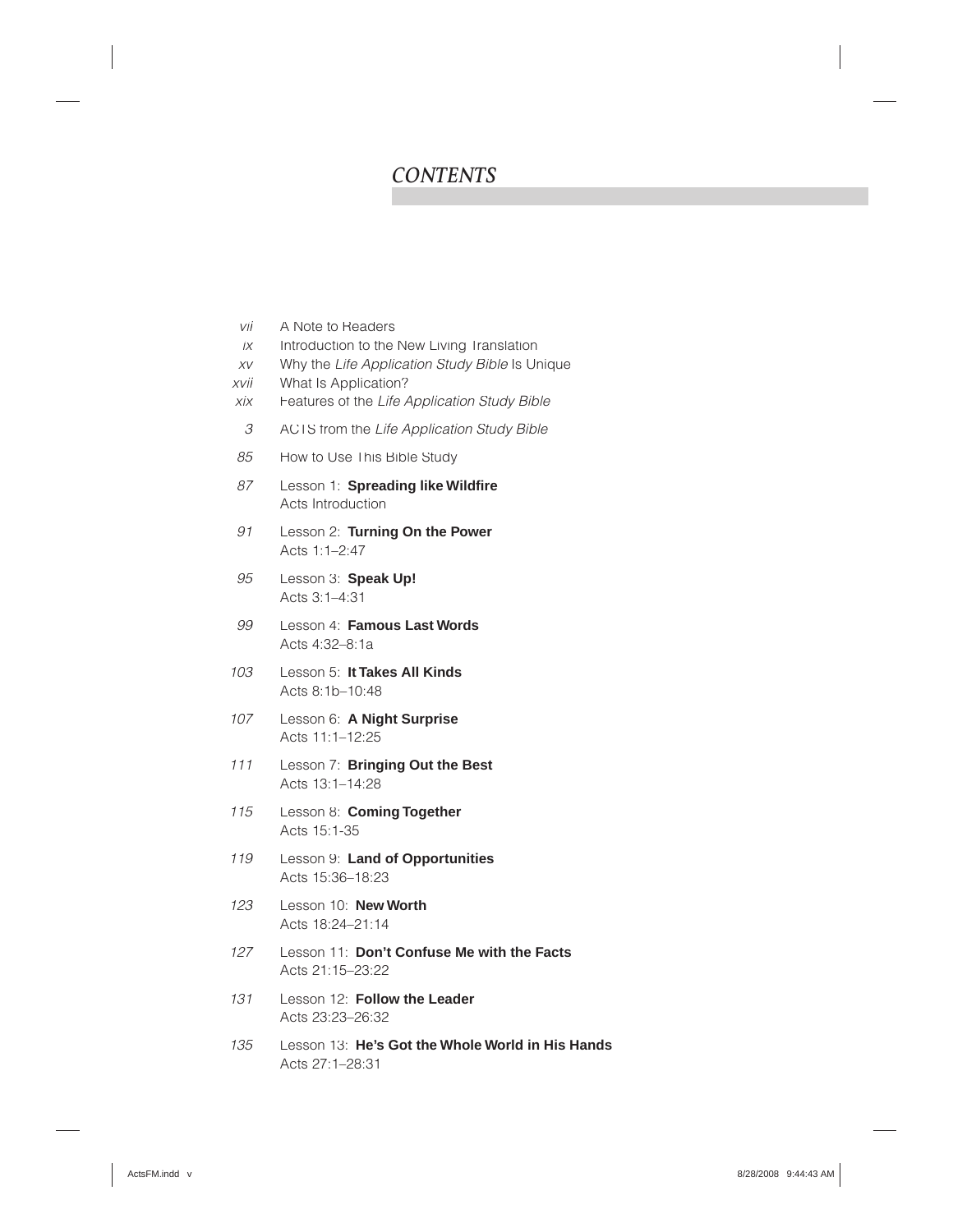# CONTENTS

*vii* A Note to Readers
*ix* Introduction to the New Living Translation
*xv* Why the *Life Application Study Bible* Is Unique
*xvii* What Is Application?
*xix* Features of the *Life Application Study Bible*

*3* ACTS from the *Life Application Study Bible*

*85* How to Use This Bible Study

*87* Lesson 1: **Spreading like Wildfire**
Acts Introduction

*91* Lesson 2: **Turning On the Power**
Acts 1:1–2:47

*95* Lesson 3: **Speak Up!**
Acts 3:1–4:31

*99* Lesson 4: **Famous Last Words**
Acts 4:32–8:1a

*103* Lesson 5: **It Takes All Kinds**
Acts 8:1b–10:48

*107* Lesson 6: **A Night Surprise**
Acts 11:1–12:25

*111* Lesson 7: **Bringing Out the Best**
Acts 13:1–14:28

*115* Lesson 8: **Coming Together**
Acts 15:1-35

*119* Lesson 9: **Land of Opportunities**
Acts 15:36–18:23

*123* Lesson 10: **New Worth**
Acts 18:24–21:14

*127* Lesson 11: **Don't Confuse Me with the Facts**
Acts 21:15–23:22

*131* Lesson 12: **Follow the Leader**
Acts 23:23–26:32

*135* Lesson 13: **He's Got the Whole World in His Hands**
Acts 27:1–28:31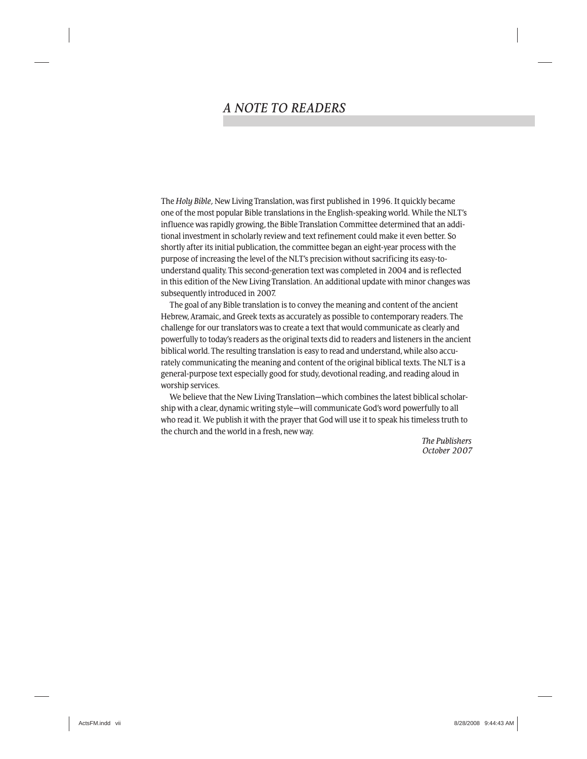# *A NOTE TO READERS*

The *Holy Bible*, New Living Translation, was first published in 1996. It quickly became one of the most popular Bible translations in the English-speaking world. While the NLT's influence was rapidly growing, the Bible Translation Committee determined that an additional investment in scholarly review and text refinement could make it even better. So shortly after its initial publication, the committee began an eight-year process with the purpose of increasing the level of the NLT's precision without sacrificing its easy-to-understand quality. This second-generation text was completed in 2004 and is reflected in this edition of the New Living Translation. An additional update with minor changes was subsequently introduced in 2007.

The goal of any Bible translation is to convey the meaning and content of the ancient Hebrew, Aramaic, and Greek texts as accurately as possible to contemporary readers. The challenge for our translators was to create a text that would communicate as clearly and powerfully to today's readers as the original texts did to readers and listeners in the ancient biblical world. The resulting translation is easy to read and understand, while also accurately communicating the meaning and content of the original biblical texts. The NLT is a general-purpose text especially good for study, devotional reading, and reading aloud in worship services.

We believe that the New Living Translation—which combines the latest biblical scholarship with a clear, dynamic writing style—will communicate God's word powerfully to all who read it. We publish it with the prayer that God will use it to speak his timeless truth to the church and the world in a fresh, new way.

*The Publishers*
*October 2007*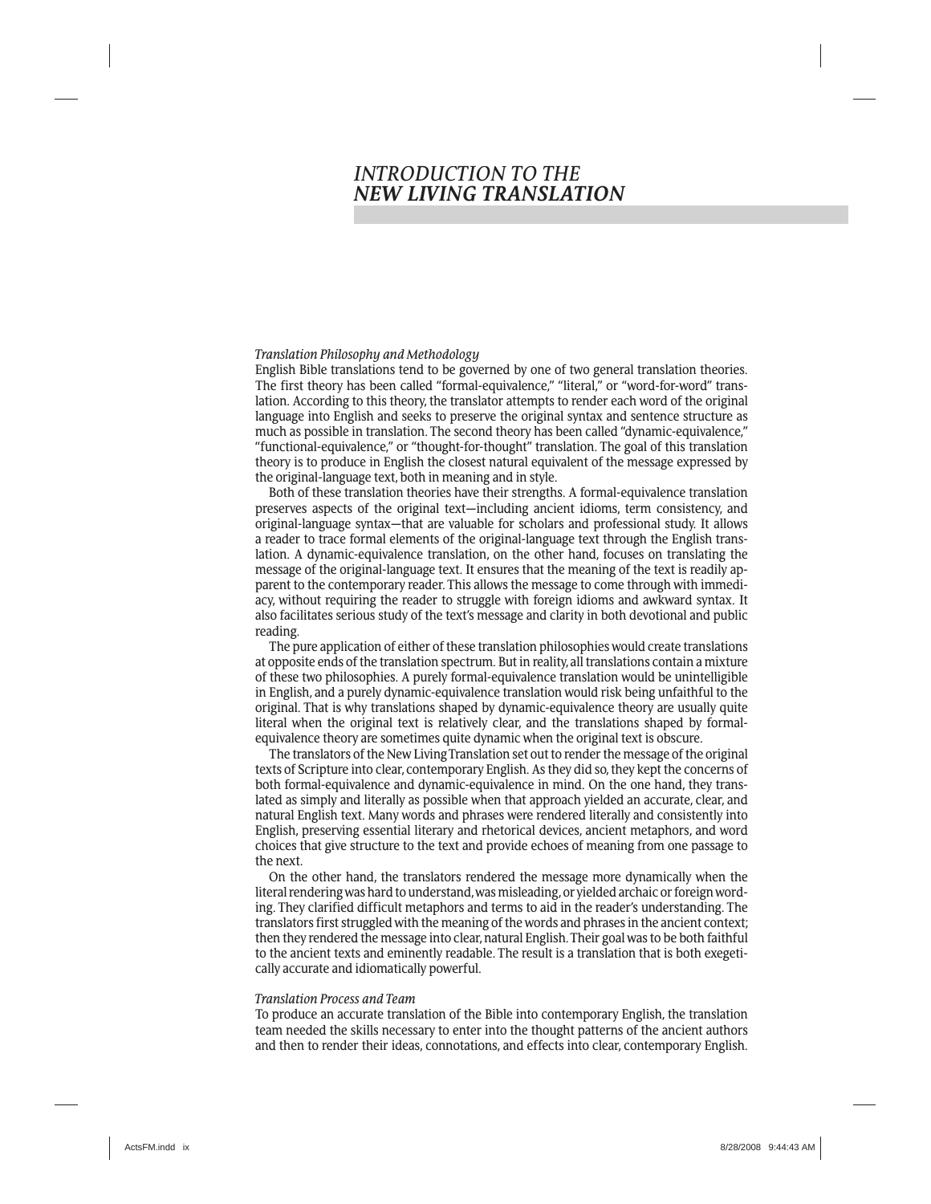# *INTRODUCTION TO THE* ***NEW LIVING TRANSLATION***

*Translation Philosophy and Methodology*

English Bible translations tend to be governed by one of two general translation theories. The first theory has been called "formal-equivalence," "literal," or "word-for-word" translation. According to this theory, the translator attempts to render each word of the original language into English and seeks to preserve the original syntax and sentence structure as much as possible in translation. The second theory has been called "dynamic-equivalence," "functional-equivalence," or "thought-for-thought" translation. The goal of this translation theory is to produce in English the closest natural equivalent of the message expressed by the original-language text, both in meaning and in style.

Both of these translation theories have their strengths. A formal-equivalence translation preserves aspects of the original text—including ancient idioms, term consistency, and original-language syntax—that are valuable for scholars and professional study. It allows a reader to trace formal elements of the original-language text through the English translation. A dynamic-equivalence translation, on the other hand, focuses on translating the message of the original-language text. It ensures that the meaning of the text is readily apparent to the contemporary reader. This allows the message to come through with immediacy, without requiring the reader to struggle with foreign idioms and awkward syntax. It also facilitates serious study of the text's message and clarity in both devotional and public reading.

The pure application of either of these translation philosophies would create translations at opposite ends of the translation spectrum. But in reality, all translations contain a mixture of these two philosophies. A purely formal-equivalence translation would be unintelligible in English, and a purely dynamic-equivalence translation would risk being unfaithful to the original. That is why translations shaped by dynamic-equivalence theory are usually quite literal when the original text is relatively clear, and the translations shaped by formal-equivalence theory are sometimes quite dynamic when the original text is obscure.

The translators of the New Living Translation set out to render the message of the original texts of Scripture into clear, contemporary English. As they did so, they kept the concerns of both formal-equivalence and dynamic-equivalence in mind. On the one hand, they translated as simply and literally as possible when that approach yielded an accurate, clear, and natural English text. Many words and phrases were rendered literally and consistently into English, preserving essential literary and rhetorical devices, ancient metaphors, and word choices that give structure to the text and provide echoes of meaning from one passage to the next.

On the other hand, the translators rendered the message more dynamically when the literal rendering was hard to understand, was misleading, or yielded archaic or foreign wording. They clarified difficult metaphors and terms to aid in the reader's understanding. The translators first struggled with the meaning of the words and phrases in the ancient context; then they rendered the message into clear, natural English. Their goal was to be both faithful to the ancient texts and eminently readable. The result is a translation that is both exegetically accurate and idiomatically powerful.

*Translation Process and Team*

To produce an accurate translation of the Bible into contemporary English, the translation team needed the skills necessary to enter into the thought patterns of the ancient authors and then to render their ideas, connotations, and effects into clear, contemporary English.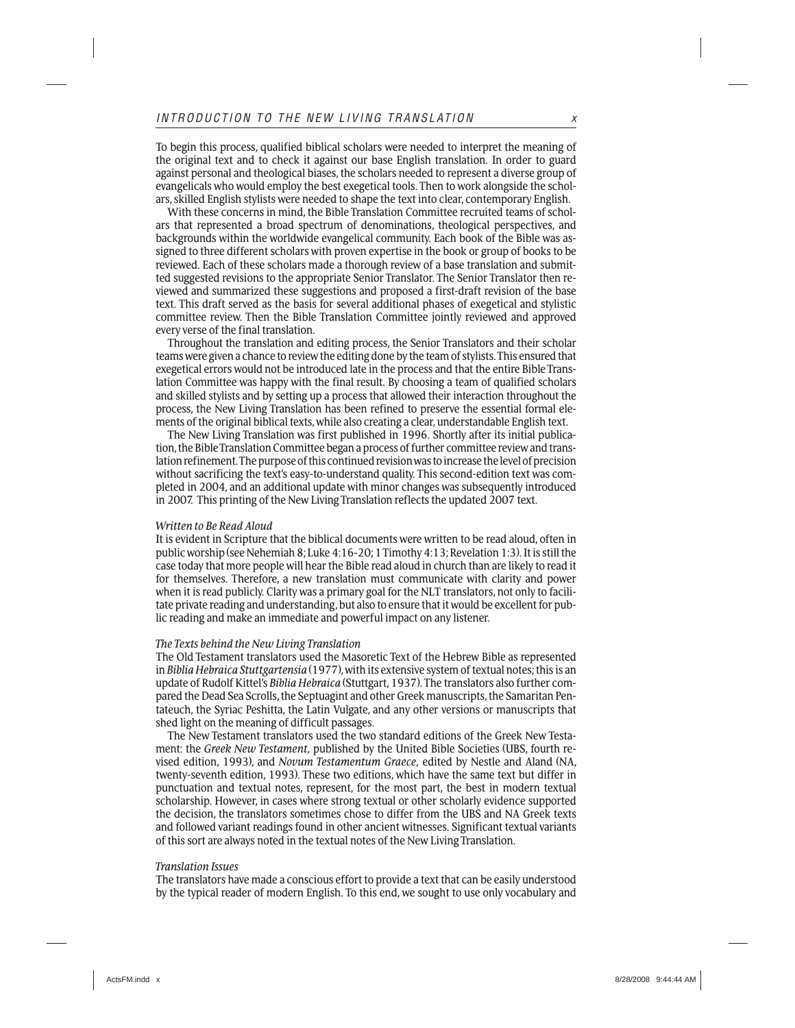To begin this process, qualified biblical scholars were needed to interpret the meaning of the original text and to check it against our base English translation. In order to guard against personal and theological biases, the scholars needed to represent a diverse group of evangelicals who would employ the best exegetical tools. Then to work alongside the scholars, skilled English stylists were needed to shape the text into clear, contemporary English.

With these concerns in mind, the Bible Translation Committee recruited teams of scholars that represented a broad spectrum of denominations, theological perspectives, and backgrounds within the worldwide evangelical community. Each book of the Bible was assigned to three different scholars with proven expertise in the book or group of books to be reviewed. Each of these scholars made a thorough review of a base translation and submitted suggested revisions to the appropriate Senior Translator. The Senior Translator then reviewed and summarized these suggestions and proposed a first-draft revision of the base text. This draft served as the basis for several additional phases of exegetical and stylistic committee review. Then the Bible Translation Committee jointly reviewed and approved every verse of the final translation.

Throughout the translation and editing process, the Senior Translators and their scholar teams were given a chance to review the editing done by the team of stylists. This ensured that exegetical errors would not be introduced late in the process and that the entire Bible Translation Committee was happy with the final result. By choosing a team of qualified scholars and skilled stylists and by setting up a process that allowed their interaction throughout the process, the New Living Translation has been refined to preserve the essential formal elements of the original biblical texts, while also creating a clear, understandable English text.

The New Living Translation was first published in 1996. Shortly after its initial publication, the Bible Translation Committee began a process of further committee review and translation refinement. The purpose of this continued revision was to increase the level of precision without sacrificing the text's easy-to-understand quality. This second-edition text was completed in 2004, and an additional update with minor changes was subsequently introduced in 2007. This printing of the New Living Translation reflects the updated 2007 text.

*Written to Be Read Aloud*

It is evident in Scripture that the biblical documents were written to be read aloud, often in public worship (see Nehemiah 8; Luke 4:16-20; 1 Timothy 4:13; Revelation 1:3). It is still the case today that more people will hear the Bible read aloud in church than are likely to read it for themselves. Therefore, a new translation must communicate with clarity and power when it is read publicly. Clarity was a primary goal for the NLT translators, not only to facilitate private reading and understanding, but also to ensure that it would be excellent for public reading and make an immediate and powerful impact on any listener.

*The Texts behind the New Living Translation*

The Old Testament translators used the Masoretic Text of the Hebrew Bible as represented in *Biblia Hebraica Stuttgartensia* (1977), with its extensive system of textual notes; this is an update of Rudolf Kittel's *Biblia Hebraica* (Stuttgart, 1937). The translators also further compared the Dead Sea Scrolls, the Septuagint and other Greek manuscripts, the Samaritan Pentateuch, the Syriac Peshitta, the Latin Vulgate, and any other versions or manuscripts that shed light on the meaning of difficult passages.

The New Testament translators used the two standard editions of the Greek New Testament: the *Greek New Testament*, published by the United Bible Societies (UBS, fourth revised edition, 1993), and *Novum Testamentum Graece*, edited by Nestle and Aland (NA, twenty-seventh edition, 1993). These two editions, which have the same text but differ in punctuation and textual notes, represent, for the most part, the best in modern textual scholarship. However, in cases where strong textual or other scholarly evidence supported the decision, the translators sometimes chose to differ from the UBS and NA Greek texts and followed variant readings found in other ancient witnesses. Significant textual variants of this sort are always noted in the textual notes of the New Living Translation.

*Translation Issues*

The translators have made a conscious effort to provide a text that can be easily understood by the typical reader of modern English. To this end, we sought to use only vocabulary and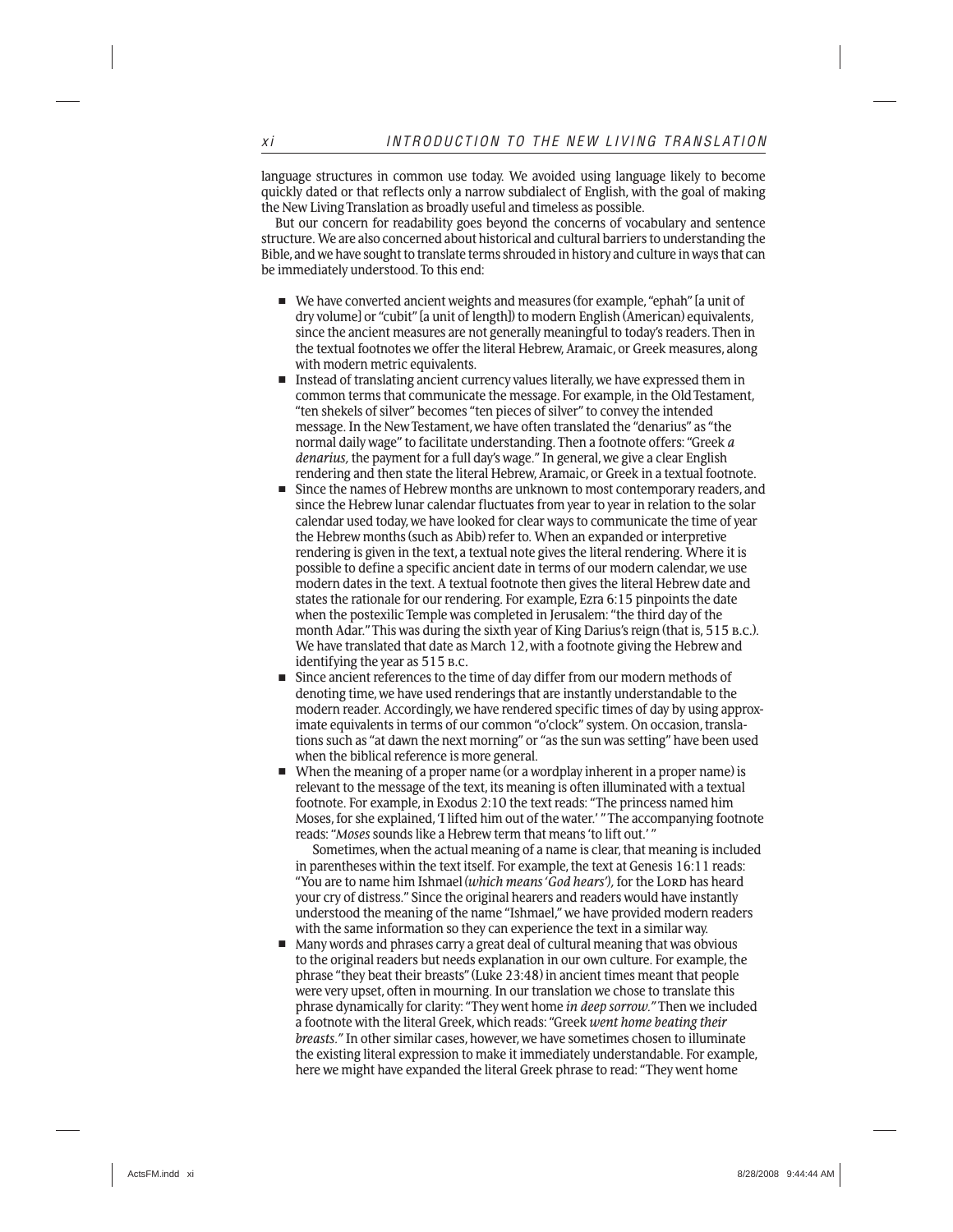language structures in common use today. We avoided using language likely to become quickly dated or that reflects only a narrow subdialect of English, with the goal of making the New Living Translation as broadly useful and timeless as possible.

But our concern for readability goes beyond the concerns of vocabulary and sentence structure. We are also concerned about historical and cultural barriers to understanding the Bible, and we have sought to translate terms shrouded in history and culture in ways that can be immediately understood. To this end:

- We have converted ancient weights and measures (for example, "ephah" [a unit of dry volume] or "cubit" [a unit of length]) to modern English (American) equivalents, since the ancient measures are not generally meaningful to today's readers. Then in the textual footnotes we offer the literal Hebrew, Aramaic, or Greek measures, along with modern metric equivalents.
- Instead of translating ancient currency values literally, we have expressed them in common terms that communicate the message. For example, in the Old Testament, "ten shekels of silver" becomes "ten pieces of silver" to convey the intended message. In the New Testament, we have often translated the "denarius" as "the normal daily wage" to facilitate understanding. Then a footnote offers: "Greek *a denarius,* the payment for a full day's wage." In general, we give a clear English rendering and then state the literal Hebrew, Aramaic, or Greek in a textual footnote.
- Since the names of Hebrew months are unknown to most contemporary readers, and since the Hebrew lunar calendar fluctuates from year to year in relation to the solar calendar used today, we have looked for clear ways to communicate the time of year the Hebrew months (such as Abib) refer to. When an expanded or interpretive rendering is given in the text, a textual note gives the literal rendering. Where it is possible to define a specific ancient date in terms of our modern calendar, we use modern dates in the text. A textual footnote then gives the literal Hebrew date and states the rationale for our rendering. For example, Ezra 6:15 pinpoints the date when the postexilic Temple was completed in Jerusalem: "the third day of the month Adar." This was during the sixth year of King Darius's reign (that is, 515 B.C.). We have translated that date as March 12, with a footnote giving the Hebrew and identifying the year as 515 B.C.
- Since ancient references to the time of day differ from our modern methods of denoting time, we have used renderings that are instantly understandable to the modern reader. Accordingly, we have rendered specific times of day by using approximate equivalents in terms of our common "o'clock" system. On occasion, translations such as "at dawn the next morning" or "as the sun was setting" have been used when the biblical reference is more general.
- When the meaning of a proper name (or a wordplay inherent in a proper name) is relevant to the message of the text, its meaning is often illuminated with a textual footnote. For example, in Exodus 2:10 the text reads: "The princess named him Moses, for she explained, 'I lifted him out of the water.' " The accompanying footnote reads: "*Moses* sounds like a Hebrew term that means 'to lift out.' "

  Sometimes, when the actual meaning of a name is clear, that meaning is included in parentheses within the text itself. For example, the text at Genesis 16:11 reads: "You are to name him Ishmael *(which means 'God hears'),* for the LORD has heard your cry of distress." Since the original hearers and readers would have instantly understood the meaning of the name "Ishmael," we have provided modern readers with the same information so they can experience the text in a similar way.
- Many words and phrases carry a great deal of cultural meaning that was obvious to the original readers but needs explanation in our own culture. For example, the phrase "they beat their breasts" (Luke 23:48) in ancient times meant that people were very upset, often in mourning. In our translation we chose to translate this phrase dynamically for clarity: "They went home *in deep sorrow.*" Then we included a footnote with the literal Greek, which reads: "Greek *went home beating their breasts.*" In other similar cases, however, we have sometimes chosen to illuminate the existing literal expression to make it immediately understandable. For example, here we might have expanded the literal Greek phrase to read: "They went home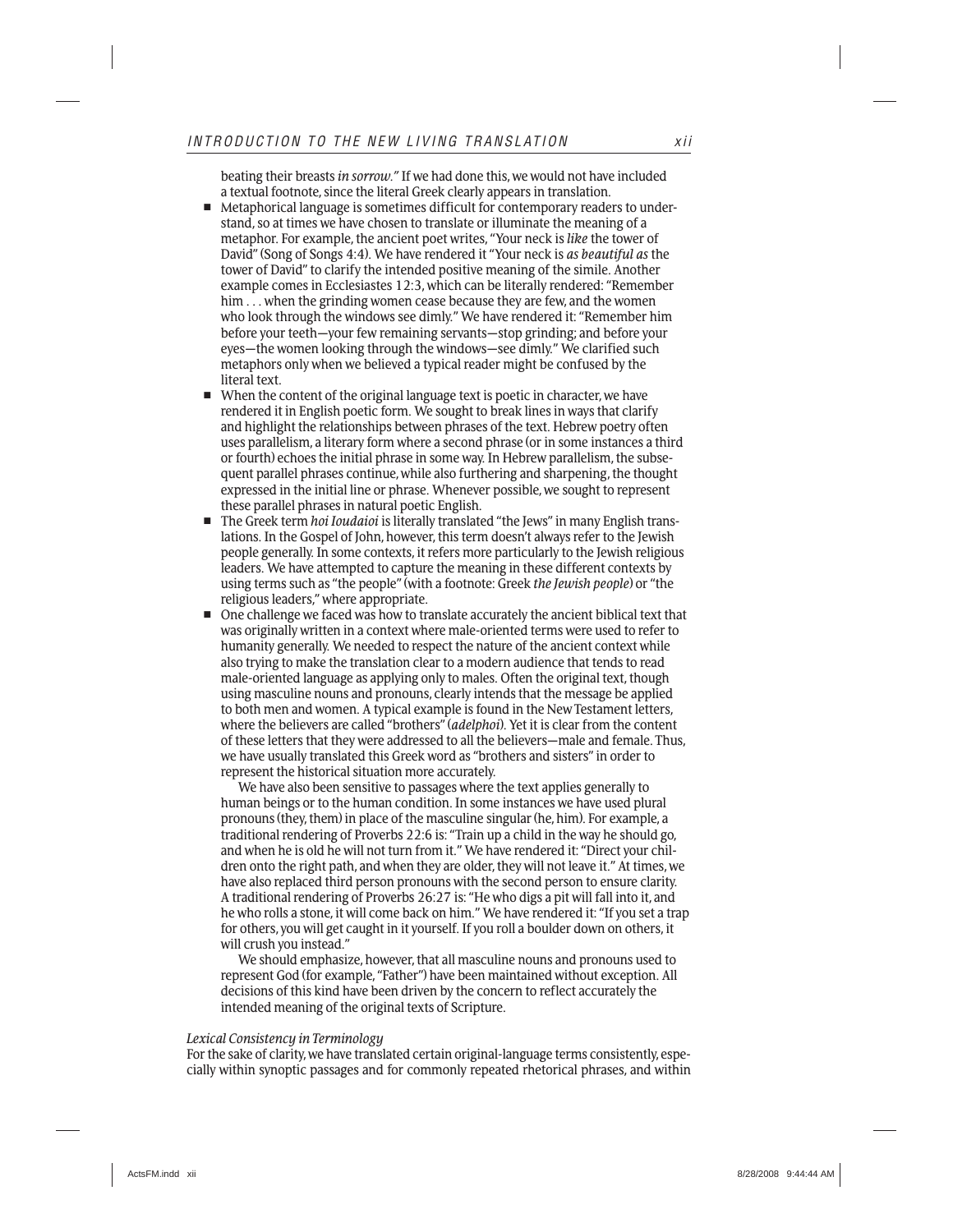beating their breasts *in sorrow.*" If we had done this, we would not have included a textual footnote, since the literal Greek clearly appears in translation.

- Metaphorical language is sometimes difficult for contemporary readers to understand, so at times we have chosen to translate or illuminate the meaning of a metaphor. For example, the ancient poet writes, "Your neck is *like* the tower of David" (Song of Songs 4:4). We have rendered it "Your neck is *as beautiful as* the tower of David" to clarify the intended positive meaning of the simile. Another example comes in Ecclesiastes 12:3, which can be literally rendered: "Remember him . . . when the grinding women cease because they are few, and the women who look through the windows see dimly." We have rendered it: "Remember him before your teeth—your few remaining servants—stop grinding; and before your eyes—the women looking through the windows—see dimly." We clarified such metaphors only when we believed a typical reader might be confused by the literal text.
- When the content of the original language text is poetic in character, we have rendered it in English poetic form. We sought to break lines in ways that clarify and highlight the relationships between phrases of the text. Hebrew poetry often uses parallelism, a literary form where a second phrase (or in some instances a third or fourth) echoes the initial phrase in some way. In Hebrew parallelism, the subsequent parallel phrases continue, while also furthering and sharpening, the thought expressed in the initial line or phrase. Whenever possible, we sought to represent these parallel phrases in natural poetic English.
- The Greek term *hoi Ioudaioi* is literally translated "the Jews" in many English translations. In the Gospel of John, however, this term doesn't always refer to the Jewish people generally. In some contexts, it refers more particularly to the Jewish religious leaders. We have attempted to capture the meaning in these different contexts by using terms such as "the people" (with a footnote: Greek *the Jewish people*) or "the religious leaders," where appropriate.
- One challenge we faced was how to translate accurately the ancient biblical text that was originally written in a context where male-oriented terms were used to refer to humanity generally. We needed to respect the nature of the ancient context while also trying to make the translation clear to a modern audience that tends to read male-oriented language as applying only to males. Often the original text, though using masculine nouns and pronouns, clearly intends that the message be applied to both men and women. A typical example is found in the New Testament letters, where the believers are called "brothers" (*adelphoi*). Yet it is clear from the content of these letters that they were addressed to all the believers—male and female. Thus, we have usually translated this Greek word as "brothers and sisters" in order to represent the historical situation more accurately.

  We have also been sensitive to passages where the text applies generally to human beings or to the human condition. In some instances we have used plural pronouns (they, them) in place of the masculine singular (he, him). For example, a traditional rendering of Proverbs 22:6 is: "Train up a child in the way he should go, and when he is old he will not turn from it." We have rendered it: "Direct your children onto the right path, and when they are older, they will not leave it." At times, we have also replaced third person pronouns with the second person to ensure clarity. A traditional rendering of Proverbs 26:27 is: "He who digs a pit will fall into it, and he who rolls a stone, it will come back on him." We have rendered it: "If you set a trap for others, you will get caught in it yourself. If you roll a boulder down on others, it will crush you instead."

  We should emphasize, however, that all masculine nouns and pronouns used to represent God (for example, "Father") have been maintained without exception. All decisions of this kind have been driven by the concern to reflect accurately the intended meaning of the original texts of Scripture.

*Lexical Consistency in Terminology*

For the sake of clarity, we have translated certain original-language terms consistently, especially within synoptic passages and for commonly repeated rhetorical phrases, and within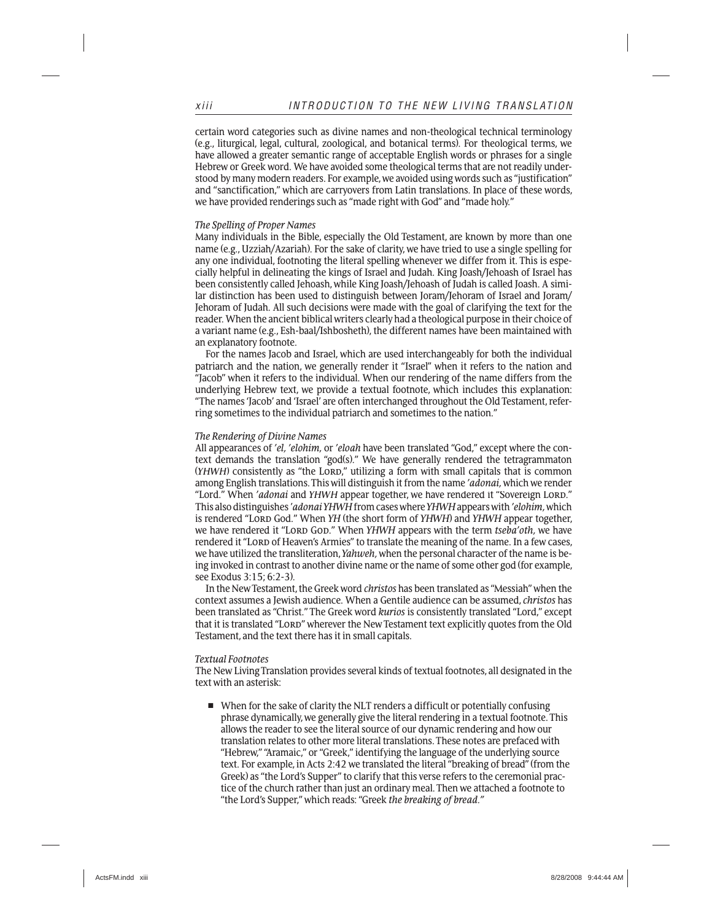certain word categories such as divine names and non-theological technical terminology (e.g., liturgical, legal, cultural, zoological, and botanical terms). For theological terms, we have allowed a greater semantic range of acceptable English words or phrases for a single Hebrew or Greek word. We have avoided some theological terms that are not readily understood by many modern readers. For example, we avoided using words such as "justification" and "sanctification," which are carryovers from Latin translations. In place of these words, we have provided renderings such as "made right with God" and "made holy."

*The Spelling of Proper Names*

Many individuals in the Bible, especially the Old Testament, are known by more than one name (e.g., Uzziah/Azariah). For the sake of clarity, we have tried to use a single spelling for any one individual, footnoting the literal spelling whenever we differ from it. This is especially helpful in delineating the kings of Israel and Judah. King Joash/Jehoash of Israel has been consistently called Jehoash, while King Joash/Jehoash of Judah is called Joash. A similar distinction has been used to distinguish between Joram/Jehoram of Israel and Joram/Jehoram of Judah. All such decisions were made with the goal of clarifying the text for the reader. When the ancient biblical writers clearly had a theological purpose in their choice of a variant name (e.g., Esh-baal/Ishbosheth), the different names have been maintained with an explanatory footnote.

For the names Jacob and Israel, which are used interchangeably for both the individual patriarch and the nation, we generally render it "Israel" when it refers to the nation and "Jacob" when it refers to the individual. When our rendering of the name differs from the underlying Hebrew text, we provide a textual footnote, which includes this explanation: "The names 'Jacob' and 'Israel' are often interchanged throughout the Old Testament, referring sometimes to the individual patriarch and sometimes to the nation."

*The Rendering of Divine Names*

All appearances of *'el, 'elohim,* or *'eloah* have been translated "God," except where the context demands the translation "god(s)." We have generally rendered the tetragrammaton (*YHWH*) consistently as "the LORD," utilizing a form with small capitals that is common among English translations. This will distinguish it from the name *'adonai,* which we render "Lord." When *'adonai* and *YHWH* appear together, we have rendered it "Sovereign LORD." This also distinguishes *'adonai YHWH* from cases where *YHWH* appears with *'elohim,* which is rendered "LORD God." When *YH* (the short form of *YHWH*) and *YHWH* appear together, we have rendered it "LORD GOD." When *YHWH* appears with the term *tseba'oth,* we have rendered it "LORD of Heaven's Armies" to translate the meaning of the name. In a few cases, we have utilized the transliteration, *Yahweh,* when the personal character of the name is being invoked in contrast to another divine name or the name of some other god (for example, see Exodus 3:15; 6:2-3).

In the New Testament, the Greek word *christos* has been translated as "Messiah" when the context assumes a Jewish audience. When a Gentile audience can be assumed, *christos* has been translated as "Christ." The Greek word *kurios* is consistently translated "Lord," except that it is translated "LORD" wherever the New Testament text explicitly quotes from the Old Testament, and the text there has it in small capitals.

*Textual Footnotes*

The New Living Translation provides several kinds of textual footnotes, all designated in the text with an asterisk:

- When for the sake of clarity the NLT renders a difficult or potentially confusing phrase dynamically, we generally give the literal rendering in a textual footnote. This allows the reader to see the literal source of our dynamic rendering and how our translation relates to other more literal translations. These notes are prefaced with "Hebrew," "Aramaic," or "Greek," identifying the language of the underlying source text. For example, in Acts 2:42 we translated the literal "breaking of bread" (from the Greek) as "the Lord's Supper" to clarify that this verse refers to the ceremonial practice of the church rather than just an ordinary meal. Then we attached a footnote to "the Lord's Supper," which reads: "Greek *the breaking of bread.*"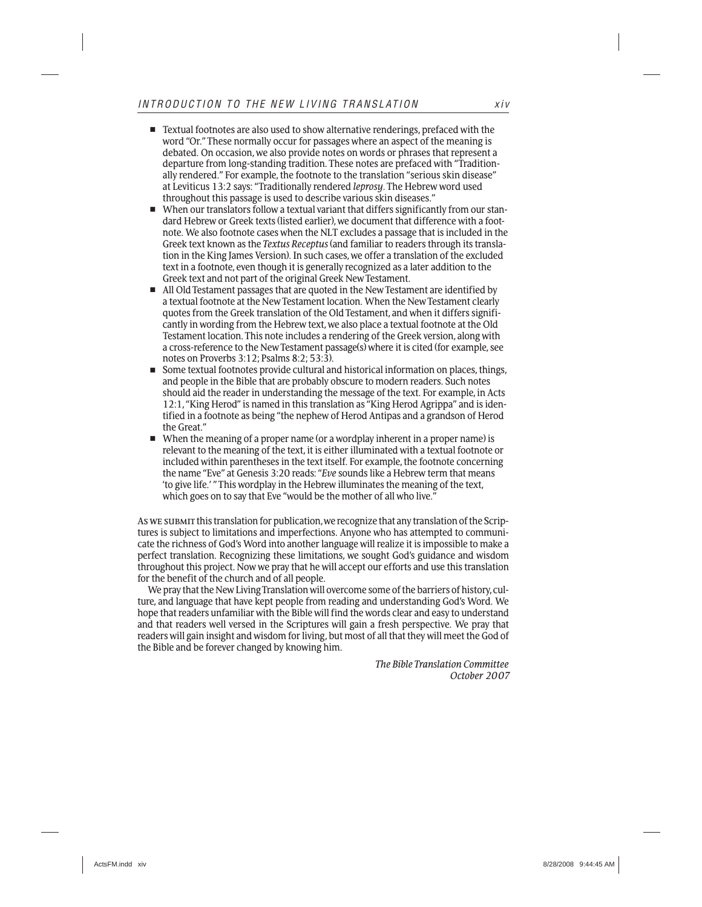- Textual footnotes are also used to show alternative renderings, prefaced with the word "Or." These normally occur for passages where an aspect of the meaning is debated. On occasion, we also provide notes on words or phrases that represent a departure from long-standing tradition. These notes are prefaced with "Traditionally rendered." For example, the footnote to the translation "serious skin disease" at Leviticus 13:2 says: "Traditionally rendered *leprosy*. The Hebrew word used throughout this passage is used to describe various skin diseases."
- When our translators follow a textual variant that differs significantly from our standard Hebrew or Greek texts (listed earlier), we document that difference with a footnote. We also footnote cases when the NLT excludes a passage that is included in the Greek text known as the *Textus Receptus* (and familiar to readers through its translation in the King James Version). In such cases, we offer a translation of the excluded text in a footnote, even though it is generally recognized as a later addition to the Greek text and not part of the original Greek New Testament.
- All Old Testament passages that are quoted in the New Testament are identified by a textual footnote at the New Testament location. When the New Testament clearly quotes from the Greek translation of the Old Testament, and when it differs significantly in wording from the Hebrew text, we also place a textual footnote at the Old Testament location. This note includes a rendering of the Greek version, along with a cross-reference to the New Testament passage(s) where it is cited (for example, see notes on Proverbs 3:12; Psalms 8:2; 53:3).
- Some textual footnotes provide cultural and historical information on places, things, and people in the Bible that are probably obscure to modern readers. Such notes should aid the reader in understanding the message of the text. For example, in Acts 12:1, "King Herod" is named in this translation as "King Herod Agrippa" and is identified in a footnote as being "the nephew of Herod Antipas and a grandson of Herod the Great."
- When the meaning of a proper name (or a wordplay inherent in a proper name) is relevant to the meaning of the text, it is either illuminated with a textual footnote or included within parentheses in the text itself. For example, the footnote concerning the name "Eve" at Genesis 3:20 reads: "*Eve* sounds like a Hebrew term that means 'to give life.' " This wordplay in the Hebrew illuminates the meaning of the text, which goes on to say that Eve "would be the mother of all who live."

As we submit this translation for publication, we recognize that any translation of the Scriptures is subject to limitations and imperfections. Anyone who has attempted to communicate the richness of God's Word into another language will realize it is impossible to make a perfect translation. Recognizing these limitations, we sought God's guidance and wisdom throughout this project. Now we pray that he will accept our efforts and use this translation for the benefit of the church and of all people.

We pray that the New Living Translation will overcome some of the barriers of history, culture, and language that have kept people from reading and understanding God's Word. We hope that readers unfamiliar with the Bible will find the words clear and easy to understand and that readers well versed in the Scriptures will gain a fresh perspective. We pray that readers will gain insight and wisdom for living, but most of all that they will meet the God of the Bible and be forever changed by knowing him.

*The Bible Translation Committee*
*October 2007*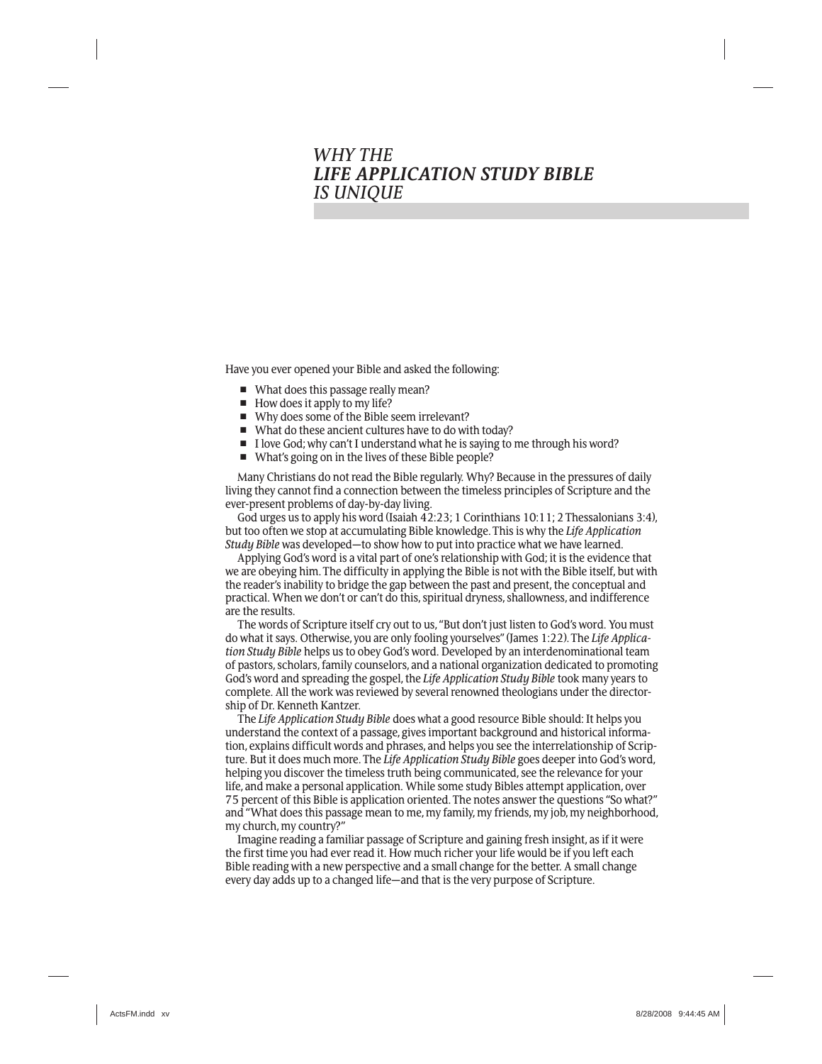# *WHY THE* ***LIFE APPLICATION STUDY BIBLE*** *IS UNIQUE*

Have you ever opened your Bible and asked the following:

- What does this passage really mean?
- How does it apply to my life?
- Why does some of the Bible seem irrelevant?
- What do these ancient cultures have to do with today?
- I love God; why can't I understand what he is saying to me through his word?
- What's going on in the lives of these Bible people?

Many Christians do not read the Bible regularly. Why? Because in the pressures of daily living they cannot find a connection between the timeless principles of Scripture and the ever-present problems of day-by-day living.

God urges us to apply his word (Isaiah 42:23; 1 Corinthians 10:11; 2 Thessalonians 3:4), but too often we stop at accumulating Bible knowledge. This is why the *Life Application Study Bible* was developed—to show how to put into practice what we have learned.

Applying God's word is a vital part of one's relationship with God; it is the evidence that we are obeying him. The difficulty in applying the Bible is not with the Bible itself, but with the reader's inability to bridge the gap between the past and present, the conceptual and practical. When we don't or can't do this, spiritual dryness, shallowness, and indifference are the results.

The words of Scripture itself cry out to us, "But don't just listen to God's word. You must do what it says. Otherwise, you are only fooling yourselves" (James 1:22). The *Life Application Study Bible* helps us to obey God's word. Developed by an interdenominational team of pastors, scholars, family counselors, and a national organization dedicated to promoting God's word and spreading the gospel, the *Life Application Study Bible* took many years to complete. All the work was reviewed by several renowned theologians under the directorship of Dr. Kenneth Kantzer.

The *Life Application Study Bible* does what a good resource Bible should: It helps you understand the context of a passage, gives important background and historical information, explains difficult words and phrases, and helps you see the interrelationship of Scripture. But it does much more. The *Life Application Study Bible* goes deeper into God's word, helping you discover the timeless truth being communicated, see the relevance for your life, and make a personal application. While some study Bibles attempt application, over 75 percent of this Bible is application oriented. The notes answer the questions "So what?" and "What does this passage mean to me, my family, my friends, my job, my neighborhood, my church, my country?"

Imagine reading a familiar passage of Scripture and gaining fresh insight, as if it were the first time you had ever read it. How much richer your life would be if you left each Bible reading with a new perspective and a small change for the better. A small change every day adds up to a changed life—and that is the very purpose of Scripture.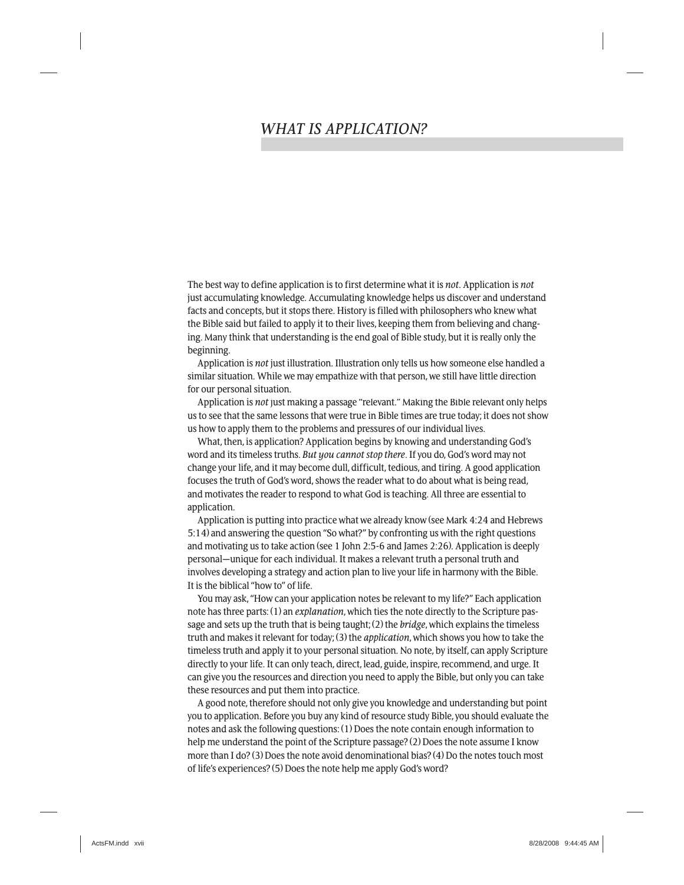# *WHAT IS APPLICATION?*

The best way to define application is to first determine what it is *not*. Application is *not* just accumulating knowledge. Accumulating knowledge helps us discover and understand facts and concepts, but it stops there. History is filled with philosophers who knew what the Bible said but failed to apply it to their lives, keeping them from believing and changing. Many think that understanding is the end goal of Bible study, but it is really only the beginning.

Application is *not* just illustration. Illustration only tells us how someone else handled a similar situation. While we may empathize with that person, we still have little direction for our personal situation.

Application is *not* just making a passage "relevant." Making the Bible relevant only helps us to see that the same lessons that were true in Bible times are true today; it does not show us how to apply them to the problems and pressures of our individual lives.

What, then, is application? Application begins by knowing and understanding God's word and its timeless truths. *But you cannot stop there*. If you do, God's word may not change your life, and it may become dull, difficult, tedious, and tiring. A good application focuses the truth of God's word, shows the reader what to do about what is being read, and motivates the reader to respond to what God is teaching. All three are essential to application.

Application is putting into practice what we already know (see Mark 4:24 and Hebrews 5:14) and answering the question "So what?" by confronting us with the right questions and motivating us to take action (see 1 John 2:5-6 and James 2:26). Application is deeply personal—unique for each individual. It makes a relevant truth a personal truth and involves developing a strategy and action plan to live your life in harmony with the Bible. It is the biblical "how to" of life.

You may ask, "How can your application notes be relevant to my life?" Each application note has three parts: (1) an *explanation*, which ties the note directly to the Scripture passage and sets up the truth that is being taught; (2) the *bridge*, which explains the timeless truth and makes it relevant for today; (3) the *application*, which shows you how to take the timeless truth and apply it to your personal situation. No note, by itself, can apply Scripture directly to your life. It can only teach, direct, lead, guide, inspire, recommend, and urge. It can give you the resources and direction you need to apply the Bible, but only you can take these resources and put them into practice.

A good note, therefore should not only give you knowledge and understanding but point you to application. Before you buy any kind of resource study Bible, you should evaluate the notes and ask the following questions: (1) Does the note contain enough information to help me understand the point of the Scripture passage? (2) Does the note assume I know more than I do? (3) Does the note avoid denominational bias? (4) Do the notes touch most of life's experiences? (5) Does the note help me apply God's word?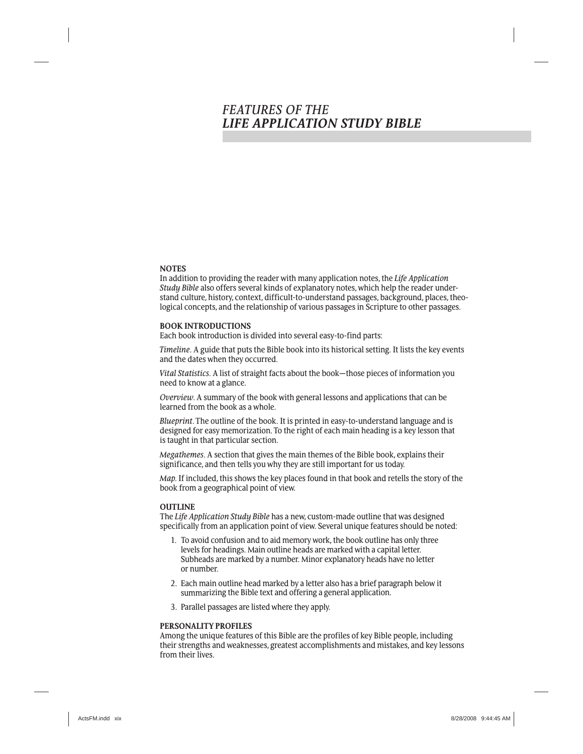# *FEATURES OF THE* ***LIFE APPLICATION STUDY BIBLE***

**NOTES**

In addition to providing the reader with many application notes, the *Life Application Study Bible* also offers several kinds of explanatory notes, which help the reader understand culture, history, context, difficult-to-understand passages, background, places, theological concepts, and the relationship of various passages in Scripture to other passages.

**BOOK INTRODUCTIONS**

Each book introduction is divided into several easy-to-find parts:

*Timeline*. A guide that puts the Bible book into its historical setting. It lists the key events and the dates when they occurred.

*Vital Statistics*. A list of straight facts about the book—those pieces of information you need to know at a glance.

*Overview*. A summary of the book with general lessons and applications that can be learned from the book as a whole.

*Blueprint*. The outline of the book. It is printed in easy-to-understand language and is designed for easy memorization. To the right of each main heading is a key lesson that is taught in that particular section.

*Megathemes*. A section that gives the main themes of the Bible book, explains their significance, and then tells you why they are still important for us today.

*Map*. If included, this shows the key places found in that book and retells the story of the book from a geographical point of view.

**OUTLINE**

The *Life Application Study Bible* has a new, custom-made outline that was designed specifically from an application point of view. Several unique features should be noted:

1. To avoid confusion and to aid memory work, the book outline has only three levels for headings. Main outline heads are marked with a capital letter. Subheads are marked by a number. Minor explanatory heads have no letter or number.
2. Each main outline head marked by a letter also has a brief paragraph below it summarizing the Bible text and offering a general application.
3. Parallel passages are listed where they apply.

**PERSONALITY PROFILES**

Among the unique features of this Bible are the profiles of key Bible people, including their strengths and weaknesses, greatest accomplishments and mistakes, and key lessons from their lives.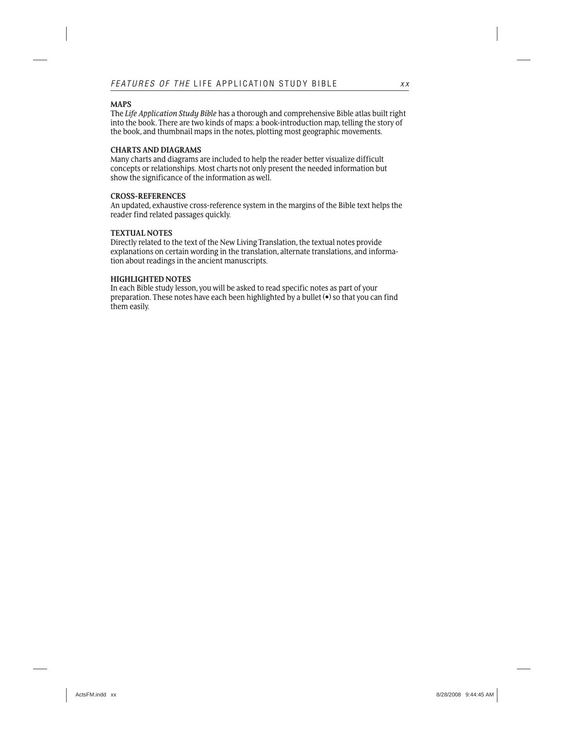## MAPS

The *Life Application Study Bible* has a thorough and comprehensive Bible atlas built right into the book. There are two kinds of maps: a book-introduction map, telling the story of the book, and thumbnail maps in the notes, plotting most geographic movements.

## CHARTS AND DIAGRAMS

Many charts and diagrams are included to help the reader better visualize difficult concepts or relationships. Most charts not only present the needed information but show the significance of the information as well.

## CROSS-REFERENCES

An updated, exhaustive cross-reference system in the margins of the Bible text helps the reader find related passages quickly.

## TEXTUAL NOTES

Directly related to the text of the New Living Translation, the textual notes provide explanations on certain wording in the translation, alternate translations, and information about readings in the ancient manuscripts.

## HIGHLIGHTED NOTES

In each Bible study lesson, you will be asked to read specific notes as part of your preparation. These notes have each been highlighted by a bullet (•) so that you can find them easily.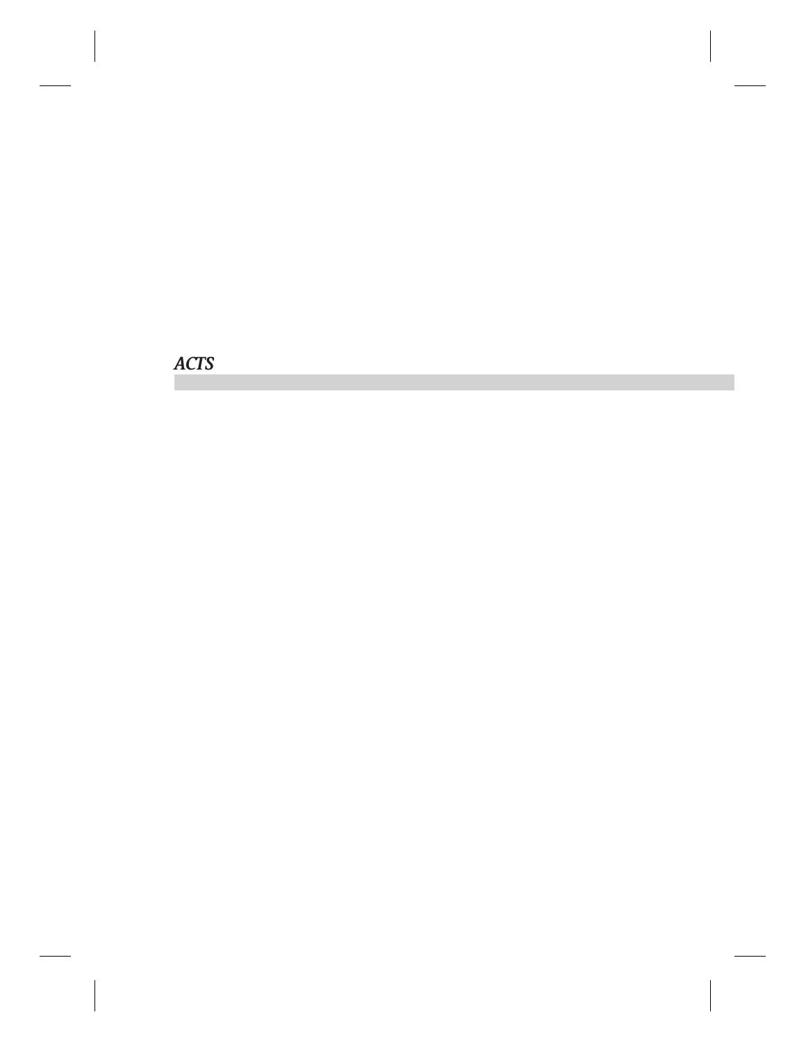## *ACTS*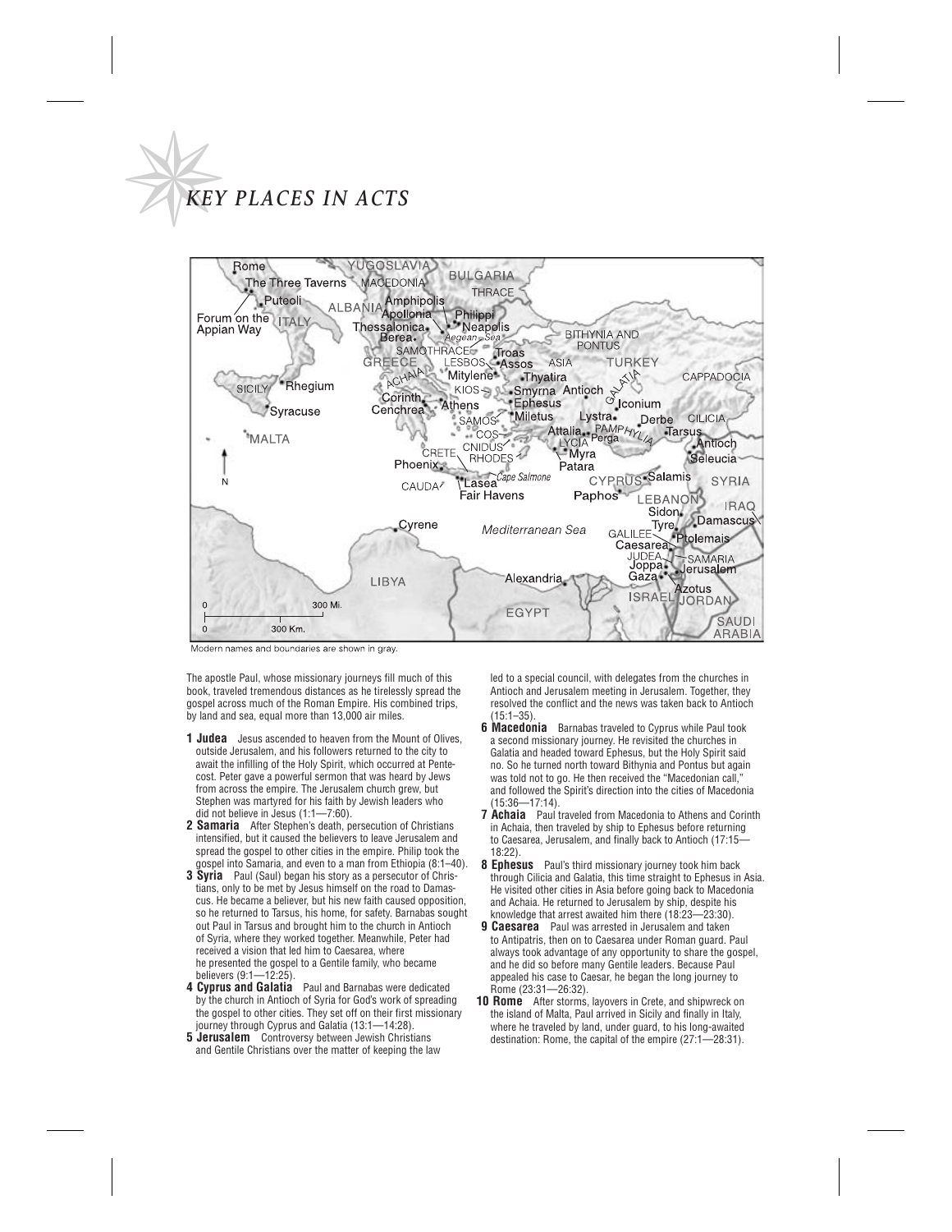# KEY PLACES IN ACTS

Modern names and boundaries are shown in gray.

The apostle Paul, whose missionary journeys fill much of this book, traveled tremendous distances as he tirelessly spread the gospel across much of the Roman Empire. His combined trips, by land and sea, equal more than 13,000 air miles.

**1 Judea** Jesus ascended to heaven from the Mount of Olives, outside Jerusalem, and his followers returned to the city to await the infilling of the Holy Spirit, which occurred at Pentecost. Peter gave a powerful sermon that was heard by Jews from across the empire. The Jerusalem church grew, but Stephen was martyred for his faith by Jewish leaders who did not believe in Jesus (1:1—7:60).

**2 Samaria** After Stephen's death, persecution of Christians intensified, but it caused the believers to leave Jerusalem and spread the gospel to other cities in the empire. Philip took the gospel into Samaria, and even to a man from Ethiopia (8:1–40).

**3 Syria** Paul (Saul) began his story as a persecutor of Christians, only to be met by Jesus himself on the road to Damascus. He became a believer, but his new faith caused opposition, so he returned to Tarsus, his home, for safety. Barnabas sought out Paul in Tarsus and brought him to the church in Antioch of Syria, where they worked together. Meanwhile, Peter had received a vision that led him to Caesarea, where he presented the gospel to a Gentile family, who became believers (9:1—12:25).

**4 Cyprus and Galatia** Paul and Barnabas were dedicated by the church in Antioch of Syria for God's work of spreading the gospel to other cities. They set off on their first missionary journey through Cyprus and Galatia (13:1—14:28).

**5 Jerusalem** Controversy between Jewish Christians and Gentile Christians over the matter of keeping the law led to a special council, with delegates from the churches in Antioch and Jerusalem meeting in Jerusalem. Together, they resolved the conflict and the news was taken back to Antioch (15:1–35).

**6 Macedonia** Barnabas traveled to Cyprus while Paul took a second missionary journey. He revisited the churches in Galatia and headed toward Ephesus, but the Holy Spirit said no. So he turned north toward Bithynia and Pontus but again was told not to go. He then received the "Macedonian call," and followed the Spirit's direction into the cities of Macedonia (15:36—17:14).

**7 Achaia** Paul traveled from Macedonia to Athens and Corinth in Achaia, then traveled by ship to Ephesus before returning to Caesarea, Jerusalem, and finally back to Antioch (17:15—18:22).

**8 Ephesus** Paul's third missionary journey took him back through Cilicia and Galatia, this time straight to Ephesus in Asia. He visited other cities in Asia before going back to Macedonia and Achaia. He returned to Jerusalem by ship, despite his knowledge that arrest awaited him there (18:23—23:30).

**9 Caesarea** Paul was arrested in Jerusalem and taken to Antipatris, then on to Caesarea under Roman guard. Paul always took advantage of any opportunity to share the gospel, and he did so before many Gentile leaders. Because Paul appealed his case to Caesar, he began the long journey to Rome (23:31—26:32).

**10 Rome** After storms, layovers in Crete, and shipwreck on the island of Malta, Paul arrived in Sicily and finally in Italy, where he traveled by land, under guard, to his long-awaited destination: Rome, the capital of the empire (27:1—28:31).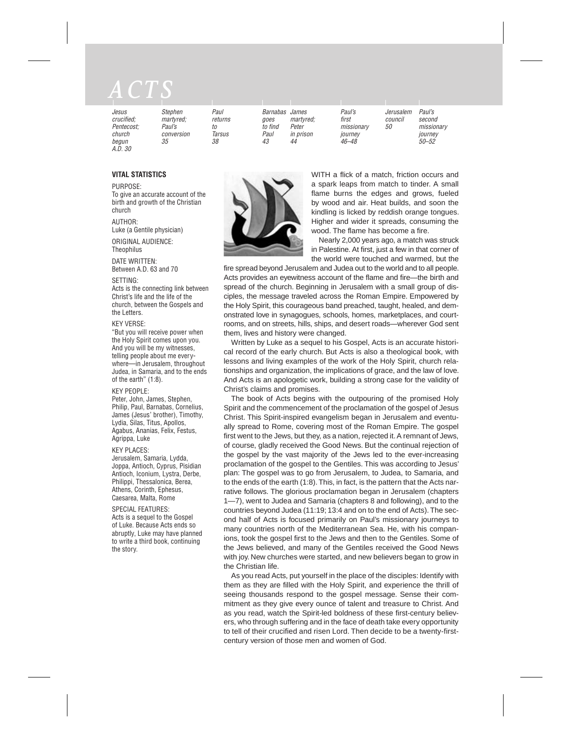# ACTS

| Jesus crucified; Pentecost; church begun A.D. 30 | Stephen martyred; Paul's conversion 35 | Paul returns to Tarsus 38 | Barnabas goes to find Paul 43 | James martyred; Peter in prison 44 | Paul's first missionary journey 46–48 | Jerusalem council 50 | Paul's second missionary journey 50–52 |
|---|---|---|---|---|---|---|---|

**VITAL STATISTICS**

PURPOSE:
To give an accurate account of the birth and growth of the Christian church

AUTHOR:
Luke (a Gentile physician)

ORIGINAL AUDIENCE:
Theophilus

DATE WRITTEN:
Between A.D. 63 and 70

SETTING:
Acts is the connecting link between Christ's life and the life of the church, between the Gospels and the Letters.

KEY VERSE:
"But you will receive power when the Holy Spirit comes upon you. And you will be my witnesses, telling people about me everywhere—in Jerusalem, throughout Judea, in Samaria, and to the ends of the earth" (1:8).

KEY PEOPLE:
Peter, John, James, Stephen, Philip, Paul, Barnabas, Cornelius, James (Jesus' brother), Timothy, Lydia, Silas, Titus, Apollos, Agabus, Ananias, Felix, Festus, Agrippa, Luke

KEY PLACES:
Jerusalem, Samaria, Lydda, Joppa, Antioch, Cyprus, Pisidian Antioch, Iconium, Lystra, Derbe, Philippi, Thessalonica, Berea, Athens, Corinth, Ephesus, Caesarea, Malta, Rome

SPECIAL FEATURES:
Acts is a sequel to the Gospel of Luke. Because Acts ends so abruptly, Luke may have planned to write a third book, continuing the story.

WITH a flick of a match, friction occurs and a spark leaps from match to tinder. A small flame burns the edges and grows, fueled by wood and air. Heat builds, and soon the kindling is licked by reddish orange tongues. Higher and wider it spreads, consuming the wood. The flame has become a fire.

Nearly 2,000 years ago, a match was struck in Palestine. At first, just a few in that corner of the world were touched and warmed, but the fire spread beyond Jerusalem and Judea out to the world and to all people. Acts provides an eyewitness account of the flame and fire—the birth and spread of the church. Beginning in Jerusalem with a small group of disciples, the message traveled across the Roman Empire. Empowered by the Holy Spirit, this courageous band preached, taught, healed, and demonstrated love in synagogues, schools, homes, marketplaces, and courtrooms, and on streets, hills, ships, and desert roads—wherever God sent them, lives and history were changed.

Written by Luke as a sequel to his Gospel, Acts is an accurate historical record of the early church. But Acts is also a theological book, with lessons and living examples of the work of the Holy Spirit, church relationships and organization, the implications of grace, and the law of love. And Acts is an apologetic work, building a strong case for the validity of Christ's claims and promises.

The book of Acts begins with the outpouring of the promised Holy Spirit and the commencement of the proclamation of the gospel of Jesus Christ. This Spirit-inspired evangelism began in Jerusalem and eventually spread to Rome, covering most of the Roman Empire. The gospel first went to the Jews, but they, as a nation, rejected it. A remnant of Jews, of course, gladly received the Good News. But the continual rejection of the gospel by the vast majority of the Jews led to the ever-increasing proclamation of the gospel to the Gentiles. This was according to Jesus' plan: The gospel was to go from Jerusalem, to Judea, to Samaria, and to the ends of the earth (1:8). This, in fact, is the pattern that the Acts narrative follows. The glorious proclamation began in Jerusalem (chapters 1—7), went to Judea and Samaria (chapters 8 and following), and to the countries beyond Judea (11:19; 13:4 and on to the end of Acts). The second half of Acts is focused primarily on Paul's missionary journeys to many countries north of the Mediterranean Sea. He, with his companions, took the gospel first to the Jews and then to the Gentiles. Some of the Jews believed, and many of the Gentiles received the Good News with joy. New churches were started, and new believers began to grow in the Christian life.

As you read Acts, put yourself in the place of the disciples: Identify with them as they are filled with the Holy Spirit, and experience the thrill of seeing thousands respond to the gospel message. Sense their commitment as they give every ounce of talent and treasure to Christ. And as you read, watch the Spirit-led boldness of these first-century believers, who through suffering and in the face of death take every opportunity to tell of their crucified and risen Lord. Then decide to be a twenty-first-century version of those men and women of God.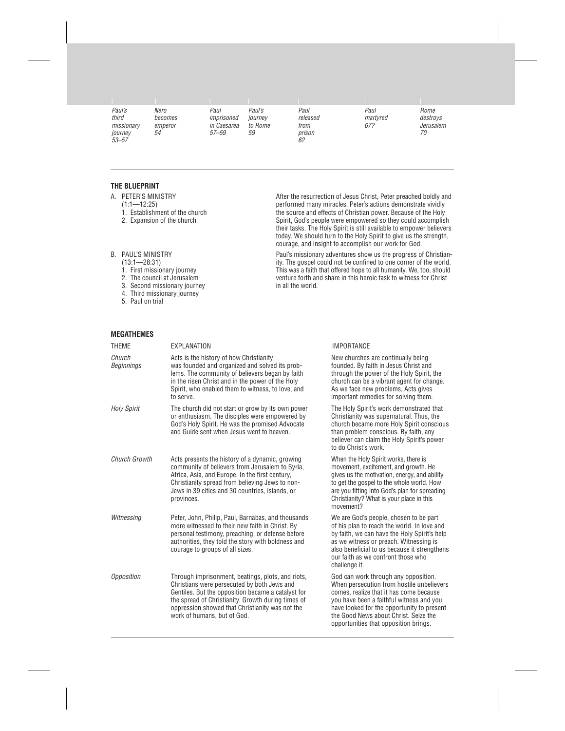Paul's third missionary journey 53–57

Nero becomes emperor 54

Paul imprisoned in Caesarea 57–59

Paul's journey to Rome 59

Paul released from prison 62

Paul martyred 67?

Rome destroys Jerusalem 70

**THE BLUEPRINT**

A. PETER'S MINISTRY (1:1—12:25)
   1. Establishment of the church
   2. Expansion of the church

After the resurrection of Jesus Christ, Peter preached boldly and performed many miracles. Peter's actions demonstrate vividly the source and effects of Christian power. Because of the Holy Spirit, God's people were empowered so they could accomplish their tasks. The Holy Spirit is still available to empower believers today. We should turn to the Holy Spirit to give us the strength, courage, and insight to accomplish our work for God.

B. PAUL'S MINISTRY (13:1—28:31)
   1. First missionary journey
   2. The council at Jerusalem
   3. Second missionary journey
   4. Third missionary journey
   5. Paul on trial

Paul's missionary adventures show us the progress of Christianity. The gospel could not be confined to one corner of the world. This was a faith that offered hope to all humanity. We, too, should venture forth and share in this heroic task to witness for Christ in all the world.

**MEGATHEMES**

| THEME | EXPLANATION | IMPORTANCE |
|---|---|---|
| *Church Beginnings* | Acts is the history of how Christianity was founded and organized and solved its problems. The community of believers began by faith in the risen Christ and in the power of the Holy Spirit, who enabled them to witness, to love, and to serve. | New churches are continually being founded. By faith in Jesus Christ and through the power of the Holy Spirit, the church can be a vibrant agent for change. As we face new problems, Acts gives important remedies for solving them. |
| *Holy Spirit* | The church did not start or grow by its own power or enthusiasm. The disciples were empowered by God's Holy Spirit. He was the promised Advocate and Guide sent when Jesus went to heaven. | The Holy Spirit's work demonstrated that Christianity was supernatural. Thus, the church became more Holy Spirit conscious than problem conscious. By faith, any believer can claim the Holy Spirit's power to do Christ's work. |
| *Church Growth* | Acts presents the history of a dynamic, growing community of believers from Jerusalem to Syria, Africa, Asia, and Europe. In the first century, Christianity spread from believing Jews to non-Jews in 39 cities and 30 countries, islands, or provinces. | When the Holy Spirit works, there is movement, excitement, and growth. He gives us the motivation, energy, and ability to get the gospel to the whole world. How are you fitting into God's plan for spreading Christianity? What is your place in this movement? |
| *Witnessing* | Peter, John, Philip, Paul, Barnabas, and thousands more witnessed to their new faith in Christ. By personal testimony, preaching, or defense before authorities, they told the story with boldness and courage to groups of all sizes. | We are God's people, chosen to be part of his plan to reach the world. In love and by faith, we can have the Holy Spirit's help as we witness or preach. Witnessing is also beneficial to us because it strengthens our faith as we confront those who challenge it. |
| *Opposition* | Through imprisonment, beatings, plots, and riots, Christians were persecuted by both Jews and Gentiles. But the opposition became a catalyst for the spread of Christianity. Growth during times of oppression showed that Christianity was not the work of humans, but of God. | God can work through any opposition. When persecution from hostile unbelievers comes, realize that it has come because you have been a faithful witness and you have looked for the opportunity to present the Good News about Christ. Seize the opportunities that opposition brings. |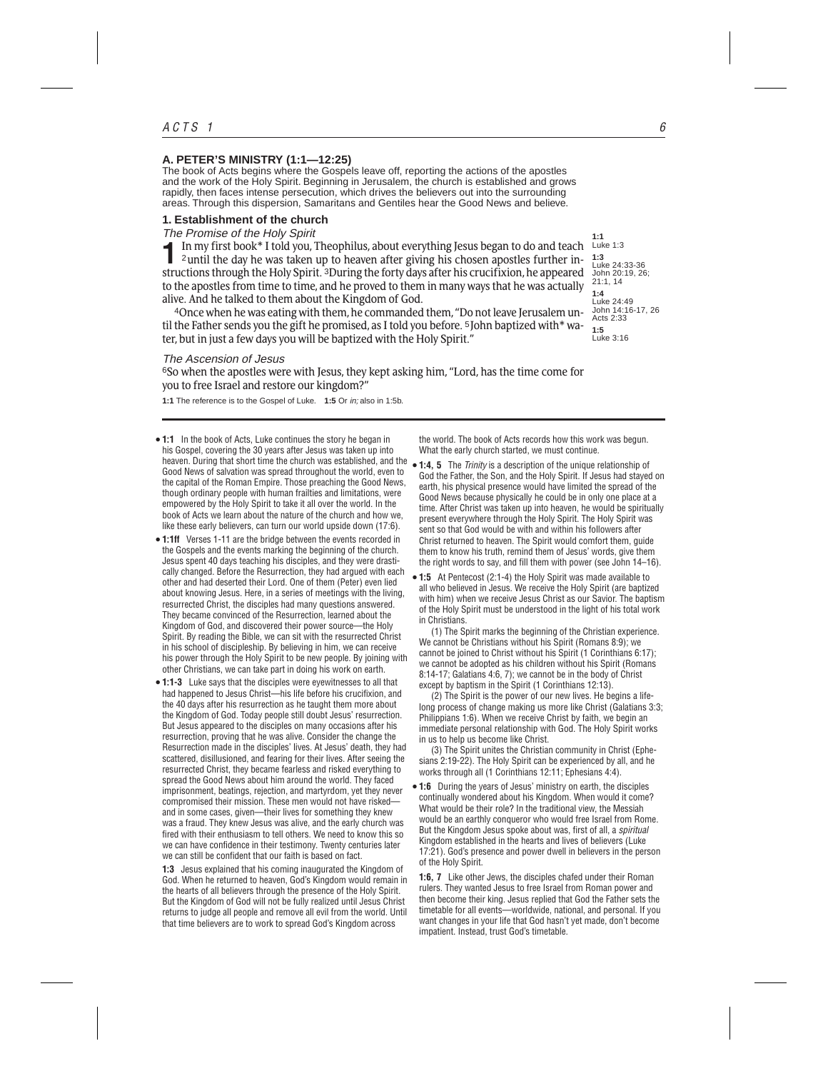## A. PETER'S MINISTRY (1:1—12:25)

The book of Acts begins where the Gospels leave off, reporting the actions of the apostles and the work of the Holy Spirit. Beginning in Jerusalem, the church is established and grows rapidly, then faces intense persecution, which drives the believers out into the surrounding areas. Through this dispersion, Samaritans and Gentiles hear the Good News and believe.

### 1. Establishment of the church

*The Promise of the Holy Spirit*

**1** In my first book* I told you, Theophilus, about everything Jesus began to do and teach [2]until the day he was taken up to heaven after giving his chosen apostles further instructions through the Holy Spirit. [3]During the forty days after his crucifixion, he appeared to the apostles from time to time, and he proved to them in many ways that he was actually alive. And he talked to them about the Kingdom of God.

[4]Once when he was eating with them, he commanded them, "Do not leave Jerusalem until the Father sends you the gift he promised, as I told you before. [5]John baptized with* water, but in just a few days you will be baptized with the Holy Spirit."

**1:1** Luke 1:3
**1:3** Luke 24:33-36; John 20:19, 26; 21:1, 14
**1:4** Luke 24:49; John 14:16-17, 26; Acts 2:33
**1:5** Luke 3:16

*The Ascension of Jesus*

[6]So when the apostles were with Jesus, they kept asking him, "Lord, has the time come for you to free Israel and restore our kingdom?"

**1:1** The reference is to the Gospel of Luke. **1:5** Or *in;* also in 1:5b.

---

- **1:1** In the book of Acts, Luke continues the story he began in his Gospel, covering the 30 years after Jesus was taken up into heaven. During that short time the church was established, and the Good News of salvation was spread throughout the world, even to the capital of the Roman Empire. Those preaching the Good News, though ordinary people with human frailties and limitations, were empowered by the Holy Spirit to take it all over the world. In the book of Acts we learn about the nature of the church and how we, like these early believers, can turn our world upside down (17:6).

- **1:1ff** Verses 1-11 are the bridge between the events recorded in the Gospels and the events marking the beginning of the church. Jesus spent 40 days teaching his disciples, and they were drastically changed. Before the Resurrection, they had argued with each other and had deserted their Lord. One of them (Peter) even lied about knowing Jesus. Here, in a series of meetings with the living, resurrected Christ, the disciples had many questions answered. They became convinced of the Resurrection, learned about the Kingdom of God, and discovered their power source—the Holy Spirit. By reading the Bible, we can sit with the resurrected Christ in his school of discipleship. By believing in him, we can receive his power through the Holy Spirit to be new people. By joining with other Christians, we can take part in doing his work on earth.

- **1:1-3** Luke says that the disciples were eyewitnesses to all that had happened to Jesus Christ—his life before his crucifixion, and the 40 days after his resurrection as he taught them more about the Kingdom of God. Today people still doubt Jesus' resurrection. But Jesus appeared to the disciples on many occasions after his resurrection, proving that he was alive. Consider the change the Resurrection made in the disciples' lives. At Jesus' death, they had scattered, disillusioned, and fearing for their lives. After seeing the resurrected Christ, they became fearless and risked everything to spread the Good News about him around the world. They faced imprisonment, beatings, rejection, and martyrdom, yet they never compromised their mission. These men would not have risked—and in some cases, given—their lives for something they knew was a fraud. They knew Jesus was alive, and the early church was fired with their enthusiasm to tell others. We need to know this so we can have confidence in their testimony. Twenty centuries later we can still be confident that our faith is based on fact.

**1:3** Jesus explained that his coming inaugurated the Kingdom of God. When he returned to heaven, God's Kingdom would remain in the hearts of all believers through the presence of the Holy Spirit. But the Kingdom of God will not be fully realized until Jesus Christ returns to judge all people and remove all evil from the world. Until that time believers are to work to spread God's Kingdom across the world. The book of Acts records how this work was begun. What the early church started, we must continue.

- **1:4, 5** The *Trinity* is a description of the unique relationship of God the Father, the Son, and the Holy Spirit. If Jesus had stayed on earth, his physical presence would have limited the spread of the Good News because physically he could be in only one place at a time. After Christ was taken up into heaven, he would be spiritually present everywhere through the Holy Spirit. The Holy Spirit was sent so that God would be with and within his followers after Christ returned to heaven. The Spirit would comfort them, guide them to know his truth, remind them of Jesus' words, give them the right words to say, and fill them with power (see John 14–16).

- **1:5** At Pentecost (2:1-4) the Holy Spirit was made available to all who believed in Jesus. We receive the Holy Spirit (are baptized with him) when we receive Jesus Christ as our Savior. The baptism of the Holy Spirit must be understood in the light of his total work in Christians.

  (1) The Spirit marks the beginning of the Christian experience. We cannot be Christians without his Spirit (Romans 8:9); we cannot be joined to Christ without his Spirit (1 Corinthians 6:17); we cannot be adopted as his children without his Spirit (Romans 8:14-17; Galatians 4:6, 7); we cannot be in the body of Christ except by baptism in the Spirit (1 Corinthians 12:13).

  (2) The Spirit is the power of our new lives. He begins a lifelong process of change making us more like Christ (Galatians 3:3; Philippians 1:6). When we receive Christ by faith, we begin an immediate personal relationship with God. The Holy Spirit works in us to help us become like Christ.

  (3) The Spirit unites the Christian community in Christ (Ephesians 2:19-22). The Holy Spirit can be experienced by all, and he works through all (1 Corinthians 12:11; Ephesians 4:4).

- **1:6** During the years of Jesus' ministry on earth, the disciples continually wondered about his Kingdom. When would it come? What would be their role? In the traditional view, the Messiah would be an earthly conqueror who would free Israel from Rome. But the Kingdom Jesus spoke about was, first of all, a *spiritual* Kingdom established in the hearts and lives of believers (Luke 17:21). God's presence and power dwell in believers in the person of the Holy Spirit.

**1:6, 7** Like other Jews, the disciples chafed under their Roman rulers. They wanted Jesus to free Israel from Roman power and then become their king. Jesus replied that God the Father sets the timetable for all events—worldwide, national, and personal. If you want changes in your life that God hasn't yet made, don't become impatient. Instead, trust God's timetable.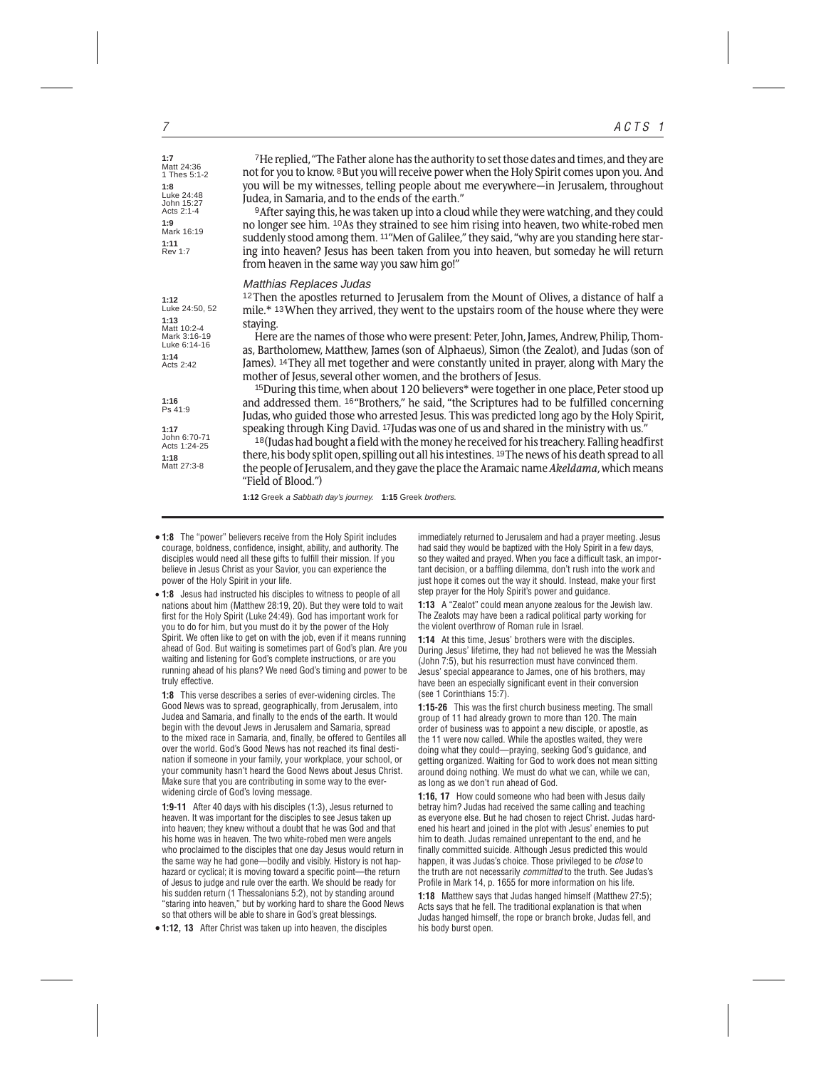| | |
|---|---|
| **1:7** Matt 24:36, 1 Thes 5:1-2 | [7]He replied, "The Father alone has the authority to set those dates and times, and they are not for you to know. |
| **1:8** Luke 24:48, John 15:27, Acts 2:1-4 | [8]But you will receive power when the Holy Spirit comes upon you. And you will be my witnesses, telling people about me everywhere—in Jerusalem, throughout Judea, in Samaria, and to the ends of the earth." |
| **1:9** Mark 16:19 | [9]After saying this, he was taken up into a cloud while they were watching, and they could no longer see him. [10]As they strained to see him rising into heaven, two white-robed men suddenly stood among them. |
| **1:11** Rev 1:7 | [11]"Men of Galilee," they said, "why are you standing here staring into heaven? Jesus has been taken from you into heaven, but someday he will return from heaven in the same way you saw him go!" |

### *Matthias Replaces Judas*

| | |
|---|---|
| **1:12** Luke 24:50, 52 | [12]Then the apostles returned to Jerusalem from the Mount of Olives, a distance of half a mile.* |
| **1:13** Matt 10:2-4, Mark 3:16-19, Luke 6:14-16 | [13]When they arrived, they went to the upstairs room of the house where they were staying. Here are the names of those who were present: Peter, John, James, Andrew, Philip, Thomas, Bartholomew, Matthew, James (son of Alphaeus), Simon (the Zealot), and Judas (son of James). |
| **1:14** Acts 2:42 | [14]They all met together and were constantly united in prayer, along with Mary the mother of Jesus, several other women, and the brothers of Jesus. |
| | [15]During this time, when about 120 believers* were together in one place, Peter stood up and addressed them. |
| **1:16** Ps 41:9 | [16]"Brothers," he said, "the Scriptures had to be fulfilled concerning Judas, who guided those who arrested Jesus. This was predicted long ago by the Holy Spirit, speaking through King David. |
| **1:17** John 6:70-71, Acts 1:24-25 | [17]Judas was one of us and shared in the ministry with us." |
| **1:18** Matt 27:3-8 | [18](Judas had bought a field with the money he received for his treachery. Falling headfirst there, his body split open, spilling out all his intestines. [19]The news of his death spread to all the people of Jerusalem, and they gave the place the Aramaic name *Akeldama,* which means "Field of Blood.") |

**1:12** Greek *a Sabbath day's journey.* **1:15** Greek *brothers.*

---

• **1:8** The "power" believers receive from the Holy Spirit includes courage, boldness, confidence, insight, ability, and authority. The disciples would need all these gifts to fulfill their mission. If you believe in Jesus Christ as your Savior, you can experience the power of the Holy Spirit in your life.

• **1:8** Jesus had instructed his disciples to witness to people of all nations about him (Matthew 28:19, 20). But they were told to wait first for the Holy Spirit (Luke 24:49). God has important work for you to do for him, but you must do it by the power of the Holy Spirit. We often like to get on with the job, even if it means running ahead of God. But waiting is sometimes part of God's plan. Are you waiting and listening for God's complete instructions, or are you running ahead of his plans? We need God's timing and power to be truly effective.

**1:8** This verse describes a series of ever-widening circles. The Good News was to spread, geographically, from Jerusalem, into Judea and Samaria, and finally to the ends of the earth. It would begin with the devout Jews in Jerusalem and Samaria, spread to the mixed race in Samaria, and, finally, be offered to Gentiles all over the world. God's Good News has not reached its final destination if someone in your family, your workplace, your school, or your community hasn't heard the Good News about Jesus Christ. Make sure that you are contributing in some way to the ever-widening circle of God's loving message.

**1:9-11** After 40 days with his disciples (1:3), Jesus returned to heaven. It was important for the disciples to see Jesus taken up into heaven; they knew without a doubt that he was God and that his home was in heaven. The two white-robed men were angels who proclaimed to the disciples that one day Jesus would return in the same way he had gone—bodily and visibly. History is not haphazard or cyclical; it is moving toward a specific point—the return of Jesus to judge and rule over the earth. We should be ready for his sudden return (1 Thessalonians 5:2), not by standing around "staring into heaven," but by working hard to share the Good News so that others will be able to share in God's great blessings.

• **1:12, 13** After Christ was taken up into heaven, the disciples immediately returned to Jerusalem and had a prayer meeting. Jesus had said they would be baptized with the Holy Spirit in a few days, so they waited and prayed. When you face a difficult task, an important decision, or a baffling dilemma, don't rush into the work and just hope it comes out the way it should. Instead, make your first step prayer for the Holy Spirit's power and guidance.

**1:13** A "Zealot" could mean anyone zealous for the Jewish law. The Zealots may have been a radical political party working for the violent overthrow of Roman rule in Israel.

**1:14** At this time, Jesus' brothers were with the disciples. During Jesus' lifetime, they had not believed he was the Messiah (John 7:5), but his resurrection must have convinced them. Jesus' special appearance to James, one of his brothers, may have been an especially significant event in their conversion (see 1 Corinthians 15:7).

**1:15-26** This was the first church business meeting. The small group of 11 had already grown to more than 120. The main order of business was to appoint a new disciple, or apostle, as the 11 were now called. While the apostles waited, they were doing what they could—praying, seeking God's guidance, and getting organized. Waiting for God to work does not mean sitting around doing nothing. We must do what we can, while we can, as long as we don't run ahead of God.

**1:16, 17** How could someone who had been with Jesus daily betray him? Judas had received the same calling and teaching as everyone else. But he had chosen to reject Christ. Judas hardened his heart and joined in the plot with Jesus' enemies to put him to death. Judas remained unrepentant to the end, and he finally committed suicide. Although Jesus predicted this would happen, it was Judas's choice. Those privileged to be *close* to the truth are not necessarily *committed* to the truth. See Judas's Profile in Mark 14, p. 1655 for more information on his life.

**1:18** Matthew says that Judas hanged himself (Matthew 27:5); Acts says that he fell. The traditional explanation is that when Judas hanged himself, the rope or branch broke, Judas fell, and his body burst open.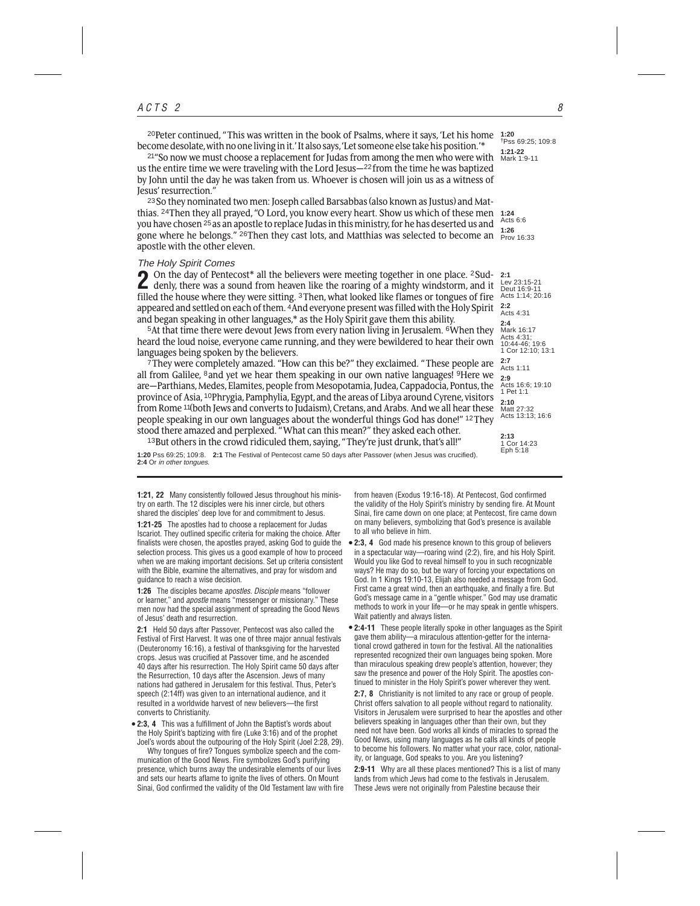[20]Peter continued, "This was written in the book of Psalms, where it says, 'Let his home become desolate, with no one living in it.' It also says, 'Let someone else take his position.'*

[21]"So now we must choose a replacement for Judas from among the men who were with us the entire time we were traveling with the Lord Jesus—[22]from the time he was baptized by John until the day he was taken from us. Whoever is chosen will join us as a witness of Jesus' resurrection."

[23]So they nominated two men: Joseph called Barsabbas (also known as Justus) and Matthias. [24]Then they all prayed, "O Lord, you know every heart. Show us which of these men you have chosen [25]as an apostle to replace Judas in this ministry, for he has deserted us and gone where he belongs." [26]Then they cast lots, and Matthias was selected to become an apostle with the other eleven.

**1:20** †Pss 69:25; 109:8
**1:21-22** Mark 1:9-11
**1:24** Acts 6:6
**1:26** Prov 16:33

### *The Holy Spirit Comes*

**2** On the day of Pentecost* all the believers were meeting together in one place. [2]Suddenly, there was a sound from heaven like the roaring of a mighty windstorm, and it filled the house where they were sitting. [3]Then, what looked like flames or tongues of fire appeared and settled on each of them. [4]And everyone present was filled with the Holy Spirit and began speaking in other languages,* as the Holy Spirit gave them this ability.

[5]At that time there were devout Jews from every nation living in Jerusalem. [6]When they heard the loud noise, everyone came running, and they were bewildered to hear their own languages being spoken by the believers.

[7]They were completely amazed. "How can this be?" they exclaimed. "These people are all from Galilee, [8]and yet we hear them speaking in our own native languages! [9]Here we are—Parthians, Medes, Elamites, people from Mesopotamia, Judea, Cappadocia, Pontus, the province of Asia, [10]Phrygia, Pamphylia, Egypt, and the areas of Libya around Cyrene, visitors from Rome [11](both Jews and converts to Judaism), Cretans, and Arabs. And we all hear these people speaking in our own languages about the wonderful things God has done!" [12]They stood there amazed and perplexed. "What can this mean?" they asked each other.

[13]But others in the crowd ridiculed them, saying, "They're just drunk, that's all!"

**2:1** Lev 23:15-21; Deut 16:9-11; Acts 1:14; 20:16
**2:2** Acts 4:31
**2:4** Mark 16:17; Acts 4:31; 10:44-46; 19:6; 1 Cor 12:10; 13:1
**2:7** Acts 1:11
**2:9** Acts 16:6; 19:10; 1 Pet 1:1
**2:10** Matt 27:32; Acts 13:13; 16:6
**2:13** 1 Cor 14:23; Eph 5:18

**1:20** Pss 69:25; 109:8. **2:1** The Festival of Pentecost came 50 days after Passover (when Jesus was crucified). **2:4** Or *in other tongues.*

---

**1:21, 22** Many consistently followed Jesus throughout his ministry on earth. The 12 disciples were his inner circle, but others shared the disciples' deep love for and commitment to Jesus.

**1:21-25** The apostles had to choose a replacement for Judas Iscariot. They outlined specific criteria for making the choice. After finalists were chosen, the apostles prayed, asking God to guide the selection process. This gives us a good example of how to proceed when we are making important decisions. Set up criteria consistent with the Bible, examine the alternatives, and pray for wisdom and guidance to reach a wise decision.

**1:26** The disciples became *apostles. Disciple* means "follower or learner," and *apostle* means "messenger or missionary." These men now had the special assignment of spreading the Good News of Jesus' death and resurrection.

**2:1** Held 50 days after Passover, Pentecost was also called the Festival of First Harvest. It was one of three major annual festivals (Deuteronomy 16:16), a festival of thanksgiving for the harvested crops. Jesus was crucified at Passover time, and he ascended 40 days after his resurrection. The Holy Spirit came 50 days after the Resurrection, 10 days after the Ascension. Jews of many nations had gathered in Jerusalem for this festival. Thus, Peter's speech (2:14ff) was given to an international audience, and it resulted in a worldwide harvest of new believers—the first converts to Christianity.

• **2:3, 4** This was a fulfillment of John the Baptist's words about the Holy Spirit's baptizing with fire (Luke 3:16) and of the prophet Joel's words about the outpouring of the Holy Spirit (Joel 2:28, 29).

Why tongues of fire? Tongues symbolize speech and the communication of the Good News. Fire symbolizes God's purifying presence, which burns away the undesirable elements of our lives and sets our hearts aflame to ignite the lives of others. On Mount Sinai, God confirmed the validity of the Old Testament law with fire from heaven (Exodus 19:16-18). At Pentecost, God confirmed the validity of the Holy Spirit's ministry by sending fire. At Mount Sinai, fire came down on one place; at Pentecost, fire came down on many believers, symbolizing that God's presence is available to all who believe in him.

• **2:3, 4** God made his presence known to this group of believers in a spectacular way—roaring wind (2:2), fire, and his Holy Spirit. Would you like God to reveal himself to you in such recognizable ways? He may do so, but be wary of forcing your expectations on God. In 1 Kings 19:10-13, Elijah also needed a message from God. First came a great wind, then an earthquake, and finally a fire. But God's message came in a "gentle whisper." God may use dramatic methods to work in your life—or he may speak in gentle whispers. Wait patiently and always listen.

• **2:4-11** These people literally spoke in other languages as the Spirit gave them ability—a miraculous attention-getter for the international crowd gathered in town for the festival. All the nationalities represented recognized their own languages being spoken. More than miraculous speaking drew people's attention, however; they saw the presence and power of the Holy Spirit. The apostles continued to minister in the Holy Spirit's power wherever they went.

**2:7, 8** Christianity is not limited to any race or group of people. Christ offers salvation to all people without regard to nationality. Visitors in Jerusalem were surprised to hear the apostles and other believers speaking in languages other than their own, but they need not have been. God works all kinds of miracles to spread the Good News, using many languages as he calls all kinds of people to become his followers. No matter what your race, color, nationality, or language, God speaks to you. Are you listening?

**2:9-11** Why are all these places mentioned? This is a list of many lands from which Jews had come to the festivals in Jerusalem. These Jews were not originally from Palestine because their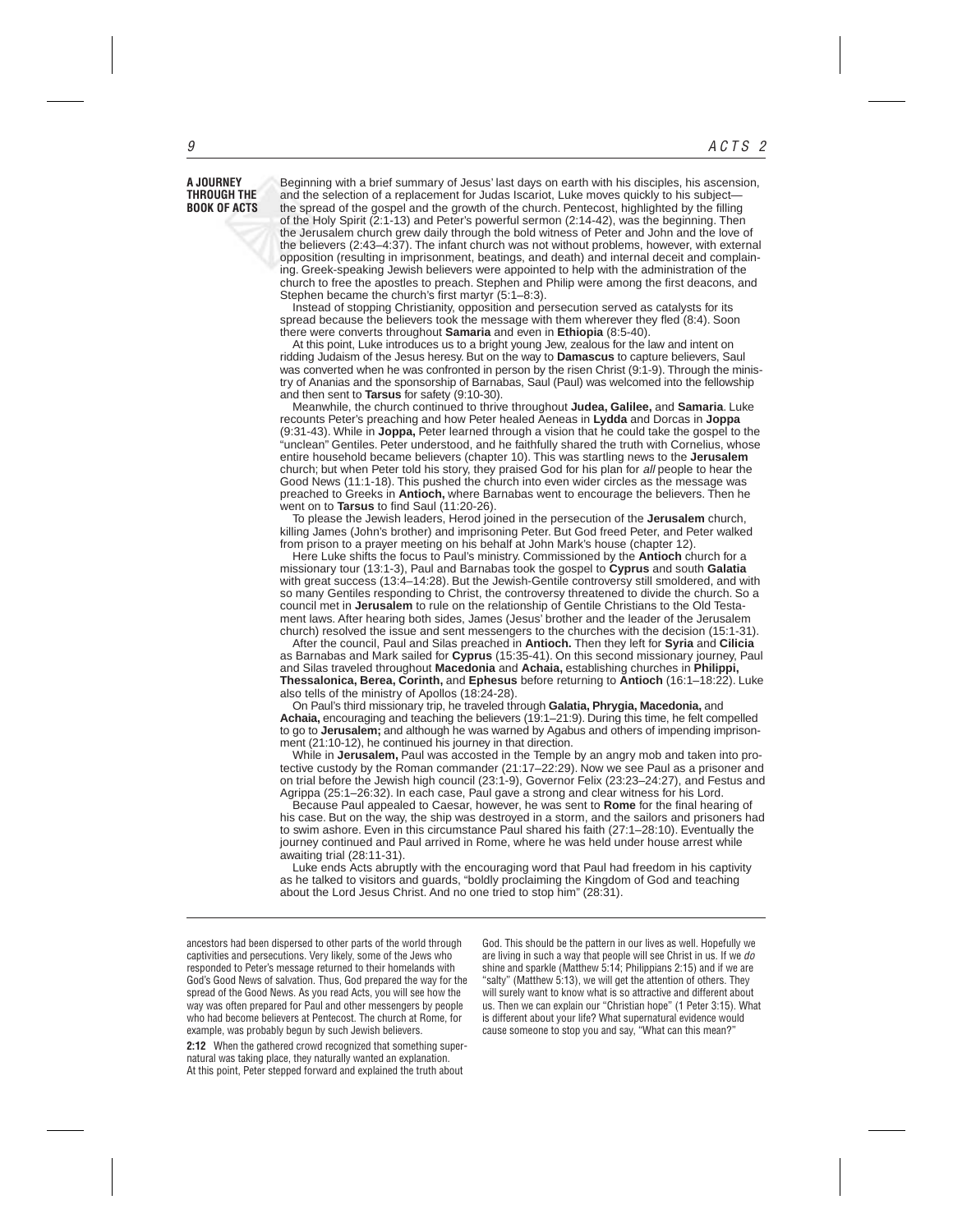## A JOURNEY THROUGH THE BOOK OF ACTS

Beginning with a brief summary of Jesus' last days on earth with his disciples, his ascension, and the selection of a replacement for Judas Iscariot, Luke moves quickly to his subject—the spread of the gospel and the growth of the church. Pentecost, highlighted by the filling of the Holy Spirit (2:1-13) and Peter's powerful sermon (2:14-42), was the beginning. Then the Jerusalem church grew daily through the bold witness of Peter and John and the love of the believers (2:43–4:37). The infant church was not without problems, however, with external opposition (resulting in imprisonment, beatings, and death) and internal deceit and complaining. Greek-speaking Jewish believers were appointed to help with the administration of the church to free the apostles to preach. Stephen and Philip were among the first deacons, and Stephen became the church's first martyr (5:1–8:3).

Instead of stopping Christianity, opposition and persecution served as catalysts for its spread because the believers took the message with them wherever they fled (8:4). Soon there were converts throughout **Samaria** and even in **Ethiopia** (8:5-40).

At this point, Luke introduces us to a bright young Jew, zealous for the law and intent on ridding Judaism of the Jesus heresy. But on the way to **Damascus** to capture believers, Saul was converted when he was confronted in person by the risen Christ (9:1-9). Through the ministry of Ananias and the sponsorship of Barnabas, Saul (Paul) was welcomed into the fellowship and then sent to **Tarsus** for safety (9:10-30).

Meanwhile, the church continued to thrive throughout **Judea, Galilee,** and **Samaria**. Luke recounts Peter's preaching and how Peter healed Aeneas in **Lydda** and Dorcas in **Joppa** (9:31-43). While in **Joppa,** Peter learned through a vision that he could take the gospel to the "unclean" Gentiles. Peter understood, and he faithfully shared the truth with Cornelius, whose entire household became believers (chapter 10). This was startling news to the **Jerusalem** church; but when Peter told his story, they praised God for his plan for *all* people to hear the Good News (11:1-18). This pushed the church into even wider circles as the message was preached to Greeks in **Antioch,** where Barnabas went to encourage the believers. Then he went on to **Tarsus** to find Saul (11:20-26).

To please the Jewish leaders, Herod joined in the persecution of the **Jerusalem** church, killing James (John's brother) and imprisoning Peter. But God freed Peter, and Peter walked from prison to a prayer meeting on his behalf at John Mark's house (chapter 12).

Here Luke shifts the focus to Paul's ministry. Commissioned by the **Antioch** church for a missionary tour (13:1-3), Paul and Barnabas took the gospel to **Cyprus** and south **Galatia** with great success (13:4–14:28). But the Jewish-Gentile controversy still smoldered, and with so many Gentiles responding to Christ, the controversy threatened to divide the church. So a council met in **Jerusalem** to rule on the relationship of Gentile Christians to the Old Testament laws. After hearing both sides, James (Jesus' brother and the leader of the Jerusalem church) resolved the issue and sent messengers to the churches with the decision (15:1-31).

After the council, Paul and Silas preached in **Antioch.** Then they left for **Syria** and **Cilicia** as Barnabas and Mark sailed for **Cyprus** (15:35-41). On this second missionary journey, Paul and Silas traveled throughout **Macedonia** and **Achaia,** establishing churches in **Philippi, Thessalonica, Berea, Corinth,** and **Ephesus** before returning to **Antioch** (16:1–18:22). Luke also tells of the ministry of Apollos (18:24-28).

On Paul's third missionary trip, he traveled through **Galatia, Phrygia, Macedonia,** and **Achaia,** encouraging and teaching the believers (19:1–21:9). During this time, he felt compelled to go to **Jerusalem;** and although he was warned by Agabus and others of impending imprisonment (21:10-12), he continued his journey in that direction.

While in **Jerusalem,** Paul was accosted in the Temple by an angry mob and taken into protective custody by the Roman commander (21:17–22:29). Now we see Paul as a prisoner and on trial before the Jewish high council (23:1-9), Governor Felix (23:23–24:27), and Festus and Agrippa (25:1–26:32). In each case, Paul gave a strong and clear witness for his Lord.

Because Paul appealed to Caesar, however, he was sent to **Rome** for the final hearing of his case. But on the way, the ship was destroyed in a storm, and the sailors and prisoners had to swim ashore. Even in this circumstance Paul shared his faith (27:1–28:10). Eventually the journey continued and Paul arrived in Rome, where he was held under house arrest while awaiting trial (28:11-31).

Luke ends Acts abruptly with the encouraging word that Paul had freedom in his captivity as he talked to visitors and guards, "boldly proclaiming the Kingdom of God and teaching about the Lord Jesus Christ. And no one tried to stop him" (28:31).

---

ancestors had been dispersed to other parts of the world through captivities and persecutions. Very likely, some of the Jews who responded to Peter's message returned to their homelands with God's Good News of salvation. Thus, God prepared the way for the spread of the Good News. As you read Acts, you will see how the way was often prepared for Paul and other messengers by people who had become believers at Pentecost. The church at Rome, for example, was probably begun by such Jewish believers.

**2:12** When the gathered crowd recognized that something supernatural was taking place, they naturally wanted an explanation. At this point, Peter stepped forward and explained the truth about God. This should be the pattern in our lives as well. Hopefully we are living in such a way that people will see Christ in us. If we *do* shine and sparkle (Matthew 5:14; Philippians 2:15) and if we are "salty" (Matthew 5:13), we will get the attention of others. They will surely want to know what is so attractive and different about us. Then we can explain our "Christian hope" (1 Peter 3:15). What is different about your life? What supernatural evidence would cause someone to stop you and say, "What can this mean?"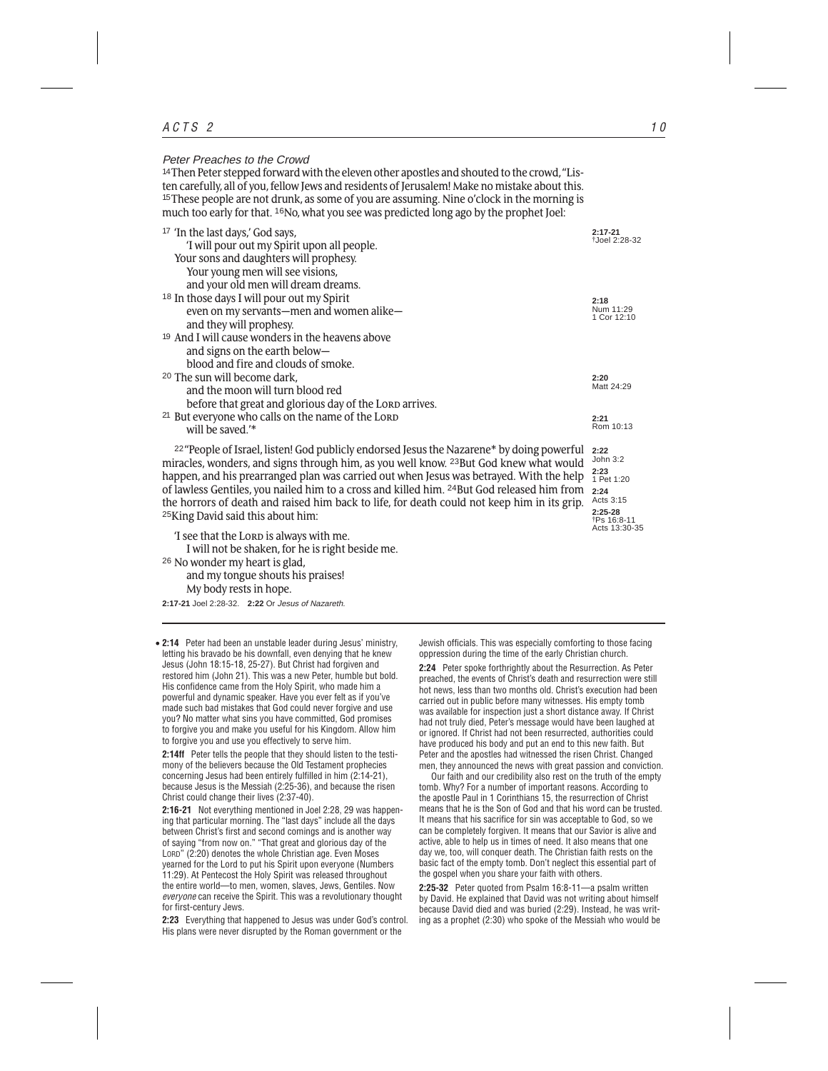### *Peter Preaches to the Crowd*

[14] Then Peter stepped forward with the eleven other apostles and shouted to the crowd, "Listen carefully, all of you, fellow Jews and residents of Jerusalem! Make no mistake about this. [15] These people are not drunk, as some of you are assuming. Nine o'clock in the morning is much too early for that. [16] No, what you see was predicted long ago by the prophet Joel:

[17] 'In the last days,' God says,
'I will pour out my Spirit upon all people.
Your sons and daughters will prophesy.
Your young men will see visions,
and your old men will dream dreams.
[18] In those days I will pour out my Spirit
even on my servants—men and women alike—
and they will prophesy.
[19] And I will cause wonders in the heavens above
and signs on the earth below—
blood and fire and clouds of smoke.
[20] The sun will become dark,
and the moon will turn blood red
before that great and glorious day of the LORD arrives.
[21] But everyone who calls on the name of the LORD
will be saved.'*

[22] "People of Israel, listen! God publicly endorsed Jesus the Nazarene* by doing powerful miracles, wonders, and signs through him, as you well know. [23] But God knew what would happen, and his prearranged plan was carried out when Jesus was betrayed. With the help of lawless Gentiles, you nailed him to a cross and killed him. [24] But God released him from the horrors of death and raised him back to life, for death could not keep him in its grip. [25] King David said this about him:

'I see that the LORD is always with me.
I will not be shaken, for he is right beside me.
[26] No wonder my heart is glad,
and my tongue shouts his praises!
My body rests in hope.

**2:17-21** †Joel 2:28-32
**2:18** Num 11:29; 1 Cor 12:10
**2:20** Matt 24:29
**2:21** Rom 10:13
**2:22** John 3:2
**2:23** 1 Pet 1:20
**2:24** Acts 3:15
**2:25-28** †Ps 16:8-11; Acts 13:30-35

**2:17-21** Joel 2:28-32. **2:22** Or *Jesus of Nazareth.*

---

• **2:14** Peter had been an unstable leader during Jesus' ministry, letting his bravado be his downfall, even denying that he knew Jesus (John 18:15-18, 25-27). But Christ had forgiven and restored him (John 21). This was a new Peter, humble but bold. His confidence came from the Holy Spirit, who made him a powerful and dynamic speaker. Have you ever felt as if you've made such bad mistakes that God could never forgive and use you? No matter what sins you have committed, God promises to forgive you and make you useful for his Kingdom. Allow him to forgive you and use you effectively to serve him.

**2:14ff** Peter tells the people that they should listen to the testimony of the believers because the Old Testament prophecies concerning Jesus had been entirely fulfilled in him (2:14-21), because Jesus is the Messiah (2:25-36), and because the risen Christ could change their lives (2:37-40).

**2:16-21** Not everything mentioned in Joel 2:28, 29 was happening that particular morning. The "last days" include all the days between Christ's first and second comings and is another way of saying "from now on." "That great and glorious day of the LORD" (2:20) denotes the whole Christian age. Even Moses yearned for the Lord to put his Spirit upon everyone (Numbers 11:29). At Pentecost the Holy Spirit was released throughout the entire world—to men, women, slaves, Jews, Gentiles. Now *everyone* can receive the Spirit. This was a revolutionary thought for first-century Jews.

**2:23** Everything that happened to Jesus was under God's control. His plans were never disrupted by the Roman government or the Jewish officials. This was especially comforting to those facing oppression during the time of the early Christian church.

**2:24** Peter spoke forthrightly about the Resurrection. As Peter preached, the events of Christ's death and resurrection were still hot news, less than two months old. Christ's execution had been carried out in public before many witnesses. His empty tomb was available for inspection just a short distance away. If Christ had not truly died, Peter's message would have been laughed at or ignored. If Christ had not been resurrected, authorities could have produced his body and put an end to this new faith. But Peter and the apostles had witnessed the risen Christ. Changed men, they announced the news with great passion and conviction.

Our faith and our credibility also rest on the truth of the empty tomb. Why? For a number of important reasons. According to the apostle Paul in 1 Corinthians 15, the resurrection of Christ means that he is the Son of God and that his word can be trusted. It means that his sacrifice for sin was acceptable to God, so we can be completely forgiven. It means that our Savior is alive and active, able to help us in times of need. It also means that one day we, too, will conquer death. The Christian faith rests on the basic fact of the empty tomb. Don't neglect this essential part of the gospel when you share your faith with others.

**2:25-32** Peter quoted from Psalm 16:8-11—a psalm written by David. He explained that David was not writing about himself because David died and was buried (2:29). Instead, he was writing as a prophet (2:30) who spoke of the Messiah who would be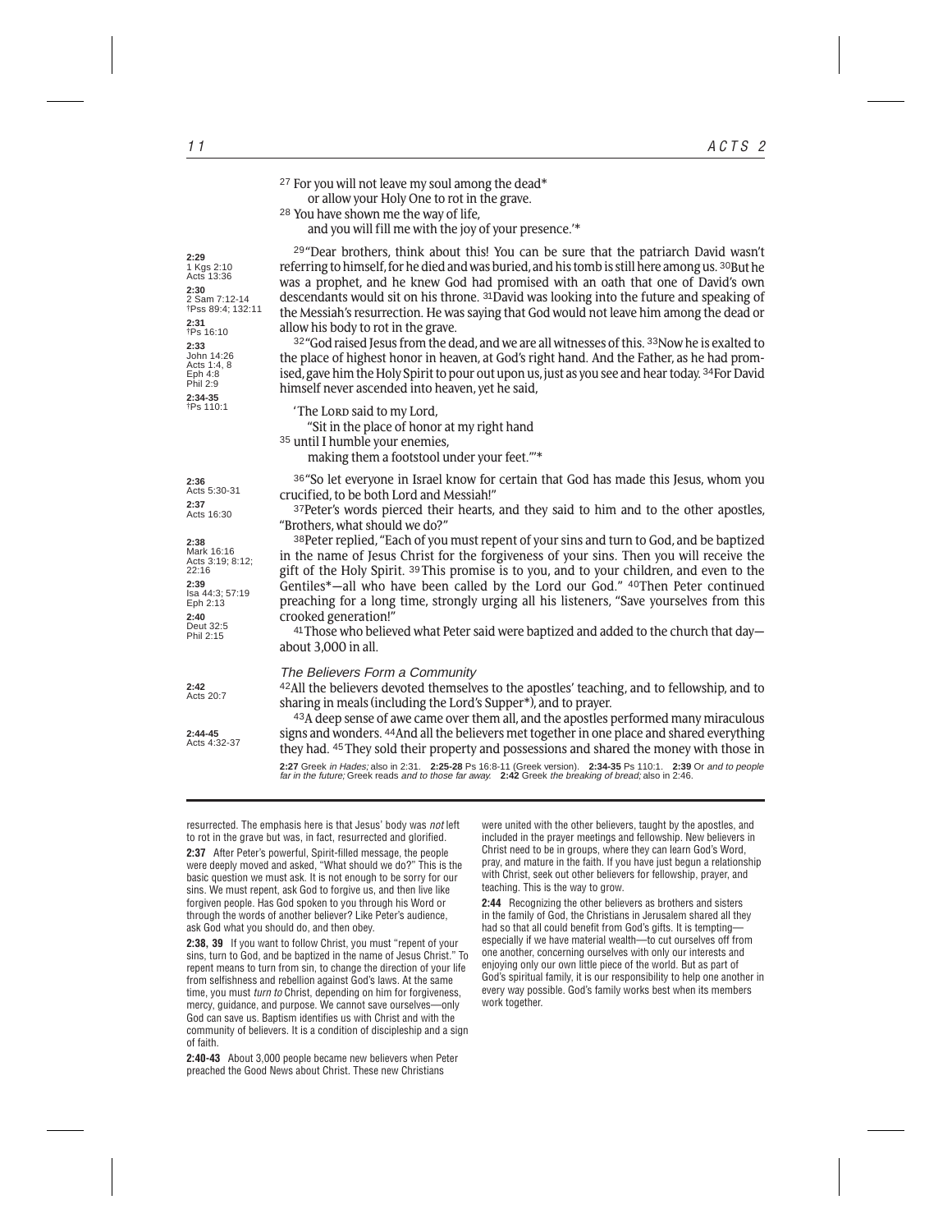[27] For you will not leave my soul among the dead*
or allow your Holy One to rot in the grave.
[28] You have shown me the way of life,
and you will fill me with the joy of your presence.'*

**2:29** 1 Kgs 2:10 Acts 13:36
**2:30** 2 Sam 7:12-14 †Pss 89:4; 132:11
**2:31** †Ps 16:10
**2:33** John 14:26 Acts 1:4, 8 Eph 4:8 Phil 2:9
**2:34-35** †Ps 110:1

[29] "Dear brothers, think about this! You can be sure that the patriarch David wasn't referring to himself, for he died and was buried, and his tomb is still here among us. [30] But he was a prophet, and he knew God had promised with an oath that one of David's own descendants would sit on his throne. [31] David was looking into the future and speaking of the Messiah's resurrection. He was saying that God would not leave him among the dead or allow his body to rot in the grave.

[32] "God raised Jesus from the dead, and we are all witnesses of this. [33] Now he is exalted to the place of highest honor in heaven, at God's right hand. And the Father, as he had promised, gave him the Holy Spirit to pour out upon us, just as you see and hear today. [34] For David himself never ascended into heaven, yet he said,

'The LORD said to my Lord,
"Sit in the place of honor at my right hand
[35] until I humble your enemies,
making them a footstool under your feet."'*

**2:36** Acts 5:30-31
**2:37** Acts 16:30
**2:38** Mark 16:16 Acts 3:19; 8:12; 22:16
**2:39** Isa 44:3; 57:19 Eph 2:13
**2:40** Deut 32:5 Phil 2:15

[36] "So let everyone in Israel know for certain that God has made this Jesus, whom you crucified, to be both Lord and Messiah!"

[37] Peter's words pierced their hearts, and they said to him and to the other apostles, "Brothers, what should we do?"

[38] Peter replied, "Each of you must repent of your sins and turn to God, and be baptized in the name of Jesus Christ for the forgiveness of your sins. Then you will receive the gift of the Holy Spirit. [39] This promise is to you, and to your children, and even to the Gentiles*—all who have been called by the Lord our God." [40] Then Peter continued preaching for a long time, strongly urging all his listeners, "Save yourselves from this crooked generation!"

[41] Those who believed what Peter said were baptized and added to the church that day—about 3,000 in all.

### *The Believers Form a Community*

**2:42** Acts 20:7
**2:44-45** Acts 4:32-37

[42] All the believers devoted themselves to the apostles' teaching, and to fellowship, and to sharing in meals (including the Lord's Supper*), and to prayer.

[43] A deep sense of awe came over them all, and the apostles performed many miraculous signs and wonders. [44] And all the believers met together in one place and shared everything they had. [45] They sold their property and possessions and shared the money with those in

**2:27** Greek *in Hades;* also in 2:31. **2:25-28** Ps 16:8-11 (Greek version). **2:34-35** Ps 110:1. **2:39** Or *and to people far in the future;* Greek reads *and to those far away.* **2:42** Greek *the breaking of bread;* also in 2:46.

---

resurrected. The emphasis here is that Jesus' body was *not* left to rot in the grave but was, in fact, resurrected and glorified.

**2:37** After Peter's powerful, Spirit-filled message, the people were deeply moved and asked, "What should we do?" This is the basic question we must ask. It is not enough to be sorry for our sins. We must repent, ask God to forgive us, and then live like forgiven people. Has God spoken to you through his Word or through the words of another believer? Like Peter's audience, ask God what you should do, and then obey.

**2:38, 39** If you want to follow Christ, you must "repent of your sins, turn to God, and be baptized in the name of Jesus Christ." To repent means to turn from sin, to change the direction of your life from selfishness and rebellion against God's laws. At the same time, you must *turn to* Christ, depending on him for forgiveness, mercy, guidance, and purpose. We cannot save ourselves—only God can save us. Baptism identifies us with Christ and with the community of believers. It is a condition of discipleship and a sign of faith.

**2:40-43** About 3,000 people became new believers when Peter preached the Good News about Christ. These new Christians were united with the other believers, taught by the apostles, and included in the prayer meetings and fellowship. New believers in Christ need to be in groups, where they can learn God's Word, pray, and mature in the faith. If you have just begun a relationship with Christ, seek out other believers for fellowship, prayer, and teaching. This is the way to grow.

**2:44** Recognizing the other believers as brothers and sisters in the family of God, the Christians in Jerusalem shared all they had so that all could benefit from God's gifts. It is tempting—especially if we have material wealth—to cut ourselves off from one another, concerning ourselves with only our interests and enjoying only our own little piece of the world. But as part of God's spiritual family, it is our responsibility to help one another in every way possible. God's family works best when its members work together.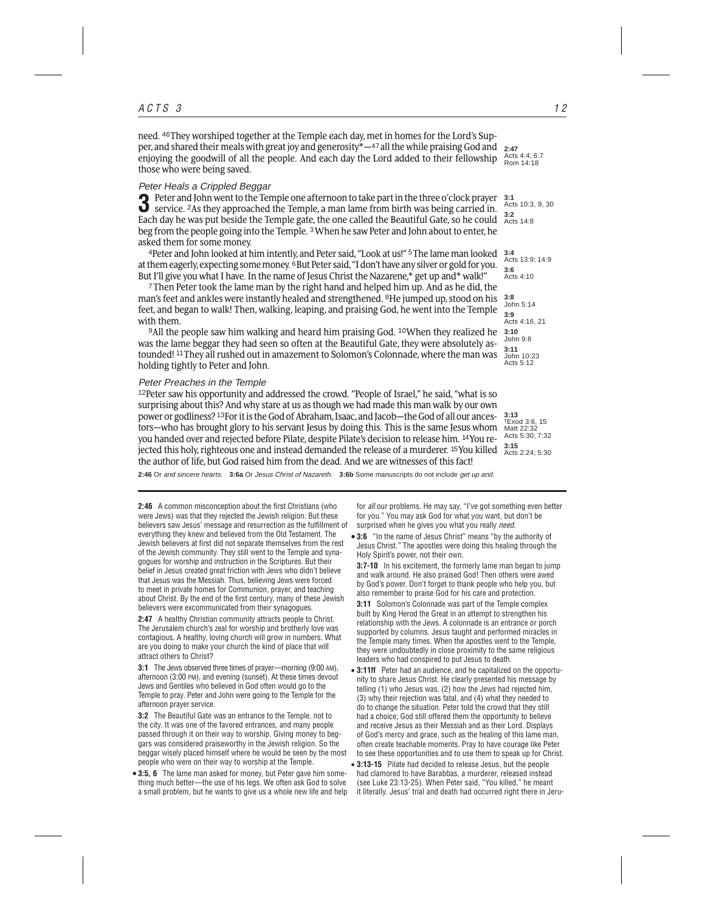need. [46]They worshiped together at the Temple each day, met in homes for the Lord's Supper, and shared their meals with great joy and generosity*—[47]all the while praising God and enjoying the goodwill of all the people. And each day the Lord added to their fellowship those who were being saved.

**2:47** Acts 4:4; 6:7 Rom 14:18

### *Peter Heals a Crippled Beggar*

**3** Peter and John went to the Temple one afternoon to take part in the three o'clock prayer service. [2]As they approached the Temple, a man lame from birth was being carried in. Each day he was put beside the Temple gate, the one called the Beautiful Gate, so he could beg from the people going into the Temple. [3]When he saw Peter and John about to enter, he asked them for some money.

[4]Peter and John looked at him intently, and Peter said, "Look at us!" [5]The lame man looked at them eagerly, expecting some money. [6]But Peter said, "I don't have any silver or gold for you. But I'll give you what I have. In the name of Jesus Christ the Nazarene,* get up and* walk!"

[7]Then Peter took the lame man by the right hand and helped him up. And as he did, the man's feet and ankles were instantly healed and strengthened. [8]He jumped up, stood on his feet, and began to walk! Then, walking, leaping, and praising God, he went into the Temple with them.

[9]All the people saw him walking and heard him praising God. [10]When they realized he was the lame beggar they had seen so often at the Beautiful Gate, they were absolutely astounded! [11]They all rushed out in amazement to Solomon's Colonnade, where the man was holding tightly to Peter and John.

**3:1** Acts 10:3, 9, 30
**3:2** Acts 14:8
**3:4** Acts 13:9; 14:9
**3:6** Acts 4:10
**3:8** John 5:14
**3:9** Acts 4:16, 21
**3:10** John 9:8
**3:11** John 10:23 Acts 5:12

### *Peter Preaches in the Temple*

[12]Peter saw his opportunity and addressed the crowd. "People of Israel," he said, "what is so surprising about this? And why stare at us as though we had made this man walk by our own power or godliness? [13]For it is the God of Abraham, Isaac, and Jacob—the God of all our ancestors—who has brought glory to his servant Jesus by doing this. This is the same Jesus whom you handed over and rejected before Pilate, despite Pilate's decision to release him. [14]You rejected this holy, righteous one and instead demanded the release of a murderer. [15]You killed the author of life, but God raised him from the dead. And we are witnesses of this fact!

**3:13** †Exod 3:6, 15 Matt 22:32 Acts 5:30; 7:32
**3:15** Acts 2:24; 5:30

**2:46** Or *and sincere hearts.* **3:6a** Or *Jesus Christ of Nazareth.* **3:6b** Some manuscripts do not include *get up and.*

---

**2:46** A common misconception about the first Christians (who were Jews) was that they rejected the Jewish religion. But these believers saw Jesus' message and resurrection as the fulfillment of everything they knew and believed from the Old Testament. The Jewish believers at first did not separate themselves from the rest of the Jewish community. They still went to the Temple and synagogues for worship and instruction in the Scriptures. But their belief in Jesus created great friction with Jews who didn't believe that Jesus was the Messiah. Thus, believing Jews were forced to meet in private homes for Communion, prayer, and teaching about Christ. By the end of the first century, many of these Jewish believers were excommunicated from their synagogues.

**2:47** A healthy Christian community attracts people to Christ. The Jerusalem church's zeal for worship and brotherly love was contagious. A healthy, loving church will grow in numbers. What are you doing to make your church the kind of place that will attract others to Christ?

**3:1** The Jews observed three times of prayer—morning (9:00 AM), afternoon (3:00 PM), and evening (sunset). At these times devout Jews and Gentiles who believed in God often would go to the Temple to pray. Peter and John were going to the Temple for the afternoon prayer service.

**3:2** The Beautiful Gate was an entrance to the Temple, not to the city. It was one of the favored entrances, and many people passed through it on their way to worship. Giving money to beggars was considered praiseworthy in the Jewish religion. So the beggar wisely placed himself where he would be seen by the most people who were on their way to worship at the Temple.

• **3:5, 6** The lame man asked for money, but Peter gave him something much better—the use of his legs. We often ask God to solve a small problem, but he wants to give us a whole new life and help for *all* our problems. He may say, "I've got something even better for you." You may ask God for what you want, but don't be surprised when he gives you what you really *need.*

• **3:6** "In the name of Jesus Christ" means "by the authority of Jesus Christ." The apostles were doing this healing through the Holy Spirit's power, not their own.

**3:7-10** In his excitement, the formerly lame man began to jump and walk around. He also praised God! Then others were awed by God's power. Don't forget to thank people who help you, but also remember to praise God for his care and protection.

**3:11** Solomon's Colonnade was part of the Temple complex built by King Herod the Great in an attempt to strengthen his relationship with the Jews. A colonnade is an entrance or porch supported by columns. Jesus taught and performed miracles in the Temple many times. When the apostles went to the Temple, they were undoubtedly in close proximity to the same religious leaders who had conspired to put Jesus to death.

• **3:11ff** Peter had an audience, and he capitalized on the opportunity to share Jesus Christ. He clearly presented his message by telling (1) who Jesus was, (2) how the Jews had rejected him, (3) why their rejection was fatal, and (4) what they needed to do to change the situation. Peter told the crowd that they still had a choice; God still offered them the opportunity to believe and receive Jesus as their Messiah and as their Lord. Displays of God's mercy and grace, such as the healing of this lame man, often create teachable moments. Pray to have courage like Peter to see these opportunities and to use them to speak up for Christ.

• **3:13-15** Pilate had decided to release Jesus, but the people had clamored to have Barabbas, a murderer, released instead (see Luke 23:13-25). When Peter said, "You killed," he meant it literally. Jesus' trial and death had occurred right there in Jeru-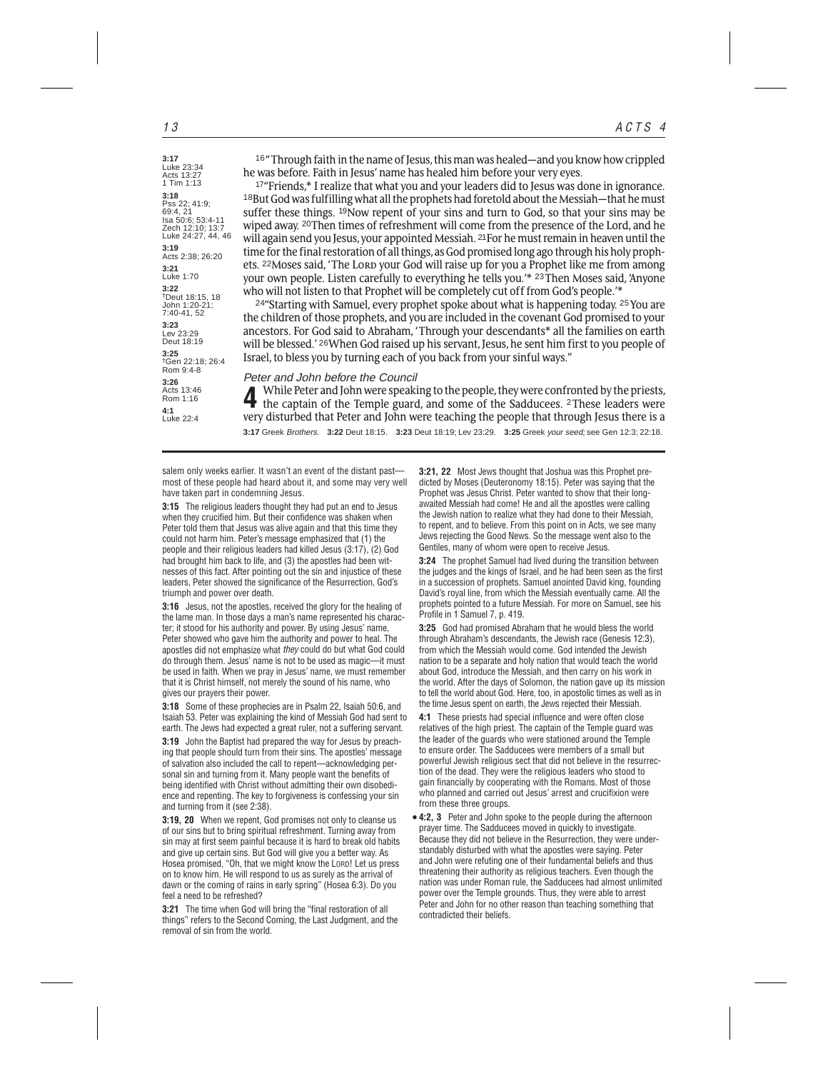3:17 Luke 23:34 Acts 13:27 1 Tim 1:13
3:18 Pss 22; 41:9; 69:4, 21 Isa 50:6; 53:4-11 Zech 12:10; 13:7 Luke 24:27, 44, 46
3:19 Acts 2:38; 26:20
3:21 Luke 1:70
3:22 †Deut 18:15, 18 John 1:20-21; 7:40-41, 52
3:23 Lev 23:29 Deut 18:19
3:25 †Gen 22:18; 26:4 Rom 9:4-8
3:26 Acts 13:46 Rom 1:16
4:1 Luke 22:4

16 "Through faith in the name of Jesus, this man was healed—and you know how crippled he was before. Faith in Jesus' name has healed him before your very eyes.

17 "Friends,* I realize that what you and your leaders did to Jesus was done in ignorance. 18 But God was fulfilling what all the prophets had foretold about the Messiah—that he must suffer these things. 19 Now repent of your sins and turn to God, so that your sins may be wiped away. 20 Then times of refreshment will come from the presence of the Lord, and he will again send you Jesus, your appointed Messiah. 21 For he must remain in heaven until the time for the final restoration of all things, as God promised long ago through his holy prophets. 22 Moses said, 'The LORD your God will raise up for you a Prophet like me from among your own people. Listen carefully to everything he tells you.'* 23 Then Moses said, 'Anyone who will not listen to that Prophet will be completely cut off from God's people.'*

24 "Starting with Samuel, every prophet spoke about what is happening today. 25 You are the children of those prophets, and you are included in the covenant God promised to your ancestors. For God said to Abraham, 'Through your descendants* all the families on earth will be blessed.' 26 When God raised up his servant, Jesus, he sent him first to you people of Israel, to bless you by turning each of you back from your sinful ways."

### *Peter and John before the Council*

**4** While Peter and John were speaking to the people, they were confronted by the priests, the captain of the Temple guard, and some of the Sadducees. 2 These leaders were very disturbed that Peter and John were teaching the people that through Jesus there is a

**3:17** Greek *Brothers.* **3:22** Deut 18:15. **3:23** Deut 18:19; Lev 23:29. **3:25** Greek *your seed;* see Gen 12:3; 22:18.

---

salem only weeks earlier. It wasn't an event of the distant past—most of these people had heard about it, and some may very well have taken part in condemning Jesus.

**3:15** The religious leaders thought they had put an end to Jesus when they crucified him. But their confidence was shaken when Peter told them that Jesus was alive again and that this time they could not harm him. Peter's message emphasized that (1) the people and their religious leaders had killed Jesus (3:17), (2) God had brought him back to life, and (3) the apostles had been witnesses of this fact. After pointing out the sin and injustice of these leaders, Peter showed the significance of the Resurrection, God's triumph and power over death.

**3:16** Jesus, not the apostles, received the glory for the healing of the lame man. In those days a man's name represented his character; it stood for his authority and power. By using Jesus' name, Peter showed who gave him the authority and power to heal. The apostles did not emphasize what *they* could do but what God could do through them. Jesus' name is not to be used as magic—it must be used in faith. When we pray in Jesus' name, we must remember that it is Christ himself, not merely the sound of his name, who gives our prayers their power.

**3:18** Some of these prophecies are in Psalm 22, Isaiah 50:6, and Isaiah 53. Peter was explaining the kind of Messiah God had sent to earth. The Jews had expected a great ruler, not a suffering servant.

**3:19** John the Baptist had prepared the way for Jesus by preaching that people should turn from their sins. The apostles' message of salvation also included the call to repent—acknowledging personal sin and turning from it. Many people want the benefits of being identified with Christ without admitting their own disobedience and repenting. The key to forgiveness is confessing your sin and turning from it (see 2:38).

**3:19, 20** When we repent, God promises not only to cleanse us of our sins but to bring spiritual refreshment. Turning away from sin may at first seem painful because it is hard to break old habits and give up certain sins. But God will give you a better way. As Hosea promised, "Oh, that we might know the LORD! Let us press on to know him. He will respond to us as surely as the arrival of dawn or the coming of rains in early spring" (Hosea 6:3). Do you feel a need to be refreshed?

**3:21** The time when God will bring the "final restoration of all things" refers to the Second Coming, the Last Judgment, and the removal of sin from the world.

**3:21, 22** Most Jews thought that Joshua was this Prophet predicted by Moses (Deuteronomy 18:15). Peter was saying that the Prophet was Jesus Christ. Peter wanted to show that their long-awaited Messiah had come! He and all the apostles were calling the Jewish nation to realize what they had done to their Messiah, to repent, and to believe. From this point on in Acts, we see many Jews rejecting the Good News. So the message went also to the Gentiles, many of whom were open to receive Jesus.

**3:24** The prophet Samuel had lived during the transition between the judges and the kings of Israel, and he had been seen as the first in a succession of prophets. Samuel anointed David king, founding David's royal line, from which the Messiah eventually came. All the prophets pointed to a future Messiah. For more on Samuel, see his Profile in 1 Samuel 7, p. 419.

**3:25** God had promised Abraham that he would bless the world through Abraham's descendants, the Jewish race (Genesis 12:3), from which the Messiah would come. God intended the Jewish nation to be a separate and holy nation that would teach the world about God, introduce the Messiah, and then carry on his work in the world. After the days of Solomon, the nation gave up its mission to tell the world about God. Here, too, in apostolic times as well as in the time Jesus spent on earth, the Jews rejected their Messiah.

**4:1** These priests had special influence and were often close relatives of the high priest. The captain of the Temple guard was the leader of the guards who were stationed around the Temple to ensure order. The Sadducees were members of a small but powerful Jewish religious sect that did not believe in the resurrection of the dead. They were the religious leaders who stood to gain financially by cooperating with the Romans. Most of those who planned and carried out Jesus' arrest and crucifixion were from these three groups.

• **4:2, 3** Peter and John spoke to the people during the afternoon prayer time. The Sadducees moved in quickly to investigate. Because they did not believe in the Resurrection, they were understandably disturbed with what the apostles were saying. Peter and John were refuting one of their fundamental beliefs and thus threatening their authority as religious teachers. Even though the nation was under Roman rule, the Sadducees had almost unlimited power over the Temple grounds. Thus, they were able to arrest Peter and John for no other reason than teaching something that contradicted their beliefs.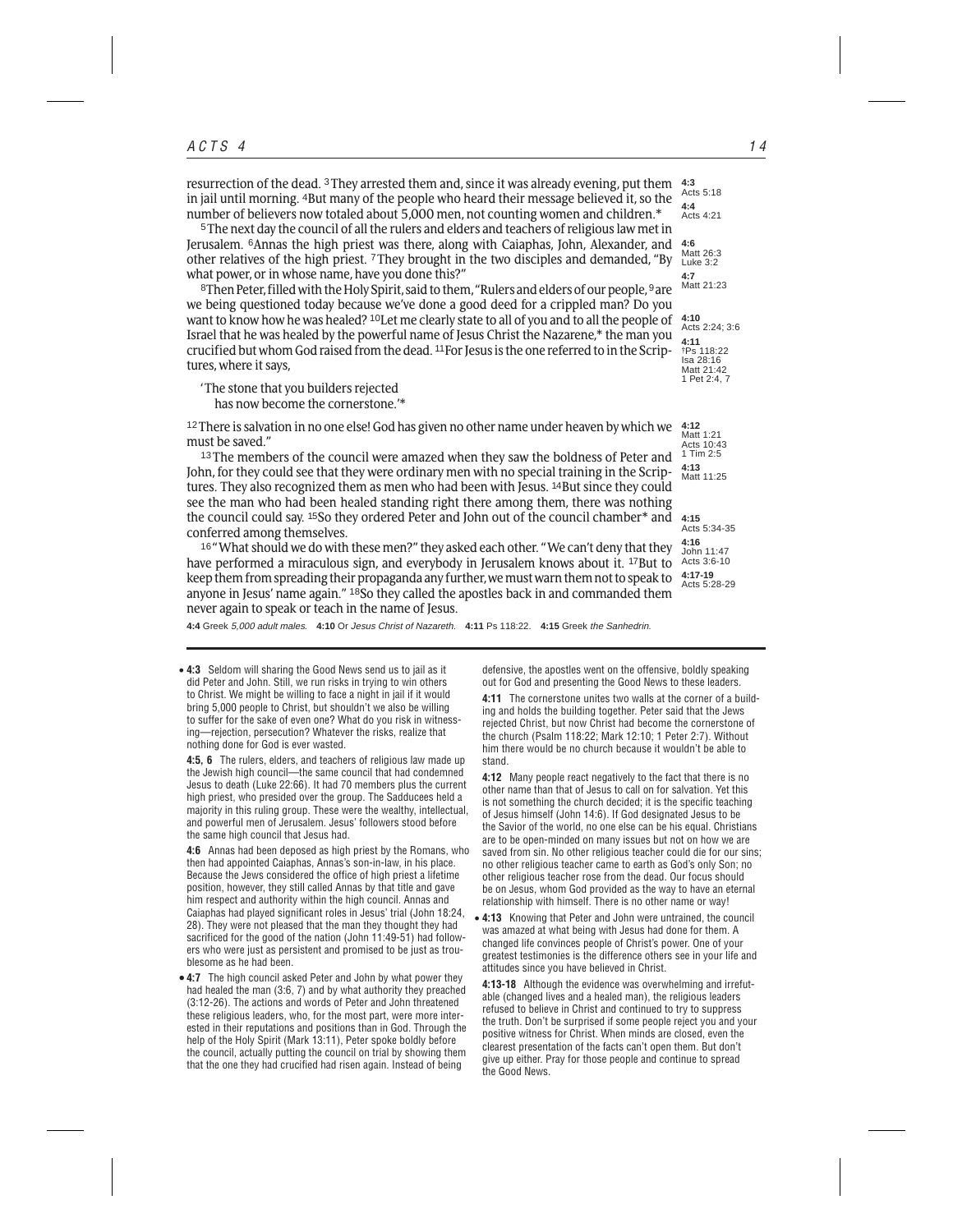resurrection of the dead. [3] They arrested them and, since it was already evening, put them in jail until morning. [4] But many of the people who heard their message believed it, so the number of believers now totaled about 5,000 men, not counting women and children.*

[5] The next day the council of all the rulers and elders and teachers of religious law met in Jerusalem. [6] Annas the high priest was there, along with Caiaphas, John, Alexander, and other relatives of the high priest. [7] They brought in the two disciples and demanded, "By what power, or in whose name, have you done this?"

[8] Then Peter, filled with the Holy Spirit, said to them, "Rulers and elders of our people, [9] are we being questioned today because we've done a good deed for a crippled man? Do you want to know how he was healed? [10] Let me clearly state to all of you and to all the people of Israel that he was healed by the powerful name of Jesus Christ the Nazarene,* the man you crucified but whom God raised from the dead. [11] For Jesus is the one referred to in the Scriptures, where it says,

'The stone that you builders rejected
has now become the cornerstone.'*

[12] There is salvation in no one else! God has given no other name under heaven by which we must be saved."

[13] The members of the council were amazed when they saw the boldness of Peter and John, for they could see that they were ordinary men with no special training in the Scriptures. They also recognized them as men who had been with Jesus. [14] But since they could see the man who had been healed standing right there among them, there was nothing the council could say. [15] So they ordered Peter and John out of the council chamber* and conferred among themselves.

[16] "What should we do with these men?" they asked each other. "We can't deny that they have performed a miraculous sign, and everybody in Jerusalem knows about it. [17] But to keep them from spreading their propaganda any further, we must warn them not to speak to anyone in Jesus' name again." [18] So they called the apostles back in and commanded them never again to speak or teach in the name of Jesus.

**4:3** Acts 5:18
**4:4** Acts 4:21
**4:6** Matt 26:3; Luke 3:2
**4:7** Matt 21:23
**4:10** Acts 2:24; 3:6
**4:11** †Ps 118:22; Isa 28:16; Matt 21:42; 1 Pet 2:4, 7
**4:12** Matt 1:21; Acts 10:43; 1 Tim 2:5
**4:13** Matt 11:25
**4:15** Acts 5:34-35
**4:16** John 11:47; Acts 3:6-10
**4:17-19** Acts 5:28-29

**4:4** Greek *5,000 adult males.* **4:10** Or *Jesus Christ of Nazareth.* **4:11** Ps 118:22. **4:15** Greek *the Sanhedrin.*

---

• **4:3** Seldom will sharing the Good News send us to jail as it did Peter and John. Still, we run risks in trying to win others to Christ. We might be willing to face a night in jail if it would bring 5,000 people to Christ, but shouldn't we also be willing to suffer for the sake of even one? What do you risk in witnessing—rejection, persecution? Whatever the risks, realize that nothing done for God is ever wasted.

**4:5, 6** The rulers, elders, and teachers of religious law made up the Jewish high council—the same council that had condemned Jesus to death (Luke 22:66). It had 70 members plus the current high priest, who presided over the group. The Sadducees held a majority in this ruling group. These were the wealthy, intellectual, and powerful men of Jerusalem. Jesus' followers stood before the same high council that Jesus had.

**4:6** Annas had been deposed as high priest by the Romans, who then had appointed Caiaphas, Annas's son-in-law, in his place. Because the Jews considered the office of high priest a lifetime position, however, they still called Annas by that title and gave him respect and authority within the high council. Annas and Caiaphas had played significant roles in Jesus' trial (John 18:24, 28). They were not pleased that the man they thought they had sacrificed for the good of the nation (John 11:49-51) had followers who were just as persistent and promised to be just as troublesome as he had been.

• **4:7** The high council asked Peter and John by what power they had healed the man (3:6, 7) and by what authority they preached (3:12-26). The actions and words of Peter and John threatened these religious leaders, who, for the most part, were more interested in their reputations and positions than in God. Through the help of the Holy Spirit (Mark 13:11), Peter spoke boldly before the council, actually putting the council on trial by showing them that the one they had crucified had risen again. Instead of being defensive, the apostles went on the offensive, boldly speaking out for God and presenting the Good News to these leaders.

**4:11** The cornerstone unites two walls at the corner of a building and holds the building together. Peter said that the Jews rejected Christ, but now Christ had become the cornerstone of the church (Psalm 118:22; Mark 12:10; 1 Peter 2:7). Without him there would be no church because it wouldn't be able to stand.

**4:12** Many people react negatively to the fact that there is no other name than that of Jesus to call on for salvation. Yet this is not something the church decided; it is the specific teaching of Jesus himself (John 14:6). If God designated Jesus to be the Savior of the world, no one else can be his equal. Christians are to be open-minded on many issues but not on how we are saved from sin. No other religious teacher could die for our sins; no other religious teacher came to earth as God's only Son; no other religious teacher rose from the dead. Our focus should be on Jesus, whom God provided as the way to have an eternal relationship with himself. There is no other name or way!

• **4:13** Knowing that Peter and John were untrained, the council was amazed at what being with Jesus had done for them. A changed life convinces people of Christ's power. One of your greatest testimonies is the difference others see in your life and attitudes since you have believed in Christ.

**4:13-18** Although the evidence was overwhelming and irrefutable (changed lives and a healed man), the religious leaders refused to believe in Christ and continued to try to suppress the truth. Don't be surprised if some people reject you and your positive witness for Christ. When minds are closed, even the clearest presentation of the facts can't open them. But don't give up either. Pray for those people and continue to spread the Good News.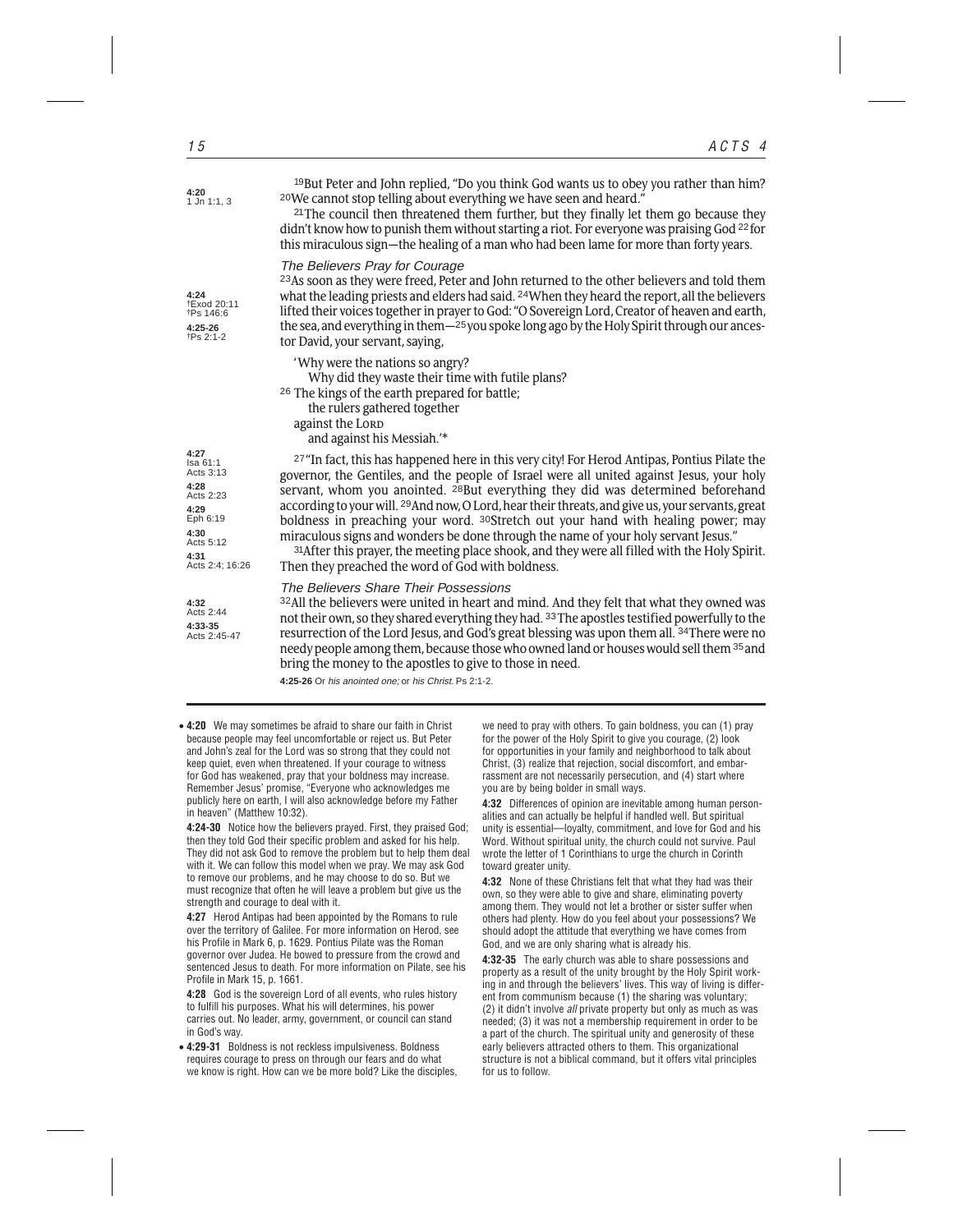4:20
1 Jn 1:1, 3

[19]But Peter and John replied, "Do you think God wants us to obey you rather than him? [20]We cannot stop telling about everything we have seen and heard."

[21]The council then threatened them further, but they finally let them go because they didn't know how to punish them without starting a riot. For everyone was praising God [22]for this miraculous sign—the healing of a man who had been lame for more than forty years.

### *The Believers Pray for Courage*

4:24
†Exod 20:11
†Ps 146:6
4:25-26
†Ps 2:1-2

[23]As soon as they were freed, Peter and John returned to the other believers and told them what the leading priests and elders had said. [24]When the believers heard the report, all the believers lifted their voices together in prayer to God: "O Sovereign Lord, Creator of heaven and earth, the sea, and everything in them—[25]you spoke long ago by the Holy Spirit through our ancestor David, your servant, saying,

'Why were the nations so angry?
Why did they waste their time with futile plans?
[26] The kings of the earth prepared for battle;
the rulers gathered together
against the LORD
and against his Messiah.'*

4:27
Isa 61:1
Acts 3:13
4:28
Acts 2:23
4:29
Eph 6:19
4:30
Acts 5:12
4:31
Acts 2:4; 16:26

[27]"In fact, this has happened here in this very city! For Herod Antipas, Pontius Pilate the governor, the Gentiles, and the people of Israel were all united against Jesus, your holy servant, whom you anointed. [28]But everything they did was determined beforehand according to your will. [29]And now, O Lord, hear their threats, and give us, your servants, great boldness in preaching your word. [30]Stretch out your hand with healing power; may miraculous signs and wonders be done through the name of your holy servant Jesus."

[31]After this prayer, the meeting place shook, and they were all filled with the Holy Spirit. Then they preached the word of God with boldness.

### *The Believers Share Their Possessions*

4:32
Acts 2:44
4:33-35
Acts 2:45-47

[32]All the believers were united in heart and mind. And they felt that what they owned was not their own, so they shared everything they had. [33]The apostles testified powerfully to the resurrection of the Lord Jesus, and God's great blessing was upon them all. [34]There were no needy people among them, because those who owned land or houses would sell them [35]and bring the money to the apostles to give to those in need.

**4:25-26** Or *his anointed one;* or *his Christ.* Ps 2:1-2.

---

• **4:20** We may sometimes be afraid to share our faith in Christ because people may feel uncomfortable or reject us. But Peter and John's zeal for the Lord was so strong that they could not keep quiet, even when threatened. If your courage to witness for God has weakened, pray that your boldness may increase. Remember Jesus' promise, "Everyone who acknowledges me publicly here on earth, I will also acknowledge before my Father in heaven" (Matthew 10:32).

**4:24-30** Notice how the believers prayed. First, they praised God; then they told God their specific problem and asked for his help. They did not ask God to remove the problem but to help them deal with it. We can follow this model when we pray. We may ask God to remove our problems, and he may choose to do so. But we must recognize that often he will leave a problem but give us the strength and courage to deal with it.

**4:27** Herod Antipas had been appointed by the Romans to rule over the territory of Galilee. For more information on Herod, see his Profile in Mark 6, p. 1629. Pontius Pilate was the Roman governor over Judea. He bowed to pressure from the crowd and sentenced Jesus to death. For more information on Pilate, see his Profile in Mark 15, p. 1661.

**4:28** God is the sovereign Lord of all events, who rules history to fulfill his purposes. What his will determines, his power carries out. No leader, army, government, or council can stand in God's way.

• **4:29-31** Boldness is not reckless impulsiveness. Boldness requires courage to press on through our fears and do what we know is right. How can we be more bold? Like the disciples, we need to pray with others. To gain boldness, you can (1) pray for the power of the Holy Spirit to give you courage, (2) look for opportunities in your family and neighborhood to talk about Christ, (3) realize that rejection, social discomfort, and embarrassment are not necessarily persecution, and (4) start where you are by being bolder in small ways.

**4:32** Differences of opinion are inevitable among human personalities and can actually be helpful if handled well. But spiritual unity is essential—loyalty, commitment, and love for God and his Word. Without spiritual unity, the church could not survive. Paul wrote the letter of 1 Corinthians to urge the church in Corinth toward greater unity.

**4:32** None of these Christians felt that what they had was their own, so they were able to give and share, eliminating poverty among them. They would not let a brother or sister suffer when others had plenty. How do you feel about your possessions? We should adopt the attitude that everything we have comes from God, and we are only sharing what is already his.

**4:32-35** The early church was able to share possessions and property as a result of the unity brought by the Holy Spirit working in and through the believers' lives. This way of living is different from communism because (1) the sharing was voluntary; (2) it didn't involve *all* private property but only as much as was needed; (3) it was not a membership requirement in order to be a part of the church. The spiritual unity and generosity of these early believers attracted others to them. This organizational structure is not a biblical command, but it offers vital principles for us to follow.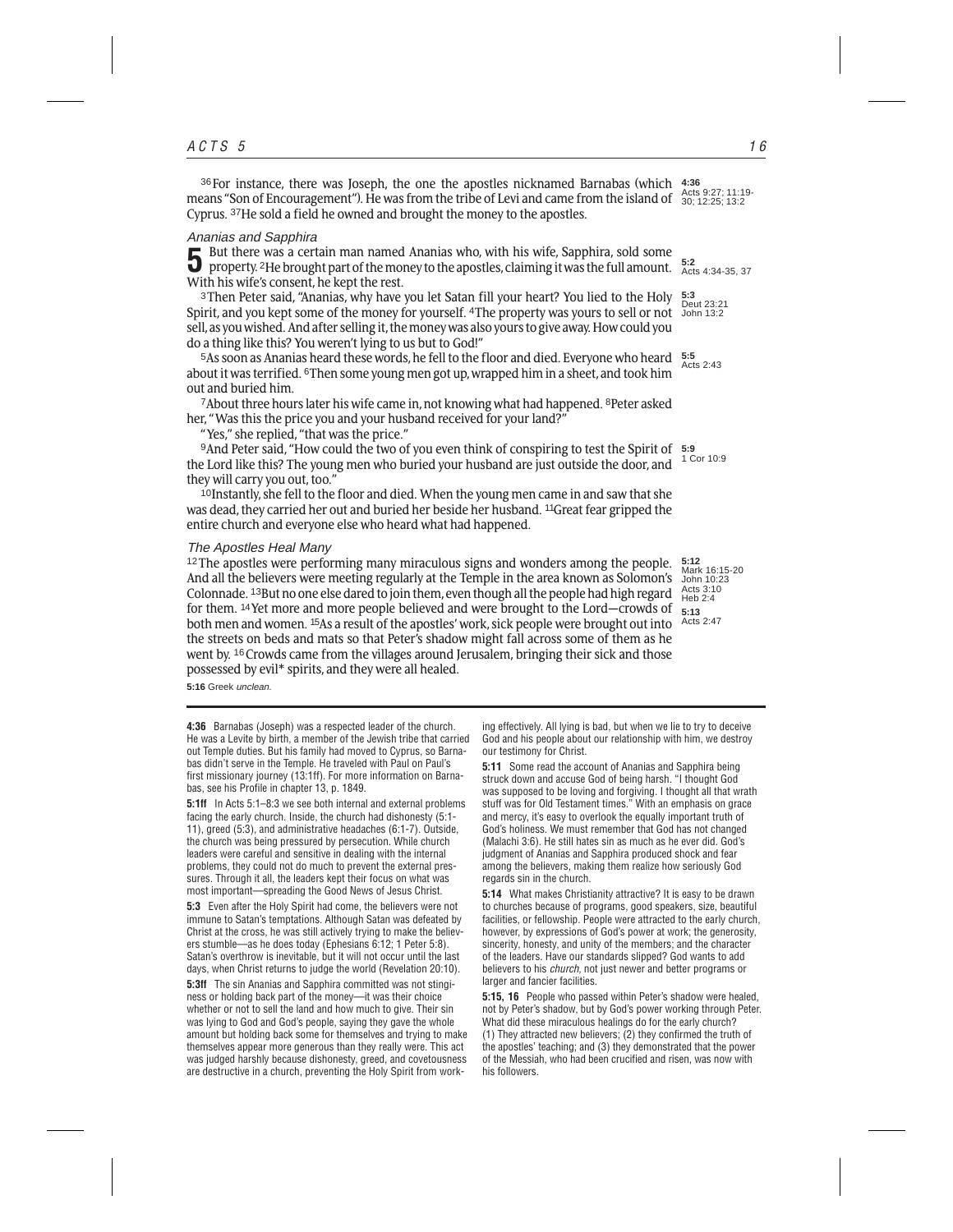[36] For instance, there was Joseph, the one the apostles nicknamed Barnabas (which means "Son of Encouragement"). He was from the tribe of Levi and came from the island of Cyprus. [37] He sold a field he owned and brought the money to the apostles.

**4:36** Acts 9:27; 11:19-30; 12:25; 13:2

### *Ananias and Sapphira*

**5** But there was a certain man named Ananias who, with his wife, Sapphira, sold some property. [2] He brought part of the money to the apostles, claiming it was the full amount. With his wife's consent, he kept the rest.

[3] Then Peter said, "Ananias, why have you let Satan fill your heart? You lied to the Holy Spirit, and you kept some of the money for yourself. [4] The property was yours to sell or not sell, as you wished. And after selling it, the money was also yours to give away. How could you do a thing like this? You weren't lying to us but to God!"

[5] As soon as Ananias heard these words, he fell to the floor and died. Everyone who heard about it was terrified. [6] Then some young men got up, wrapped him in a sheet, and took him out and buried him.

[7] About three hours later his wife came in, not knowing what had happened. [8] Peter asked her, "Was this the price you and your husband received for your land?"

"Yes," she replied, "that was the price."

[9] And Peter said, "How could the two of you even think of conspiring to test the Spirit of the Lord like this? The young men who buried your husband are just outside the door, and they will carry you out, too."

[10] Instantly, she fell to the floor and died. When the young men came in and saw that she was dead, they carried her out and buried her beside her husband. [11] Great fear gripped the entire church and everyone else who heard what had happened.

**5:2** Acts 4:34-35, 37
**5:3** Deut 23:21; John 13:2
**5:5** Acts 2:43
**5:9** 1 Cor 10:9

### *The Apostles Heal Many*

[12] The apostles were performing many miraculous signs and wonders among the people. And all the believers were meeting regularly at the Temple in the area known as Solomon's Colonnade. [13] But no one else dared to join them, even though all the people had high regard for them. [14] Yet more and more people believed and were brought to the Lord—crowds of both men and women. [15] As a result of the apostles' work, sick people were brought out into the streets on beds and mats so that Peter's shadow might fall across some of them as he went by. [16] Crowds came from the villages around Jerusalem, bringing their sick and those possessed by evil* spirits, and they were all healed.

**5:12** Mark 16:15-20; John 10:23; Acts 3:10; Heb 2:4
**5:13** Acts 2:47

**5:16** Greek *unclean.*

---

**4:36** Barnabas (Joseph) was a respected leader of the church. He was a Levite by birth, a member of the Jewish tribe that carried out Temple duties. But his family had moved to Cyprus, so Barnabas didn't serve in the Temple. He traveled with Paul on Paul's first missionary journey (13:1ff). For more information on Barnabas, see his Profile in chapter 13, p. 1849.

**5:1ff** In Acts 5:1–8:3 we see both internal and external problems facing the early church. Inside, the church had dishonesty (5:1-11), greed (5:3), and administrative headaches (6:1-7). Outside, the church was being pressured by persecution. While church leaders were careful and sensitive in dealing with the internal problems, they could not do much to prevent the external pressures. Through it all, the leaders kept their focus on what was most important—spreading the Good News of Jesus Christ.

**5:3** Even after the Holy Spirit had come, the believers were not immune to Satan's temptations. Although Satan was defeated by Christ at the cross, he was still actively trying to make the believers stumble—as he does today (Ephesians 6:12; 1 Peter 5:8). Satan's overthrow is inevitable, but it will not occur until the last days, when Christ returns to judge the world (Revelation 20:10).

**5:3ff** The sin Ananias and Sapphira committed was not stinginess or holding back part of the money—it was their choice whether or not to sell the land and how much to give. Their sin was lying to God and God's people, saying they gave the whole amount but holding back some for themselves and trying to make themselves appear more generous than they really were. This act was judged harshly because dishonesty, greed, and covetousness are destructive in a church, preventing the Holy Spirit from working effectively. All lying is bad, but when we lie to try to deceive God and his people about our relationship with him, we destroy our testimony for Christ.

**5:11** Some read the account of Ananias and Sapphira being struck down and accuse God of being harsh. "I thought God was supposed to be loving and forgiving. I thought all that wrath stuff was for Old Testament times." With an emphasis on grace and mercy, it's easy to overlook the equally important truth of God's holiness. We must remember that God has not changed (Malachi 3:6). He still hates sin as much as he ever did. God's judgment of Ananias and Sapphira produced shock and fear among the believers, making them realize how seriously God regards sin in the church.

**5:14** What makes Christianity attractive? It is easy to be drawn to churches because of programs, good speakers, size, beautiful facilities, or fellowship. People were attracted to the early church, however, by expressions of God's power at work; the generosity, sincerity, honesty, and unity of the members; and the character of the leaders. Have our standards slipped? God wants to add believers to his *church,* not just newer and better programs or larger and fancier facilities.

**5:15, 16** People who passed within Peter's shadow were healed, not by Peter's shadow, but by God's power working through Peter. What did these miraculous healings do for the early church? (1) They attracted new believers; (2) they confirmed the truth of the apostles' teaching; and (3) they demonstrated that the power of the Messiah, who had been crucified and risen, was now with his followers.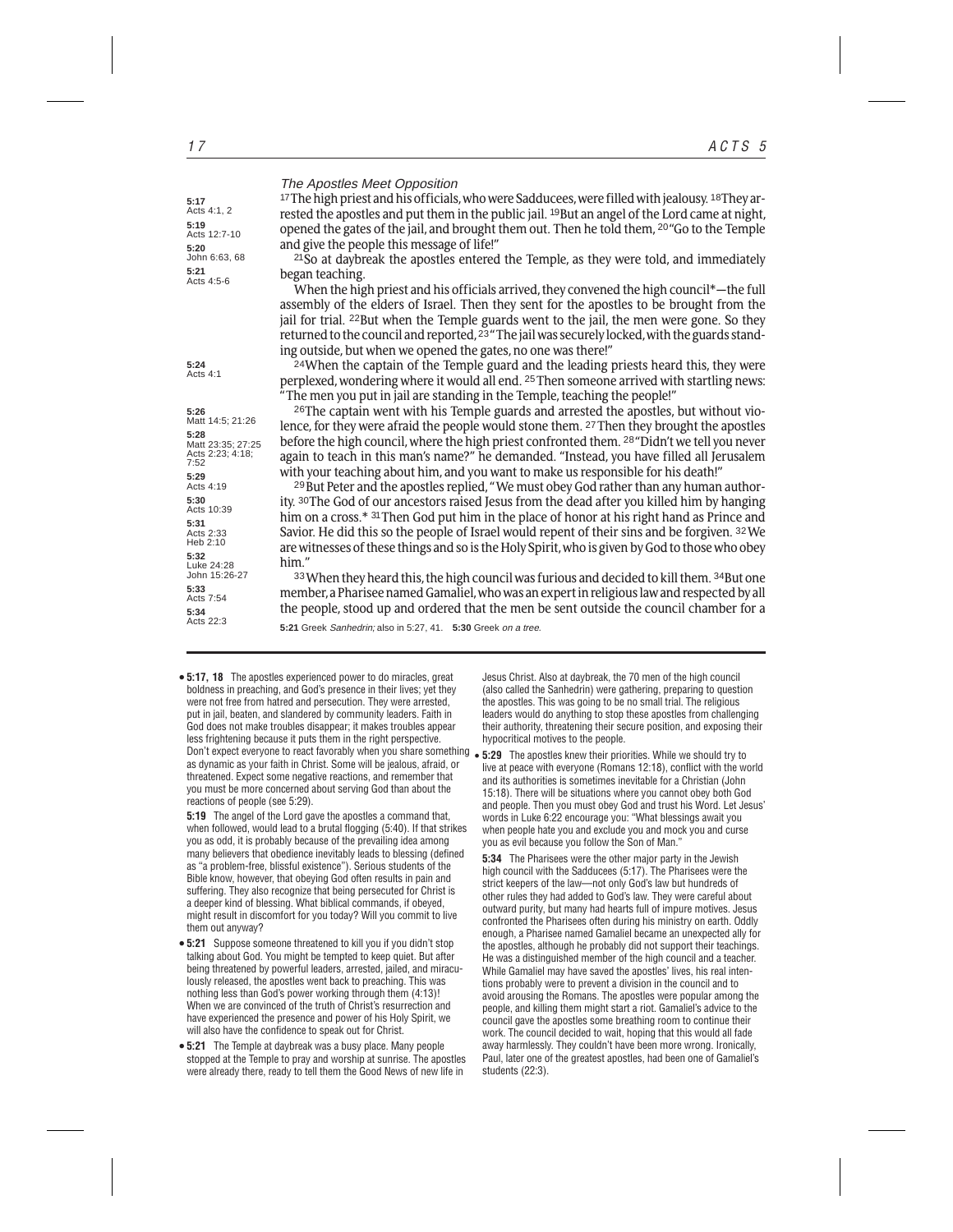### *The Apostles Meet Opposition*

5:17 Acts 4:1, 2
5:19 Acts 12:7-10
5:20 John 6:63, 68
5:21 Acts 4:5-6
5:24 Acts 4:1
5:26 Matt 14:5; 21:26
5:28 Matt 23:35; 27:25 Acts 2:23; 4:18; 7:52
5:29 Acts 4:19
5:30 Acts 10:39
5:31 Acts 2:33 Heb 2:10
5:32 Luke 24:28 John 15:26-27
5:33 Acts 7:54
5:34 Acts 22:3

[17]The high priest and his officials, who were Sadducees, were filled with jealousy. [18]They arrested the apostles and put them in the public jail. [19]But an angel of the Lord came at night, opened the gates of the jail, and brought them out. Then he told them, [20]"Go to the Temple and give the people this message of life!"

[21]So at daybreak the apostles entered the Temple, as they were told, and immediately began teaching.

When the high priest and his officials arrived, they convened the high council*—the full assembly of the elders of Israel. Then they sent for the apostles to be brought from the jail for trial. [22]But when the Temple guards went to the jail, the men were gone. So they returned to the council and reported, [23]"The jail was securely locked, with the guards standing outside, but when we opened the gates, no one was there!"

[24]When the captain of the Temple guard and the leading priests heard this, they were perplexed, wondering where it would all end. [25]Then someone arrived with startling news: "The men you put in jail are standing in the Temple, teaching the people!"

[26]The captain went with his Temple guards and arrested the apostles, but without violence, for they were afraid the people would stone them. [27]Then they brought the apostles before the high council, where the high priest confronted them. [28]"Didn't we tell you never again to teach in this man's name?" he demanded. "Instead, you have filled all Jerusalem with your teaching about him, and you want to make us responsible for his death!"

[29]But Peter and the apostles replied, "We must obey God rather than any human authority. [30]The God of our ancestors raised Jesus from the dead after you killed him by hanging him on a cross.* [31]Then God put him in the place of honor at his right hand as Prince and Savior. He did this so the people of Israel would repent of their sins and be forgiven. [32]We are witnesses of these things and so is the Holy Spirit, who is given by God to those who obey him."

[33]When they heard this, the high council was furious and decided to kill them. [34]But one member, a Pharisee named Gamaliel, who was an expert in religious law and respected by all the people, stood up and ordered that the men be sent outside the council chamber for a

**5:21** Greek *Sanhedrin;* also in 5:27, 41. **5:30** Greek *on a tree.*

---

- **5:17, 18** The apostles experienced power to do miracles, great boldness in preaching, and God's presence in their lives; yet they were not free from hatred and persecution. They were arrested, put in jail, beaten, and slandered by community leaders. Faith in God does not make troubles disappear; it makes troubles appear less frightening because it puts them in the right perspective. Don't expect everyone to react favorably when you share something as dynamic as your faith in Christ. Some will be jealous, afraid, or threatened. Expect some negative reactions, and remember that you must be more concerned about serving God than about the reactions of people (see 5:29).

**5:19** The angel of the Lord gave the apostles a command that, when followed, would lead to a brutal flogging (5:40). If that strikes you as odd, it is probably because of the prevailing idea among many believers that obedience inevitably leads to blessing (defined as "a problem-free, blissful existence"). Serious students of the Bible know, however, that obeying God often results in pain and suffering. They also recognize that being persecuted for Christ is a deeper kind of blessing. What biblical commands, if obeyed, might result in discomfort for you today? Will you commit to live them out anyway?

- **5:21** Suppose someone threatened to kill you if you didn't stop talking about God. You might be tempted to keep quiet. But after being threatened by powerful leaders, arrested, jailed, and miraculously released, the apostles went back to preaching. This was nothing less than God's power working through them (4:13)! When we are convinced of the truth of Christ's resurrection and have experienced the presence and power of his Holy Spirit, we will also have the confidence to speak out for Christ.

- **5:21** The Temple at daybreak was a busy place. Many people stopped at the Temple to pray and worship at sunrise. The apostles were already there, ready to tell them the Good News of new life in Jesus Christ. Also at daybreak, the 70 men of the high council (also called the Sanhedrin) were gathering, preparing to question the apostles. This was going to be no small trial. The religious leaders would do anything to stop these apostles from challenging their authority, threatening their secure position, and exposing their hypocritical motives to the people.

- **5:29** The apostles knew their priorities. While we should try to live at peace with everyone (Romans 12:18), conflict with the world and its authorities is sometimes inevitable for a Christian (John 15:18). There will be situations where you cannot obey both God and people. Then you must obey God and trust his Word. Let Jesus' words in Luke 6:22 encourage you: "What blessings await you when people hate you and exclude you and mock you and curse you as evil because you follow the Son of Man."

**5:34** The Pharisees were the other major party in the Jewish high council with the Sadducees (5:17). The Pharisees were the strict keepers of the law—not only God's law but hundreds of other rules they had added to God's law. They were careful about outward purity, but many had hearts full of impure motives. Jesus confronted the Pharisees often during his ministry on earth. Oddly enough, a Pharisee named Gamaliel became an unexpected ally for the apostles, although he probably did not support their teachings. He was a distinguished member of the high council and a teacher. While Gamaliel may have saved the apostles' lives, his real intentions probably were to prevent a division in the council and to avoid arousing the Romans. The apostles were popular among the people, and killing them might start a riot. Gamaliel's advice to the council gave the apostles some breathing room to continue their work. The council decided to wait, hoping that this would all fade away harmlessly. They couldn't have been more wrong. Ironically, Paul, later one of the greatest apostles, had been one of Gamaliel's students (22:3).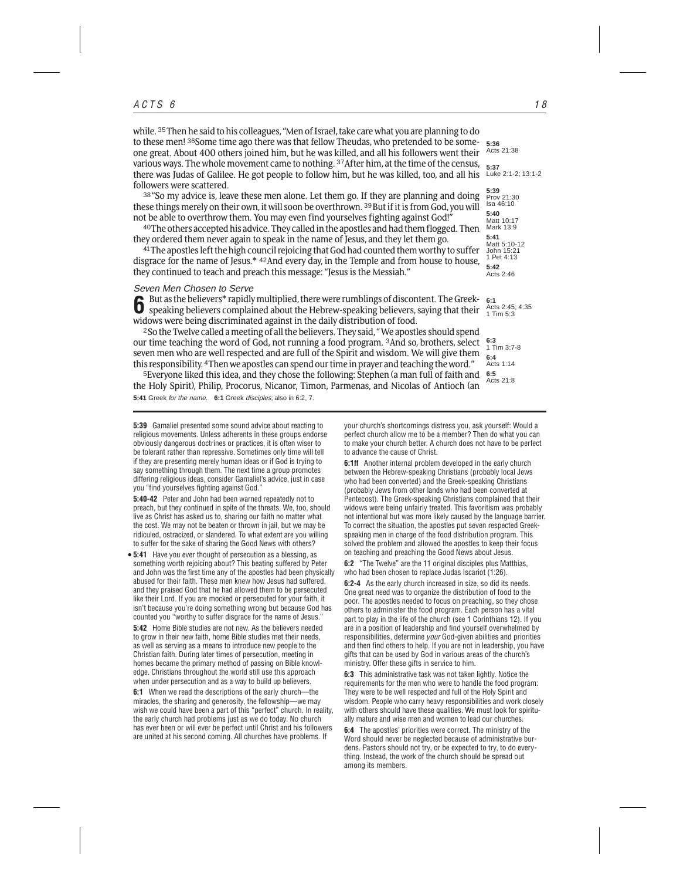while. 35 Then he said to his colleagues, "Men of Israel, take care what you are planning to do to these men! 36 Some time ago there was that fellow Theudas, who pretended to be someone great. About 400 others joined him, but he was killed, and all his followers went their various ways. The whole movement came to nothing. 37 After him, at the time of the census, there was Judas of Galilee. He got people to follow him, but he was killed, too, and all his followers were scattered.

38 "So my advice is, leave these men alone. Let them go. If they are planning and doing these things merely on their own, it will soon be overthrown. 39 But if it is from God, you will not be able to overthrow them. You may even find yourselves fighting against God!"

40 The others accepted his advice. They called in the apostles and had them flogged. Then they ordered them never again to speak in the name of Jesus, and they let them go.

41 The apostles left the high council rejoicing that God had counted them worthy to suffer disgrace for the name of Jesus.* 42 And every day, in the Temple and from house to house, they continued to teach and preach this message: "Jesus is the Messiah."

**5:36** Acts 21:38
**5:37** Luke 2:1-2; 13:1-2
**5:39** Prov 21:30, Isa 46:10
**5:40** Matt 10:17, Mark 13:9
**5:41** Matt 5:10-12, John 15:21, 1 Pet 4:13
**5:42** Acts 2:46

### *Seven Men Chosen to Serve*

**6** But as the believers* rapidly multiplied, there were rumblings of discontent. The Greek-speaking believers complained about the Hebrew-speaking believers, saying that their widows were being discriminated against in the daily distribution of food.

2 So the Twelve called a meeting of all the believers. They said, "We apostles should spend our time teaching the word of God, not running a food program. 3 And so, brothers, select seven men who are well respected and are full of the Spirit and wisdom. We will give them this responsibility. 4 Then we apostles can spend our time in prayer and teaching the word."

5 Everyone liked this idea, and they chose the following: Stephen (a man full of faith and the Holy Spirit), Philip, Procorus, Nicanor, Timon, Parmenas, and Nicolas of Antioch (an

**6:1** Acts 2:45; 4:35, 1 Tim 5:3
**6:3** 1 Tim 3:7-8
**6:4** Acts 1:14
**6:5** Acts 21:8

**5:41** Greek *for the name.* **6:1** Greek *disciples;* also in 6:2, 7.

---

**5:39** Gamaliel presented some sound advice about reacting to religious movements. Unless adherents in these groups endorse obviously dangerous doctrines or practices, it is often wiser to be tolerant rather than repressive. Sometimes only time will tell if they are presenting merely human ideas or if God is trying to say something through them. The next time a group promotes differing religious ideas, consider Gamaliel's advice, just in case you "find yourselves fighting against God."

**5:40-42** Peter and John had been warned repeatedly not to preach, but they continued in spite of the threats. We, too, should live as Christ has asked us to, sharing our faith no matter what the cost. We may not be beaten or thrown in jail, but we may be ridiculed, ostracized, or slandered. To what extent are you willing to suffer for the sake of sharing the Good News with others?

• **5:41** Have you ever thought of persecution as a blessing, as something worth rejoicing about? This beating suffered by Peter and John was the first time any of the apostles had been physically abused for their faith. These men knew how Jesus had suffered, and they praised God that he had allowed them to be persecuted like their Lord. If you are mocked or persecuted for your faith, it isn't because you're doing something wrong but because God has counted you "worthy to suffer disgrace for the name of Jesus."

**5:42** Home Bible studies are not new. As the believers needed to grow in their new faith, home Bible studies met their needs, as well as serving as a means to introduce new people to the Christian faith. During later times of persecution, meeting in homes became the primary method of passing on Bible knowledge. Christians throughout the world still use this approach when under persecution and as a way to build up believers.

**6:1** When we read the descriptions of the early church—the miracles, the sharing and generosity, the fellowship—we may wish we could have been a part of this "perfect" church. In reality, the early church had problems just as we do today. No church has ever been or will ever be perfect until Christ and his followers are united at his second coming. All churches have problems. If your church's shortcomings distress you, ask yourself: Would a perfect church allow me to be a member? Then do what you can to make your church better. A church does not have to be perfect to advance the cause of Christ.

**6:1ff** Another internal problem developed in the early church between the Hebrew-speaking Christians (probably local Jews who had been converted) and the Greek-speaking Christians (probably Jews from other lands who had been converted at Pentecost). The Greek-speaking Christians complained that their widows were being unfairly treated. This favoritism was probably not intentional but was more likely caused by the language barrier. To correct the situation, the apostles put seven respected Greek-speaking men in charge of the food distribution program. This solved the problem and allowed the apostles to keep their focus on teaching and preaching the Good News about Jesus.

**6:2** "The Twelve" are the 11 original disciples plus Matthias, who had been chosen to replace Judas Iscariot (1:26).

**6:2-4** As the early church increased in size, so did its needs. One great need was to organize the distribution of food to the poor. The apostles needed to focus on preaching, so they chose others to administer the food program. Each person has a vital part to play in the life of the church (see 1 Corinthians 12). If you are in a position of leadership and find yourself overwhelmed by responsibilities, determine *your* God-given abilities and priorities and then find others to help. If you are not in leadership, you have gifts that can be used by God in various areas of the church's ministry. Offer these gifts in service to him.

**6:3** This administrative task was not taken lightly. Notice the requirements for the men who were to handle the food program: They were to be well respected and full of the Holy Spirit and wisdom. People who carry heavy responsibilities and work closely with others should have these qualities. We must look for spiritually mature and wise men and women to lead our churches.

**6:4** The apostles' priorities were correct. The ministry of the Word should never be neglected because of administrative burdens. Pastors should not try, or be expected to try, to do everything. Instead, the work of the church should be spread out among its members.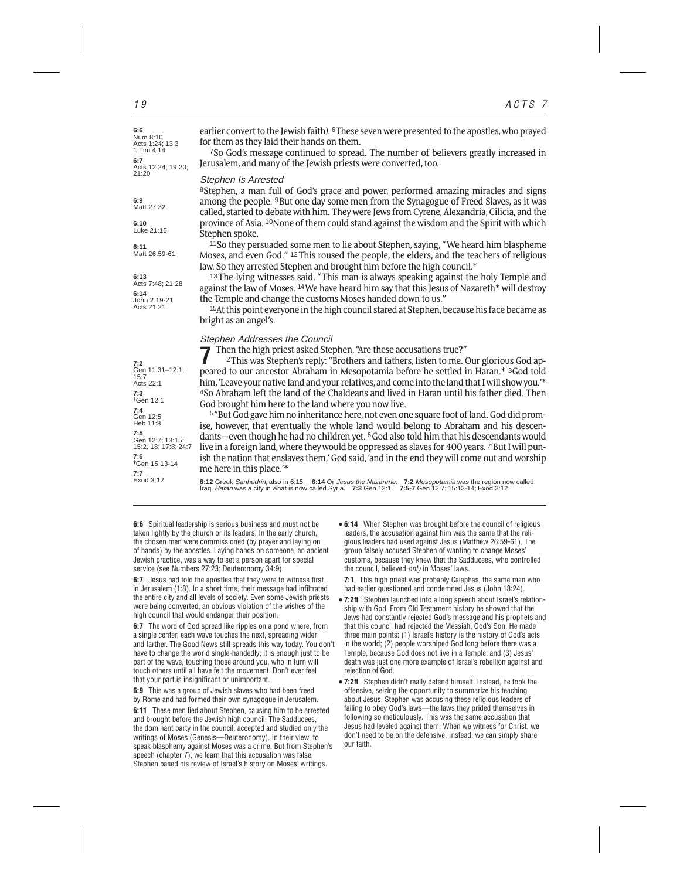earlier convert to the Jewish faith). [6]These seven were presented to the apostles, who prayed for them as they laid their hands on them.

[7]So God's message continued to spread. The number of believers greatly increased in Jerusalem, and many of the Jewish priests were converted, too.

### *Stephen Is Arrested*

[8]Stephen, a man full of God's grace and power, performed amazing miracles and signs among the people. [9]But one day some men from the Synagogue of Freed Slaves, as it was called, started to debate with him. They were Jews from Cyrene, Alexandria, Cilicia, and the province of Asia. [10]None of them could stand against the wisdom and the Spirit with which Stephen spoke.

[11]So they persuaded some men to lie about Stephen, saying, "We heard him blaspheme Moses, and even God." [12]This roused the people, the elders, and the teachers of religious law. So they arrested Stephen and brought him before the high council.*

[13]The lying witnesses said, "This man is always speaking against the holy Temple and against the law of Moses. [14]We have heard him say that this Jesus of Nazareth* will destroy the Temple and change the customs Moses handed down to us."

[15]At this point everyone in the high council stared at Stephen, because his face became as bright as an angel's.

### *Stephen Addresses the Council*

**7** Then the high priest asked Stephen, "Are these accusations true?"

[2]This was Stephen's reply: "Brothers and fathers, listen to me. Our glorious God appeared to our ancestor Abraham in Mesopotamia before he settled in Haran.* [3]God told him, 'Leave your native land and your relatives, and come into the land that I will show you.'* [4]So Abraham left the land of the Chaldeans and lived in Haran until his father died. Then God brought him here to the land where you now live.

[5]"But God gave him no inheritance here, not even one square foot of land. God did promise, however, that eventually the whole land would belong to Abraham and his descendants—even though he had no children yet. [6]God also told him that his descendants would live in a foreign land, where they would be oppressed as slaves for 400 years. [7]'But I will punish the nation that enslaves them,' God said, 'and in the end they will come out and worship me here in this place.'*

**6:12** Greek *Sanhedrin;* also in 6:15. **6:14** Or *Jesus the Nazarene.* **7:2** *Mesopotamia* was the region now called Iraq. *Haran* was a city in what is now called Syria. **7:3** Gen 12:1. **7:5-7** Gen 12:7; 15:13-14; Exod 3:12.

**6:6** Num 8:10; Acts 1:24; 13:3; 1 Tim 4:14
**6:7** Acts 12:24; 19:20; 21:20
**6:9** Matt 27:32
**6:10** Luke 21:15
**6:11** Matt 26:59-61
**6:13** Acts 7:48; 21:28
**6:14** John 2:19-21; Acts 21:21
**7:2** Gen 11:31–12:1; 15:7; Acts 22:1
**7:3** †Gen 12:1
**7:4** Gen 12:5; Heb 11:8
**7:5** Gen 12:7; 13:15; 15:2, 18; 17:8; 24:7
**7:6** †Gen 15:13-14
**7:7** Exod 3:12

---

**6:6** Spiritual leadership is serious business and must not be taken lightly by the church or its leaders. In the early church, the chosen men were commissioned (by prayer and laying on of hands) by the apostles. Laying hands on someone, an ancient Jewish practice, was a way to set a person apart for special service (see Numbers 27:23; Deuteronomy 34:9).

**6:7** Jesus had told the apostles that they were to witness first in Jerusalem (1:8). In a short time, their message had infiltrated the entire city and all levels of society. Even some Jewish priests were being converted, an obvious violation of the wishes of the high council that would endanger their position.

**6:7** The word of God spread like ripples on a pond where, from a single center, each wave touches the next, spreading wider and farther. The Good News still spreads this way today. You don't have to change the world single-handedly; it is enough just to be part of the wave, touching those around you, who in turn will touch others until all have felt the movement. Don't ever feel that your part is insignificant or unimportant.

**6:9** This was a group of Jewish slaves who had been freed by Rome and had formed their own synagogue in Jerusalem.

**6:11** These men lied about Stephen, causing him to be arrested and brought before the Jewish high council. The Sadducees, the dominant party in the council, accepted and studied only the writings of Moses (Genesis—Deuteronomy). In their view, to speak blasphemy against Moses was a crime. But from Stephen's speech (chapter 7), we learn that this accusation was false. Stephen based his review of Israel's history on Moses' writings.

• **6:14** When Stephen was brought before the council of religious leaders, the accusation against him was the same that the religious leaders had used against Jesus (Matthew 26:59-61). The group falsely accused Stephen of wanting to change Moses' customs, because they knew that the Sadducees, who controlled the council, believed *only* in Moses' laws.

**7:1** This high priest was probably Caiaphas, the same man who had earlier questioned and condemned Jesus (John 18:24).

• **7:2ff** Stephen launched into a long speech about Israel's relationship with God. From Old Testament history he showed that the Jews had constantly rejected God's message and his prophets and that this council had rejected the Messiah, God's Son. He made three main points: (1) Israel's history is the history of God's acts in the world; (2) people worshiped God long before there was a Temple, because God does not live in a Temple; and (3) Jesus' death was just one more example of Israel's rebellion against and rejection of God.

• **7:2ff** Stephen didn't really defend himself. Instead, he took the offensive, seizing the opportunity to summarize his teaching about Jesus. Stephen was accusing these religious leaders of failing to obey God's laws—the laws they prided themselves in following so meticulously. This was the same accusation that Jesus had leveled against them. When we witness for Christ, we don't need to be on the defensive. Instead, we can simply share our faith.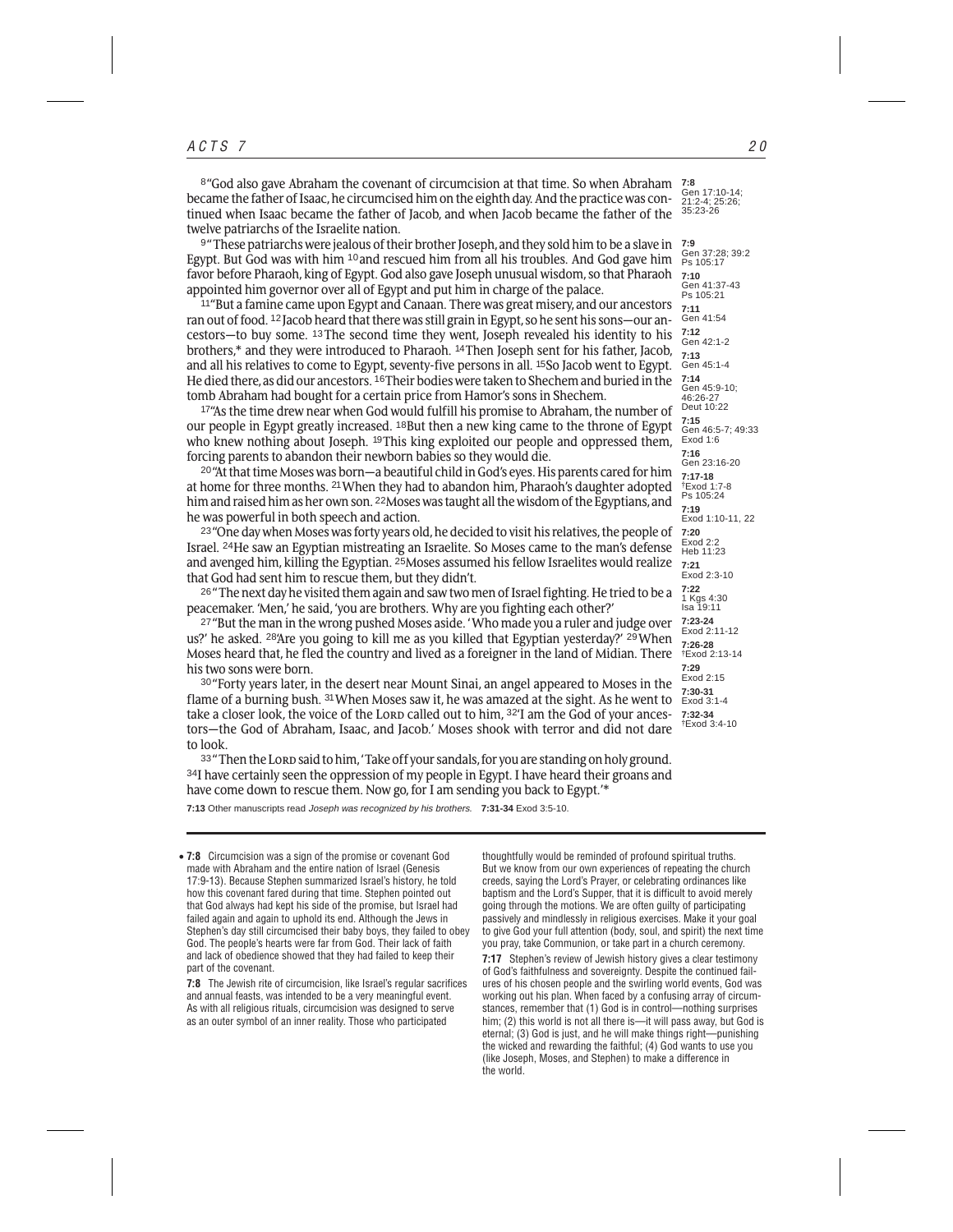[8]"God also gave Abraham the covenant of circumcision at that time. So when Abraham became the father of Isaac, he circumcised him on the eighth day. And the practice was continued when Isaac became the father of Jacob, and when Jacob became the father of the twelve patriarchs of the Israelite nation.

[9]"These patriarchs were jealous of their brother Joseph, and they sold him to be a slave in Egypt. But God was with him [10]and rescued him from all his troubles. And God gave him favor before Pharaoh, king of Egypt. God also gave Joseph unusual wisdom, so that Pharaoh appointed him governor over all of Egypt and put him in charge of the palace.

[11]"But a famine came upon Egypt and Canaan. There was great misery, and our ancestors ran out of food. [12]Jacob heard that there was still grain in Egypt, so he sent his sons—our ancestors—to buy some. [13]The second time they went, Joseph revealed his identity to his brothers,* and they were introduced to Pharaoh. [14]Then Joseph sent for his father, Jacob, and all his relatives to come to Egypt, seventy-five persons in all. [15]So Jacob went to Egypt. He died there, as did our ancestors. [16]Their bodies were taken to Shechem and buried in the tomb Abraham had bought for a certain price from Hamor's sons in Shechem.

[17]"As the time drew near when God would fulfill his promise to Abraham, the number of our people in Egypt greatly increased. [18]But then a new king came to the throne of Egypt who knew nothing about Joseph. [19]This king exploited our people and oppressed them, forcing parents to abandon their newborn babies so they would die.

[20]"At that time Moses was born—a beautiful child in God's eyes. His parents cared for him at home for three months. [21]When they had to abandon him, Pharaoh's daughter adopted him and raised him as her own son. [22]Moses was taught all the wisdom of the Egyptians, and he was powerful in both speech and action.

[23]"One day when Moses was forty years old, he decided to visit his relatives, the people of Israel. [24]He saw an Egyptian mistreating an Israelite. So Moses came to the man's defense and avenged him, killing the Egyptian. [25]Moses assumed his fellow Israelites would realize that God had sent him to rescue them, but they didn't.

[26]"The next day he visited them again and saw two men of Israel fighting. He tried to be a peacemaker. 'Men,' he said, 'you are brothers. Why are you fighting each other?'

[27]"But the man in the wrong pushed Moses aside. 'Who made you a ruler and judge over us?' he asked. [28]'Are you going to kill me as you killed that Egyptian yesterday?' [29]When Moses heard that, he fled the country and lived as a foreigner in the land of Midian. There his two sons were born.

[30]"Forty years later, in the desert near Mount Sinai, an angel appeared to Moses in the flame of a burning bush. [31]When Moses saw it, he was amazed at the sight. As he went to take a closer look, the voice of the LORD called out to him, [32]'I am the God of your ancestors—the God of Abraham, Isaac, and Jacob.' Moses shook with terror and did not dare to look.

[33]"Then the LORD said to him, 'Take off your sandals, for you are standing on holy ground. [34]I have certainly seen the oppression of my people in Egypt. I have heard their groans and have come down to rescue them. Now go, for I am sending you back to Egypt.'*

**7:8** Gen 17:10-14; 21:2-4; 25:26; 35:23-26
**7:9** Gen 37:28; 39:2; Ps 105:17
**7:10** Gen 41:37-43; Ps 105:21
**7:11** Gen 41:54
**7:12** Gen 42:1-2
**7:13** Gen 45:1-4
**7:14** Gen 45:9-10; 46:26-27; Deut 10:22
**7:15** Gen 46:5-7; 49:33; Exod 1:6
**7:16** Gen 23:16-20
**7:17-18** †Exod 1:7-8; Ps 105:24
**7:19** Exod 1:10-11, 22
**7:20** Exod 2:2; Heb 11:23
**7:21** Exod 2:3-10
**7:22** 1 Kgs 4:30; Isa 19:11
**7:23-24** Exod 2:11-12
**7:26-28** †Exod 2:13-14
**7:29** Exod 2:15
**7:30-31** Exod 3:1-4
**7:32-34** †Exod 3:4-10

**7:13** Other manuscripts read *Joseph was recognized by his brothers.* **7:31-34** Exod 3:5-10.

---

• **7:8** Circumcision was a sign of the promise or covenant God made with Abraham and the entire nation of Israel (Genesis 17:9-13). Because Stephen summarized Israel's history, he told how this covenant fared during that time. Stephen pointed out that God always had kept his side of the promise, but Israel had failed again and again to uphold its end. Although the Jews in Stephen's day still circumcised their baby boys, they failed to obey God. The people's hearts were far from God. Their lack of faith and lack of obedience showed that they had failed to keep their part of the covenant.

**7:8** The Jewish rite of circumcision, like Israel's regular sacrifices and annual feasts, was intended to be a very meaningful event. As with all religious rituals, circumcision was designed to serve as an outer symbol of an inner reality. Those who participated thoughtfully would be reminded of profound spiritual truths. But we know from our own experiences of repeating the church creeds, saying the Lord's Prayer, or celebrating ordinances like baptism and the Lord's Supper, that it is difficult to avoid merely going through the motions. We are often guilty of participating passively and mindlessly in religious exercises. Make it your goal to give God your full attention (body, soul, and spirit) the next time you pray, take Communion, or take part in a church ceremony.

**7:17** Stephen's review of Jewish history gives a clear testimony of God's faithfulness and sovereignty. Despite the continued failures of his chosen people and the swirling world events, God was working out his plan. When faced by a confusing array of circumstances, remember that (1) God is in control—nothing surprises him; (2) this world is not all there is—it will pass away, but God is eternal; (3) God is just, and he will make things right—punishing the wicked and rewarding the faithful; (4) God wants to use you (like Joseph, Moses, and Stephen) to make a difference in the world.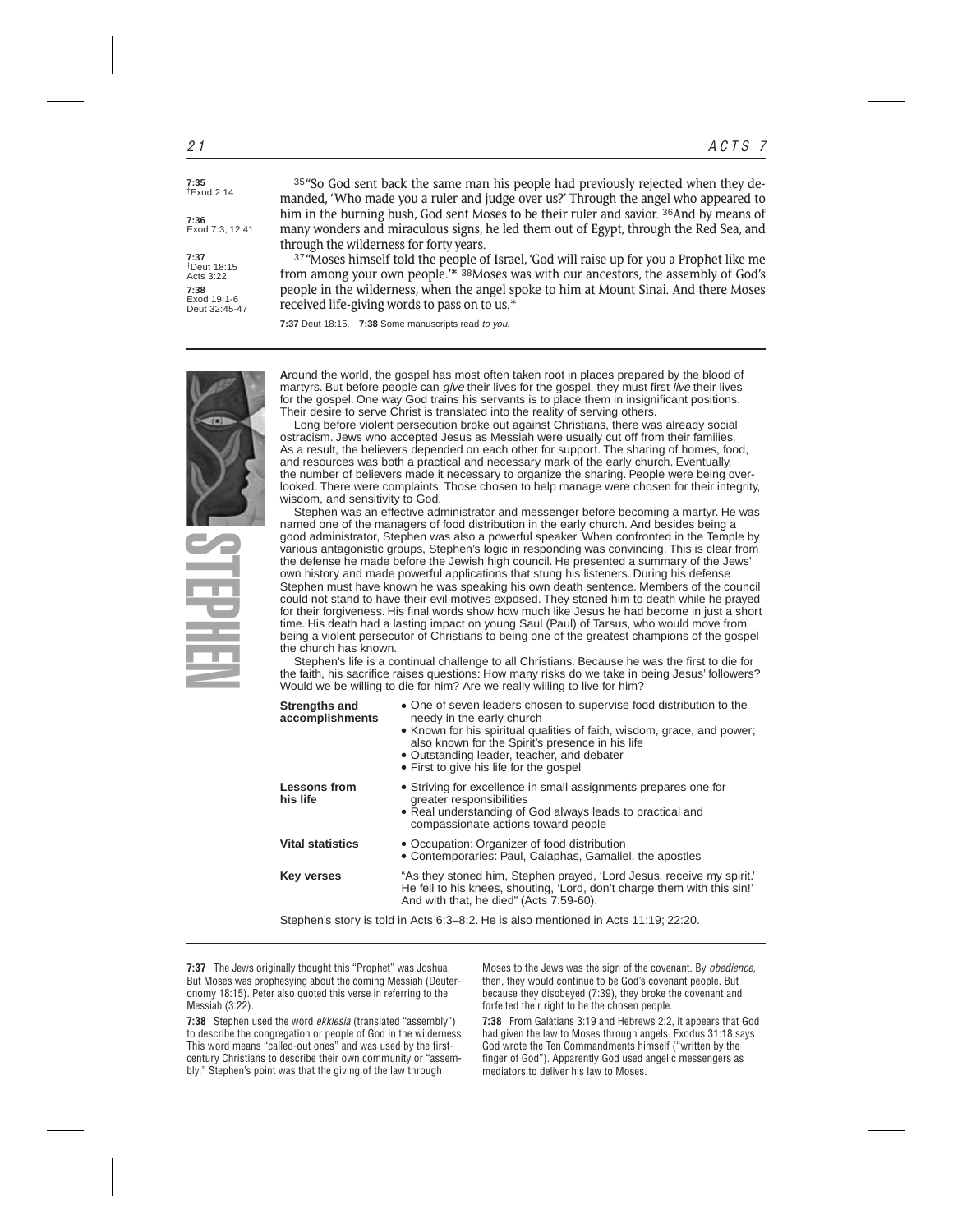**7:35**
†Exod 2:14

**7:36**
Exod 7:3; 12:41

**7:37**
†Deut 18:15
Acts 3:22

**7:38**
Exod 19:1-6
Deut 32:45-47

[35]"So God sent back the same man his people had previously rejected when they demanded, 'Who made you a ruler and judge over us?' Through the angel who appeared to him in the burning bush, God sent Moses to be their ruler and savior. [36]And by means of many wonders and miraculous signs, he led them out of Egypt, through the Red Sea, and through the wilderness for forty years.

[37]"Moses himself told the people of Israel, 'God will raise up for you a Prophet like me from among your own people.'* [38]Moses was with our ancestors, the assembly of God's people in the wilderness, when the angel spoke to him at Mount Sinai. And there Moses received life-giving words to pass on to us.*

**7:37** Deut 18:15. **7:38** Some manuscripts read *to you.*

---

## STEPHEN

Around the world, the gospel has most often taken root in places prepared by the blood of martyrs. But before people can *give* their lives for the gospel, they must first *live* their lives for the gospel. One way God trains his servants is to place them in insignificant positions. Their desire to serve Christ is translated into the reality of serving others.

Long before violent persecution broke out against Christians, there was already social ostracism. Jews who accepted Jesus as Messiah were usually cut off from their families. As a result, the believers depended on each other for support. The sharing of homes, food, and resources was both a practical and necessary mark of the early church. Eventually, the number of believers made it necessary to organize the sharing. People were being overlooked. There were complaints. Those chosen to help manage were chosen for their integrity, wisdom, and sensitivity to God.

Stephen was an effective administrator and messenger before becoming a martyr. He was named one of the managers of food distribution in the early church. And besides being a good administrator, Stephen was also a powerful speaker. When confronted in the Temple by various antagonistic groups, Stephen's logic in responding was convincing. This is clear from the defense he made before the Jewish high council. He presented a summary of the Jews' own history and made powerful applications that stung his listeners. During his defense Stephen must have known he was speaking his own death sentence. Members of the council could not stand to have their evil motives exposed. They stoned him to death while he prayed for their forgiveness. His final words show how much like Jesus he had become in just a short time. His death had a lasting impact on young Saul (Paul) of Tarsus, who would move from being a violent persecutor of Christians to being one of the greatest champions of the gospel the church has known.

Stephen's life is a continual challenge to all Christians. Because he was the first to die for the faith, his sacrifice raises questions: How many risks do we take in being Jesus' followers? Would we be willing to die for him? Are we really willing to live for him?

**Strengths and accomplishments**
- One of seven leaders chosen to supervise food distribution to the needy in the early church
- Known for his spiritual qualities of faith, wisdom, grace, and power; also known for the Spirit's presence in his life
- Outstanding leader, teacher, and debater
- First to give his life for the gospel

**Lessons from his life**
- Striving for excellence in small assignments prepares one for greater responsibilities
- Real understanding of God always leads to practical and compassionate actions toward people

**Vital statistics**
- Occupation: Organizer of food distribution
- Contemporaries: Paul, Caiaphas, Gamaliel, the apostles

**Key verses**
"As they stoned him, Stephen prayed, 'Lord Jesus, receive my spirit.' He fell to his knees, shouting, 'Lord, don't charge them with this sin!' And with that, he died" (Acts 7:59-60).

Stephen's story is told in Acts 6:3–8:2. He is also mentioned in Acts 11:19; 22:20.

---

**7:37** The Jews originally thought this "Prophet" was Joshua. But Moses was prophesying about the coming Messiah (Deuteronomy 18:15). Peter also quoted this verse in referring to the Messiah (3:22).

**7:38** Stephen used the word *ekklesia* (translated "assembly") to describe the congregation or people of God in the wilderness. This word means "called-out ones" and was used by the first-century Christians to describe their own community or "assembly." Stephen's point was that the giving of the law through Moses to the Jews was the sign of the covenant. By *obedience,* then, they would continue to be God's covenant people. But because they disobeyed (7:39), they broke the covenant and forfeited their right to be the chosen people.

**7:38** From Galatians 3:19 and Hebrews 2:2, it appears that God had given the law to Moses through angels. Exodus 31:18 says God wrote the Ten Commandments himself ("written by the finger of God"). Apparently God used angelic messengers as mediators to deliver his law to Moses.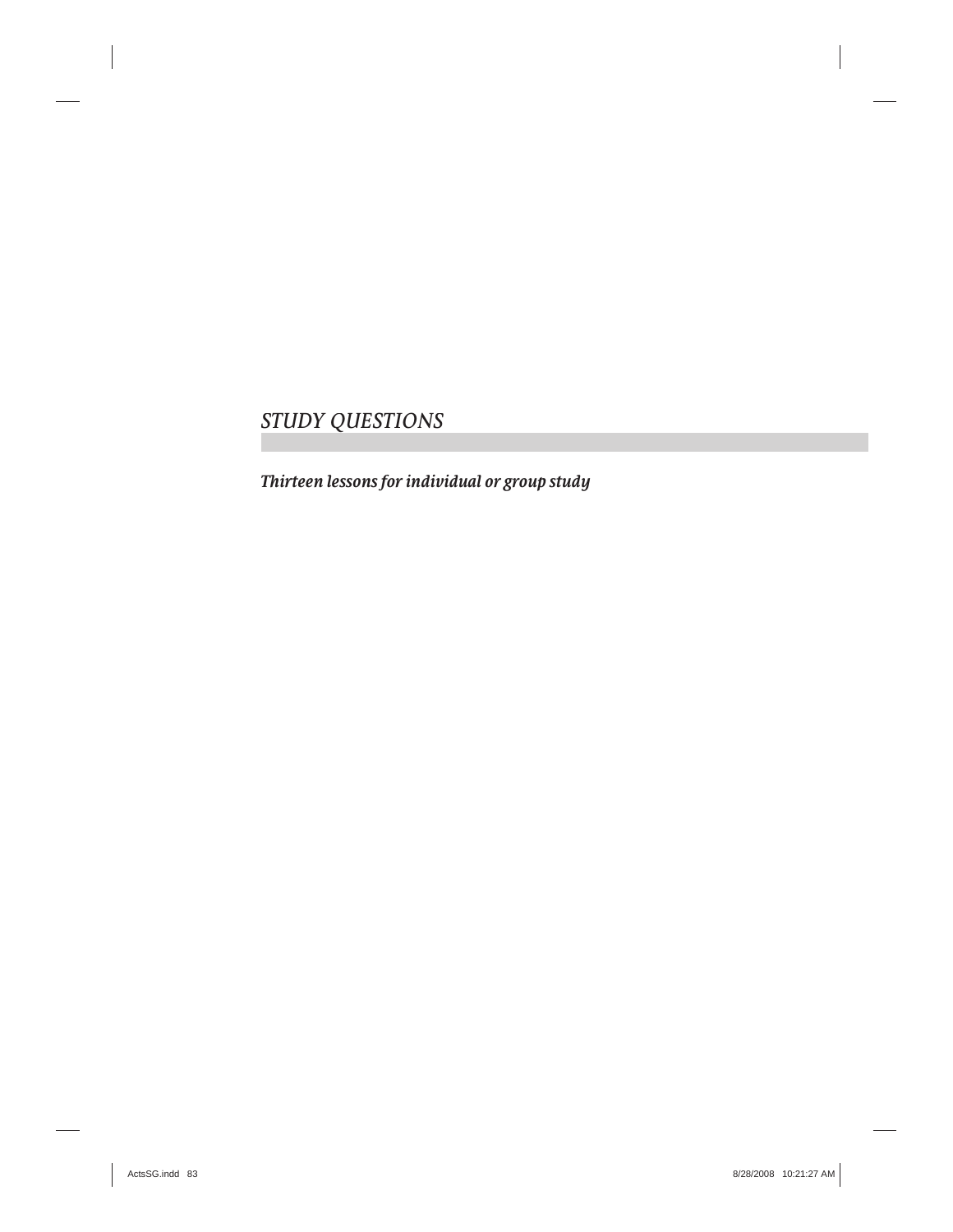# *STUDY QUESTIONS*

***Thirteen lessons for individual or group study***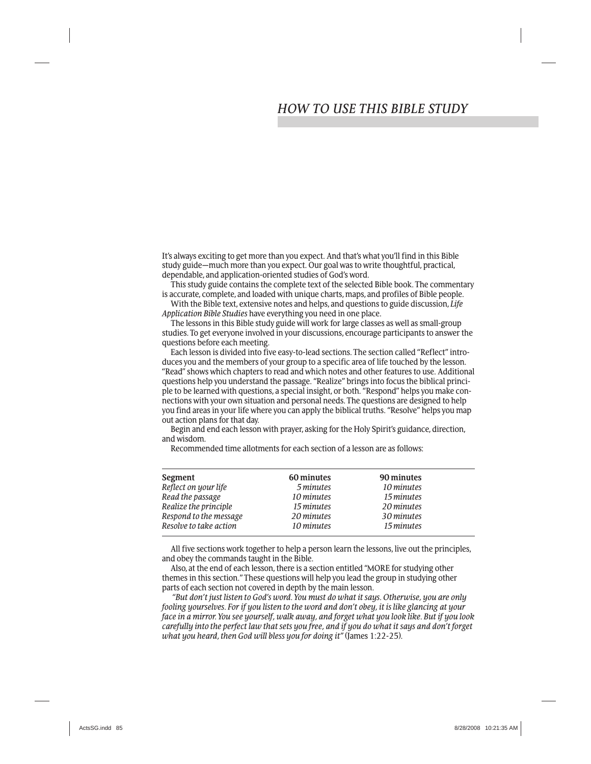# *HOW TO USE THIS BIBLE STUDY*

It's always exciting to get more than you expect. And that's what you'll find in this Bible study guide—much more than you expect. Our goal was to write thoughtful, practical, dependable, and application-oriented studies of God's word.

This study guide contains the complete text of the selected Bible book. The commentary is accurate, complete, and loaded with unique charts, maps, and profiles of Bible people.

With the Bible text, extensive notes and helps, and questions to guide discussion, *Life Application Bible Studies* have everything you need in one place.

The lessons in this Bible study guide will work for large classes as well as small-group studies. To get everyone involved in your discussions, encourage participants to answer the questions before each meeting.

Each lesson is divided into five easy-to-lead sections. The section called "Reflect" introduces you and the members of your group to a specific area of life touched by the lesson. "Read" shows which chapters to read and which notes and other features to use. Additional questions help you understand the passage. "Realize" brings into focus the biblical principle to be learned with questions, a special insight, or both. "Respond" helps you make connections with your own situation and personal needs. The questions are designed to help you find areas in your life where you can apply the biblical truths. "Resolve" helps you map out action plans for that day.

Begin and end each lesson with prayer, asking for the Holy Spirit's guidance, direction, and wisdom.

Recommended time allotments for each section of a lesson are as follows:

| **Segment** | **60 minutes** | **90 minutes** |
|---|---|---|
| *Reflect on your life* | *5 minutes* | *10 minutes* |
| *Read the passage* | *10 minutes* | *15 minutes* |
| *Realize the principle* | *15 minutes* | *20 minutes* |
| *Respond to the message* | *20 minutes* | *30 minutes* |
| *Resolve to take action* | *10 minutes* | *15 minutes* |

All five sections work together to help a person learn the lessons, live out the principles, and obey the commands taught in the Bible.

Also, at the end of each lesson, there is a section entitled "MORE for studying other themes in this section." These questions will help you lead the group in studying other parts of each section not covered in depth by the main lesson.

*"But don't just listen to God's word. You must do what it says. Otherwise, you are only fooling yourselves. For if you listen to the word and don't obey, it is like glancing at your face in a mirror. You see yourself, walk away, and forget what you look like. But if you look carefully into the perfect law that sets you free, and if you do what it says and don't forget what you heard, then God will bless you for doing it"* (James 1:22-25).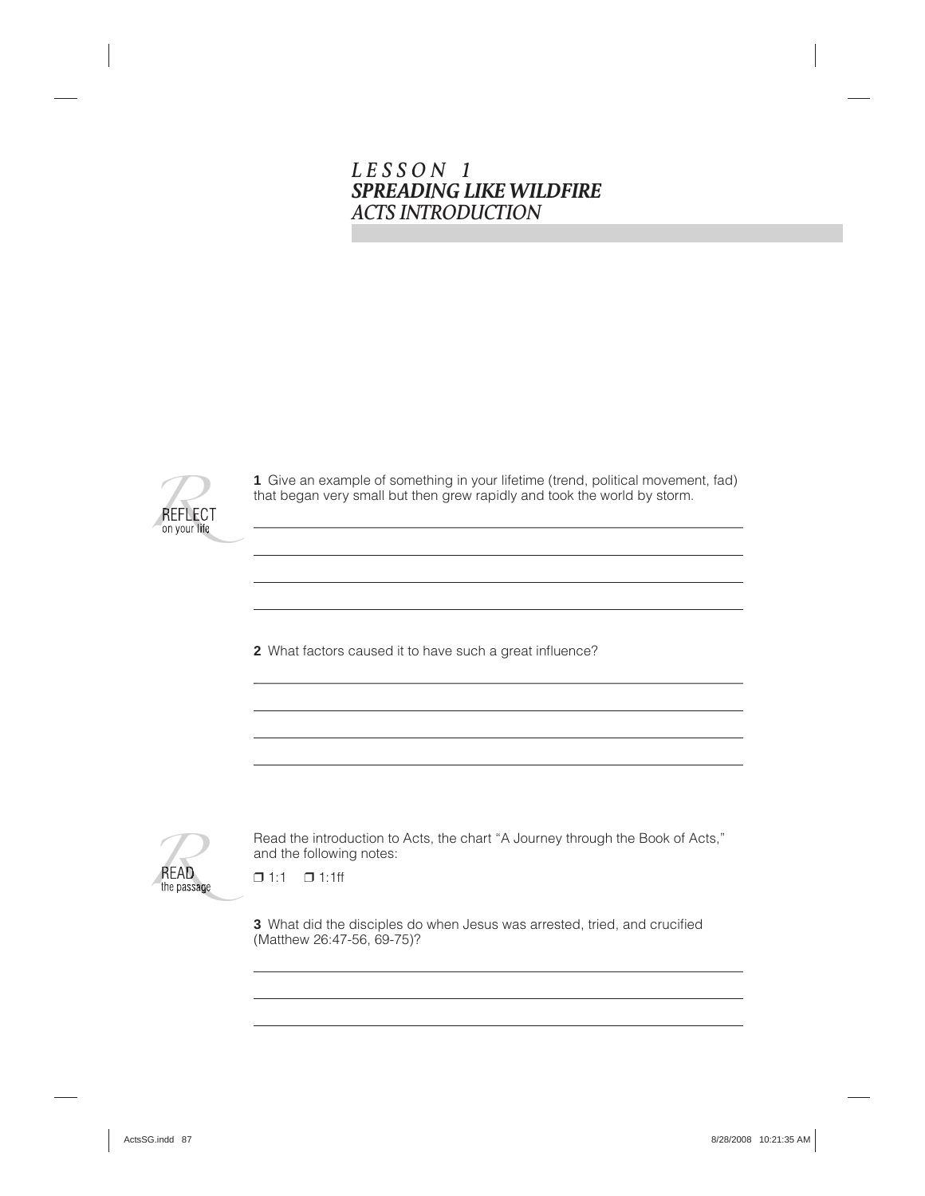# *LESSON 1*
## ***SPREADING LIKE WILDFIRE***
### *ACTS INTRODUCTION*

**REFLECT** on your life

**1** Give an example of something in your lifetime (trend, political movement, fad) that began very small but then grew rapidly and took the world by storm.

**2** What factors caused it to have such a great influence?

**READ** the passage

Read the introduction to Acts, the chart "A Journey through the Book of Acts," and the following notes:

❒ 1:1 ❒ 1:1ff

**3** What did the disciples do when Jesus was arrested, tried, and crucified (Matthew 26:47-56, 69-75)?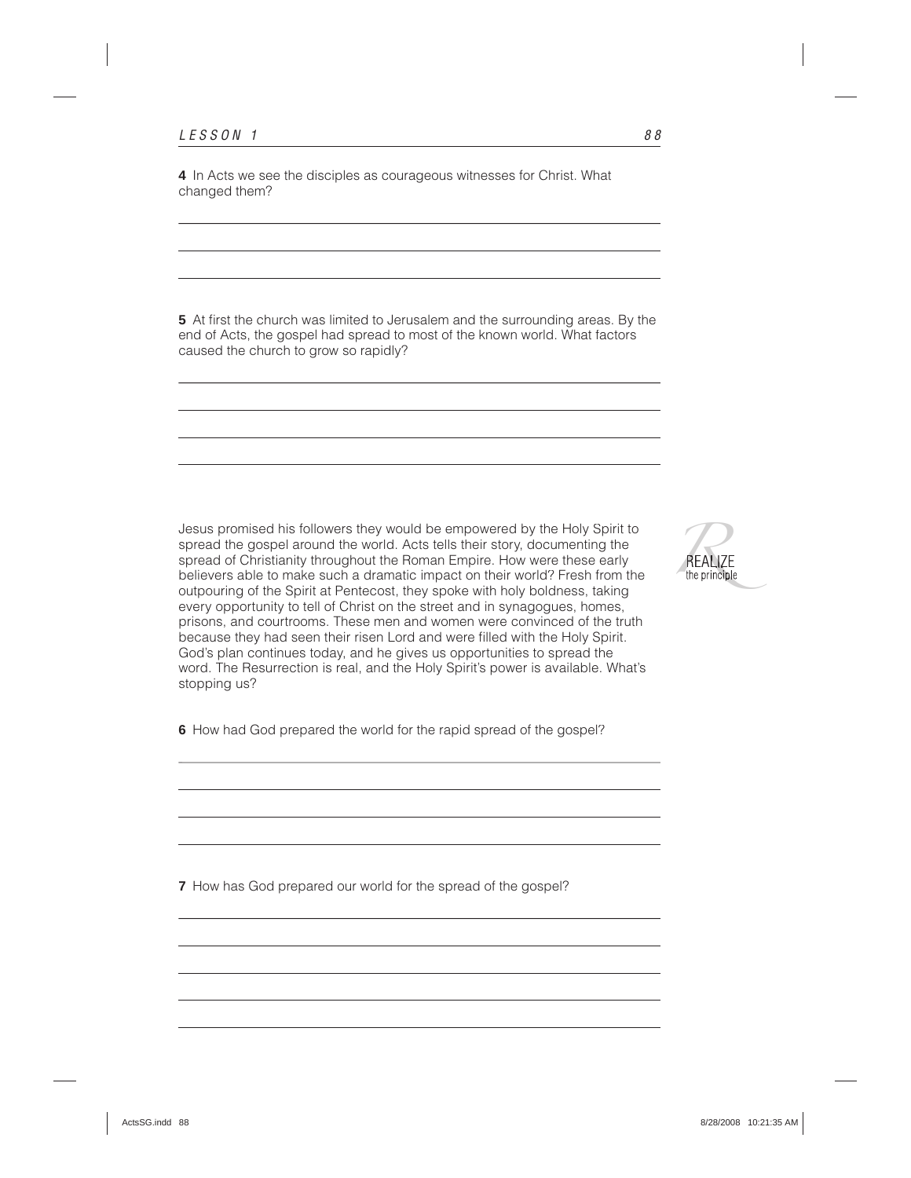**4** In Acts we see the disciples as courageous witnesses for Christ. What changed them?

**5** At first the church was limited to Jerusalem and the surrounding areas. By the end of Acts, the gospel had spread to most of the known world. What factors caused the church to grow so rapidly?

REALIZE the principle

Jesus promised his followers they would be empowered by the Holy Spirit to spread the gospel around the world. Acts tells their story, documenting the spread of Christianity throughout the Roman Empire. How were these early believers able to make such a dramatic impact on their world? Fresh from the outpouring of the Spirit at Pentecost, they spoke with holy boldness, taking every opportunity to tell of Christ on the street and in synagogues, homes, prisons, and courtrooms. These men and women were convinced of the truth because they had seen their risen Lord and were filled with the Holy Spirit. God's plan continues today, and he gives us opportunities to spread the word. The Resurrection is real, and the Holy Spirit's power is available. What's stopping us?

**6** How had God prepared the world for the rapid spread of the gospel?

**7** How has God prepared our world for the spread of the gospel?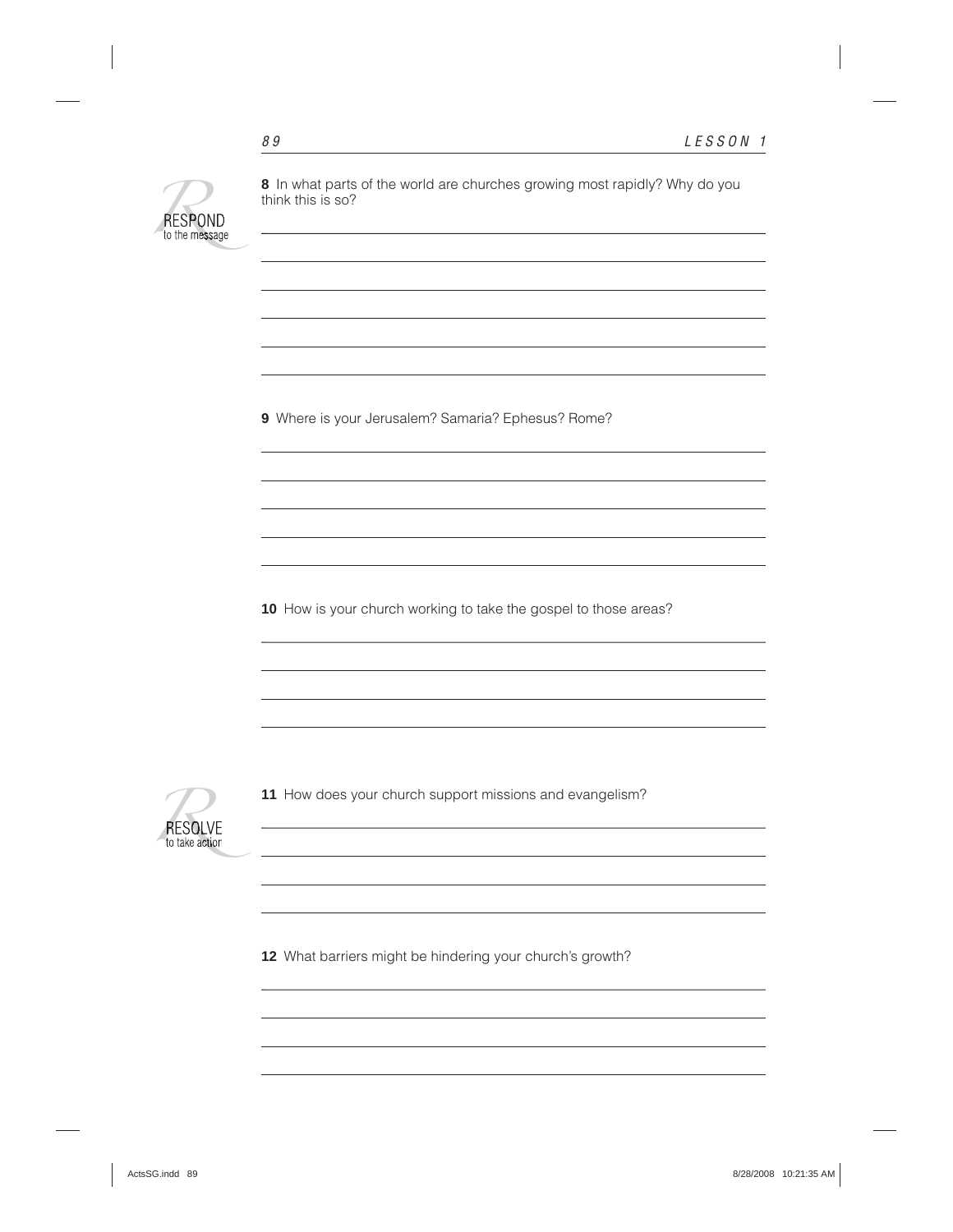**RESPOND** to the message

**8** In what parts of the world are churches growing most rapidly? Why do you think this is so?

**9** Where is your Jerusalem? Samaria? Ephesus? Rome?

**10** How is your church working to take the gospel to those areas?

**RESOLVE** to take action

**11** How does your church support missions and evangelism?

**12** What barriers might be hindering your church's growth?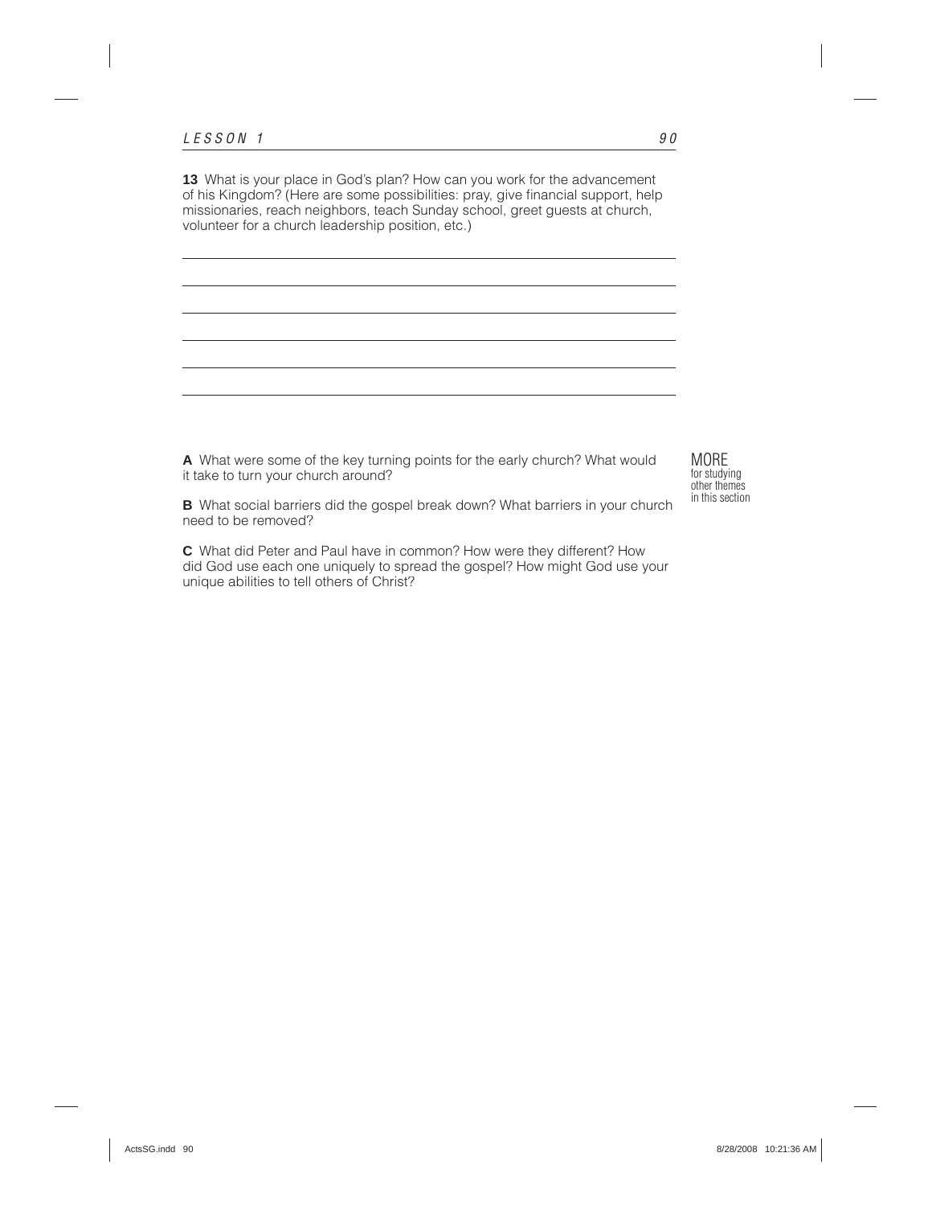**13** What is your place in God's plan? How can you work for the advancement of his Kingdom? (Here are some possibilities: pray, give financial support, help missionaries, reach neighbors, teach Sunday school, greet guests at church, volunteer for a church leadership position, etc.)

MORE for studying other themes in this section

**A** What were some of the key turning points for the early church? What would it take to turn your church around?

**B** What social barriers did the gospel break down? What barriers in your church need to be removed?

**C** What did Peter and Paul have in common? How were they different? How did God use each one uniquely to spread the gospel? How might God use your unique abilities to tell others of Christ?